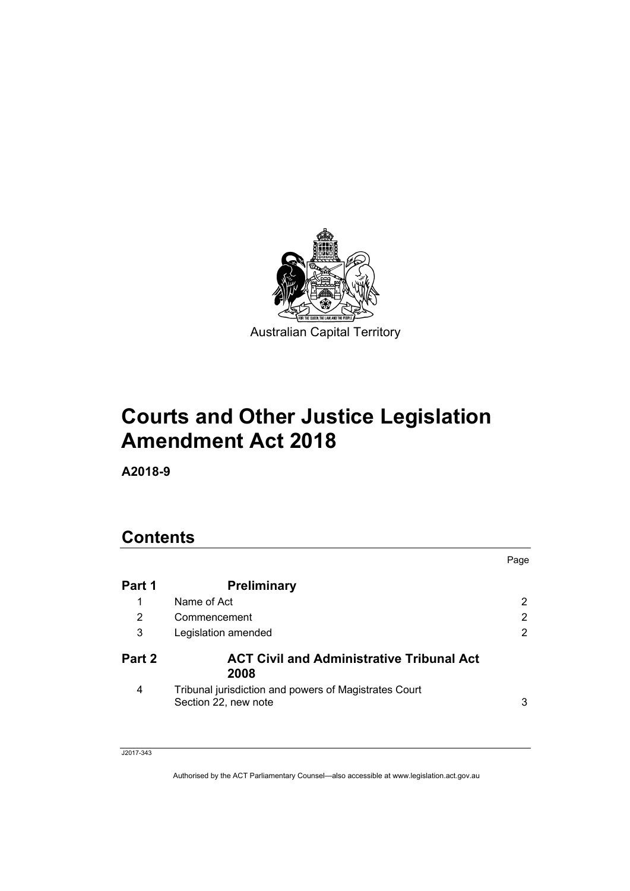Australian Capital Territory

# Courts and Other Justice Legislation Amendment Act 2018

**A2018-9**

## Contents

| | | Page |
|---|---|---|
| **Part 1** | **Preliminary** | |
| 1 | Name of Act | 2 |
| 2 | Commencement | 2 |
| 3 | Legislation amended | 2 |
| **Part 2** | **ACT Civil and Administrative Tribunal Act 2008** | |
| 4 | Tribunal jurisdiction and powers of Magistrates Court Section 22, new note | 3 |

J2017-343

Authorised by the ACT Parliamentary Counsel—also accessible at www.legislation.act.gov.au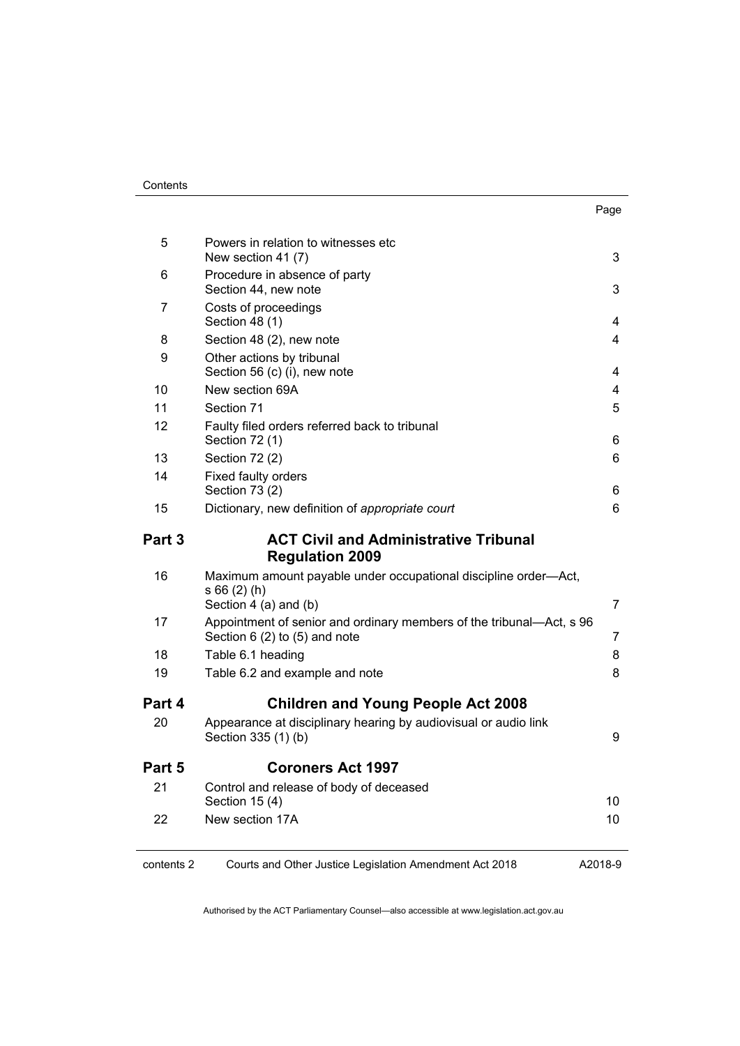| | | Page |
|---|---|---|
| 5 | Powers in relation to witnesses etc<br>New section 41 (7) | 3 |
| 6 | Procedure in absence of party<br>Section 44, new note | 3 |
| 7 | Costs of proceedings<br>Section 48 (1) | 4 |
| 8 | Section 48 (2), new note | 4 |
| 9 | Other actions by tribunal<br>Section 56 (c) (i), new note | 4 |
| 10 | New section 69A | 4 |
| 11 | Section 71 | 5 |
| 12 | Faulty filed orders referred back to tribunal<br>Section 72 (1) | 6 |
| 13 | Section 72 (2) | 6 |
| 14 | Fixed faulty orders<br>Section 73 (2) | 6 |
| 15 | Dictionary, new definition of *appropriate court* | 6 |
| **Part 3** | **ACT Civil and Administrative Tribunal Regulation 2009** | |
| 16 | Maximum amount payable under occupational discipline order—Act, s 66 (2) (h)<br>Section 4 (a) and (b) | 7 |
| 17 | Appointment of senior and ordinary members of the tribunal—Act, s 96<br>Section 6 (2) to (5) and note | 7 |
| 18 | Table 6.1 heading | 8 |
| 19 | Table 6.2 and example and note | 8 |
| **Part 4** | **Children and Young People Act 2008** | |
| 20 | Appearance at disciplinary hearing by audiovisual or audio link<br>Section 335 (1) (b) | 9 |
| **Part 5** | **Coroners Act 1997** | |
| 21 | Control and release of body of deceased<br>Section 15 (4) | 10 |
| 22 | New section 17A | 10 |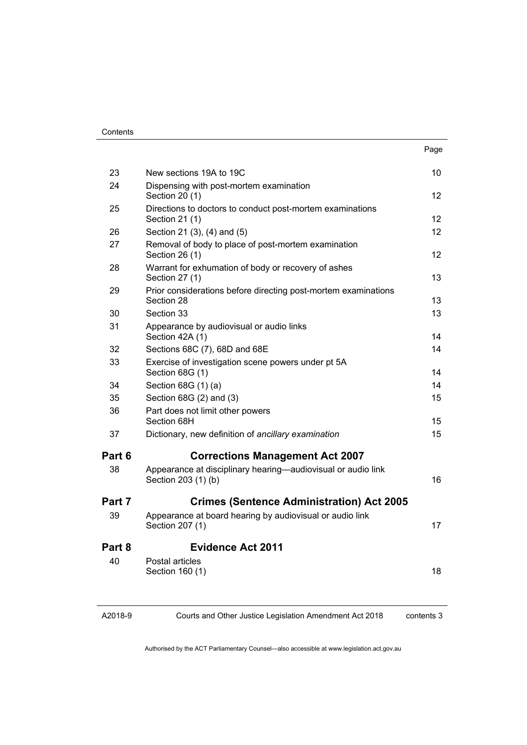| | | Page |
|---|---|---|
| 23 | New sections 19A to 19C | 10 |
| 24 | Dispensing with post-mortem examination<br>Section 20 (1) | 12 |
| 25 | Directions to doctors to conduct post-mortem examinations<br>Section 21 (1) | 12 |
| 26 | Section 21 (3), (4) and (5) | 12 |
| 27 | Removal of body to place of post-mortem examination<br>Section 26 (1) | 12 |
| 28 | Warrant for exhumation of body or recovery of ashes<br>Section 27 (1) | 13 |
| 29 | Prior considerations before directing post-mortem examinations<br>Section 28 | 13 |
| 30 | Section 33 | 13 |
| 31 | Appearance by audiovisual or audio links<br>Section 42A (1) | 14 |
| 32 | Sections 68C (7), 68D and 68E | 14 |
| 33 | Exercise of investigation scene powers under pt 5A<br>Section 68G (1) | 14 |
| 34 | Section 68G (1) (a) | 14 |
| 35 | Section 68G (2) and (3) | 15 |
| 36 | Part does not limit other powers<br>Section 68H | 15 |
| 37 | Dictionary, new definition of *ancillary examination* | 15 |

## Part 6 Corrections Management Act 2007

| | | |
|---|---|---|
| 38 | Appearance at disciplinary hearing—audiovisual or audio link<br>Section 203 (1) (b) | 16 |

## Part 7 Crimes (Sentence Administration) Act 2005

| | | |
|---|---|---|
| 39 | Appearance at board hearing by audiovisual or audio link<br>Section 207 (1) | 17 |

## Part 8 Evidence Act 2011

| | | |
|---|---|---|
| 40 | Postal articles<br>Section 160 (1) | 18 |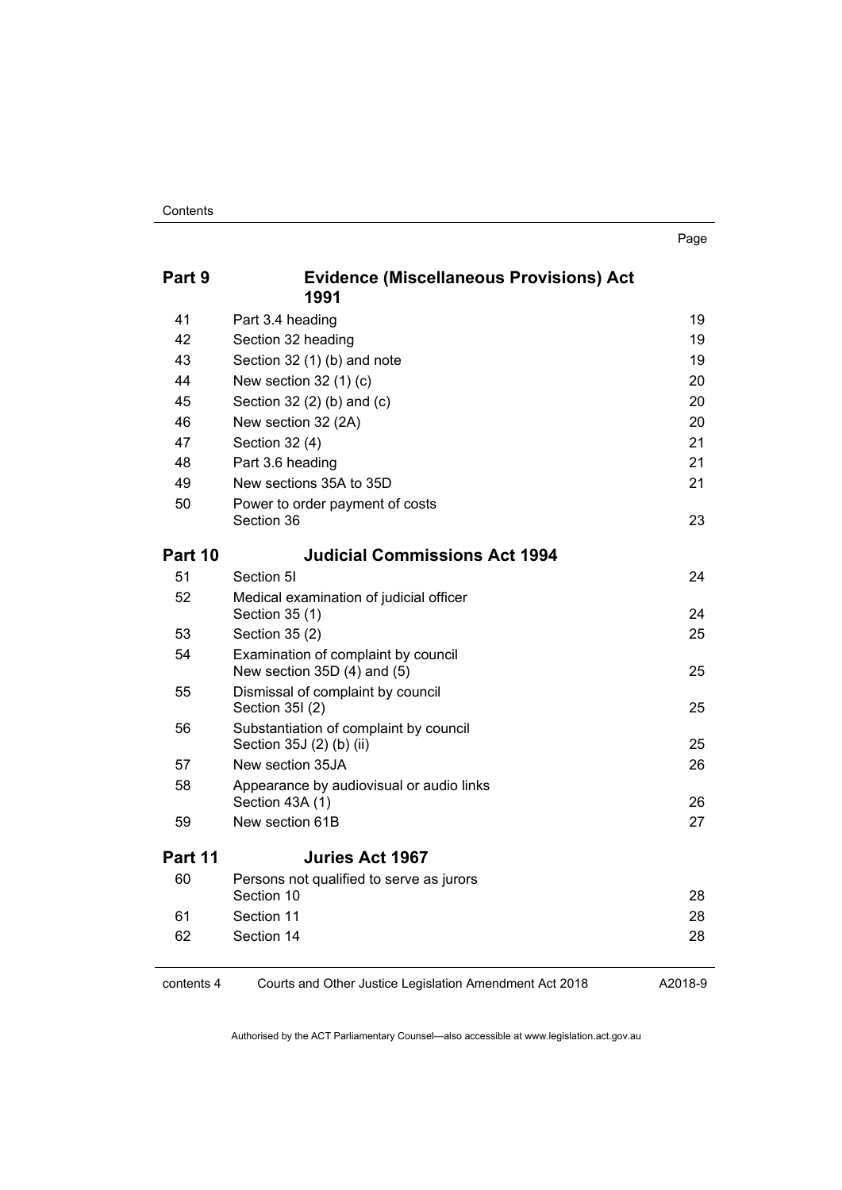| | | Page |
|---|---|---|
| **Part 9** | **Evidence (Miscellaneous Provisions) Act 1991** | |
| 41 | Part 3.4 heading | 19 |
| 42 | Section 32 heading | 19 |
| 43 | Section 32 (1) (b) and note | 19 |
| 44 | New section 32 (1) (c) | 20 |
| 45 | Section 32 (2) (b) and (c) | 20 |
| 46 | New section 32 (2A) | 20 |
| 47 | Section 32 (4) | 21 |
| 48 | Part 3.6 heading | 21 |
| 49 | New sections 35A to 35D | 21 |
| 50 | Power to order payment of costs<br>Section 36 | 23 |
| **Part 10** | **Judicial Commissions Act 1994** | |
| 51 | Section 5I | 24 |
| 52 | Medical examination of judicial officer<br>Section 35 (1) | 24 |
| 53 | Section 35 (2) | 25 |
| 54 | Examination of complaint by council<br>New section 35D (4) and (5) | 25 |
| 55 | Dismissal of complaint by council<br>Section 35I (2) | 25 |
| 56 | Substantiation of complaint by council<br>Section 35J (2) (b) (ii) | 25 |
| 57 | New section 35JA | 26 |
| 58 | Appearance by audiovisual or audio links<br>Section 43A (1) | 26 |
| 59 | New section 61B | 27 |
| **Part 11** | **Juries Act 1967** | |
| 60 | Persons not qualified to serve as jurors<br>Section 10 | 28 |
| 61 | Section 11 | 28 |
| 62 | Section 14 | 28 |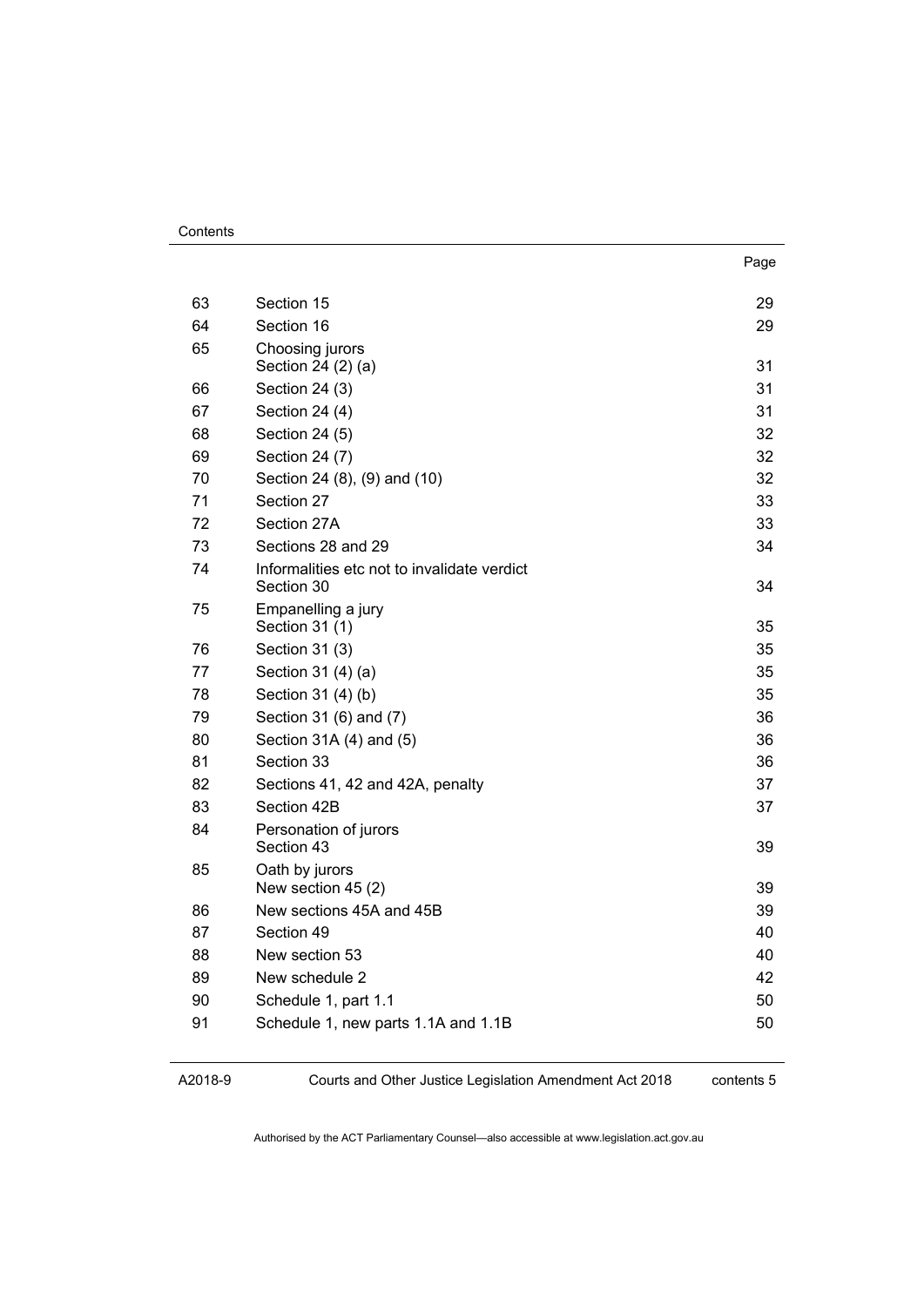| | | Page |
|---|---|---|
| 63 | Section 15 | 29 |
| 64 | Section 16 | 29 |
| 65 | Choosing jurors<br>Section 24 (2) (a) | 31 |
| 66 | Section 24 (3) | 31 |
| 67 | Section 24 (4) | 31 |
| 68 | Section 24 (5) | 32 |
| 69 | Section 24 (7) | 32 |
| 70 | Section 24 (8), (9) and (10) | 32 |
| 71 | Section 27 | 33 |
| 72 | Section 27A | 33 |
| 73 | Sections 28 and 29 | 34 |
| 74 | Informalities etc not to invalidate verdict<br>Section 30 | 34 |
| 75 | Empanelling a jury<br>Section 31 (1) | 35 |
| 76 | Section 31 (3) | 35 |
| 77 | Section 31 (4) (a) | 35 |
| 78 | Section 31 (4) (b) | 35 |
| 79 | Section 31 (6) and (7) | 36 |
| 80 | Section 31A (4) and (5) | 36 |
| 81 | Section 33 | 36 |
| 82 | Sections 41, 42 and 42A, penalty | 37 |
| 83 | Section 42B | 37 |
| 84 | Personation of jurors<br>Section 43 | 39 |
| 85 | Oath by jurors<br>New section 45 (2) | 39 |
| 86 | New sections 45A and 45B | 39 |
| 87 | Section 49 | 40 |
| 88 | New section 53 | 40 |
| 89 | New schedule 2 | 42 |
| 90 | Schedule 1, part 1.1 | 50 |
| 91 | Schedule 1, new parts 1.1A and 1.1B | 50 |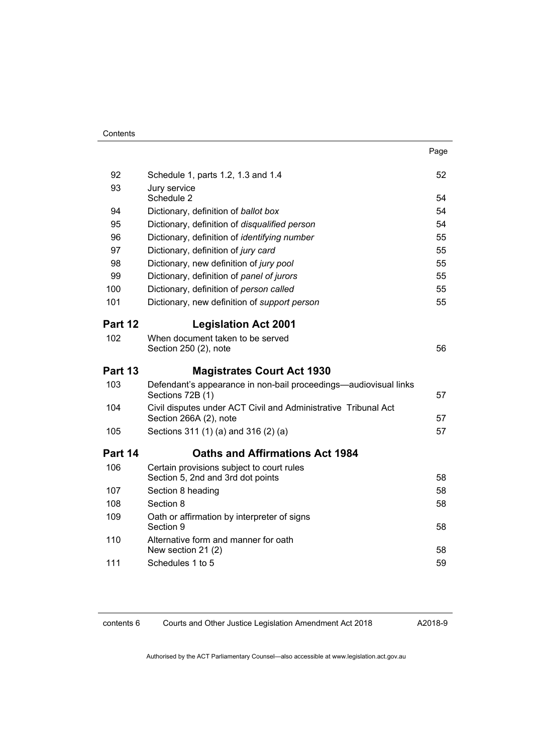| | | Page |
|---|---|---|
| 92 | Schedule 1, parts 1.2, 1.3 and 1.4 | 52 |
| 93 | Jury service<br>Schedule 2 | 54 |
| 94 | Dictionary, definition of *ballot box* | 54 |
| 95 | Dictionary, definition of *disqualified person* | 54 |
| 96 | Dictionary, definition of *identifying number* | 55 |
| 97 | Dictionary, definition of *jury card* | 55 |
| 98 | Dictionary, new definition of *jury pool* | 55 |
| 99 | Dictionary, definition of *panel of jurors* | 55 |
| 100 | Dictionary, definition of *person called* | 55 |
| 101 | Dictionary, new definition of *support person* | 55 |
| **Part 12** | **Legislation Act 2001** | |
| 102 | When document taken to be served<br>Section 250 (2), note | 56 |
| **Part 13** | **Magistrates Court Act 1930** | |
| 103 | Defendant's appearance in non-bail proceedings—audiovisual links<br>Sections 72B (1) | 57 |
| 104 | Civil disputes under ACT Civil and Administrative Tribunal Act<br>Section 266A (2), note | 57 |
| 105 | Sections 311 (1) (a) and 316 (2) (a) | 57 |
| **Part 14** | **Oaths and Affirmations Act 1984** | |
| 106 | Certain provisions subject to court rules<br>Section 5, 2nd and 3rd dot points | 58 |
| 107 | Section 8 heading | 58 |
| 108 | Section 8 | 58 |
| 109 | Oath or affirmation by interpreter of signs<br>Section 9 | 58 |
| 110 | Alternative form and manner for oath<br>New section 21 (2) | 58 |
| 111 | Schedules 1 to 5 | 59 |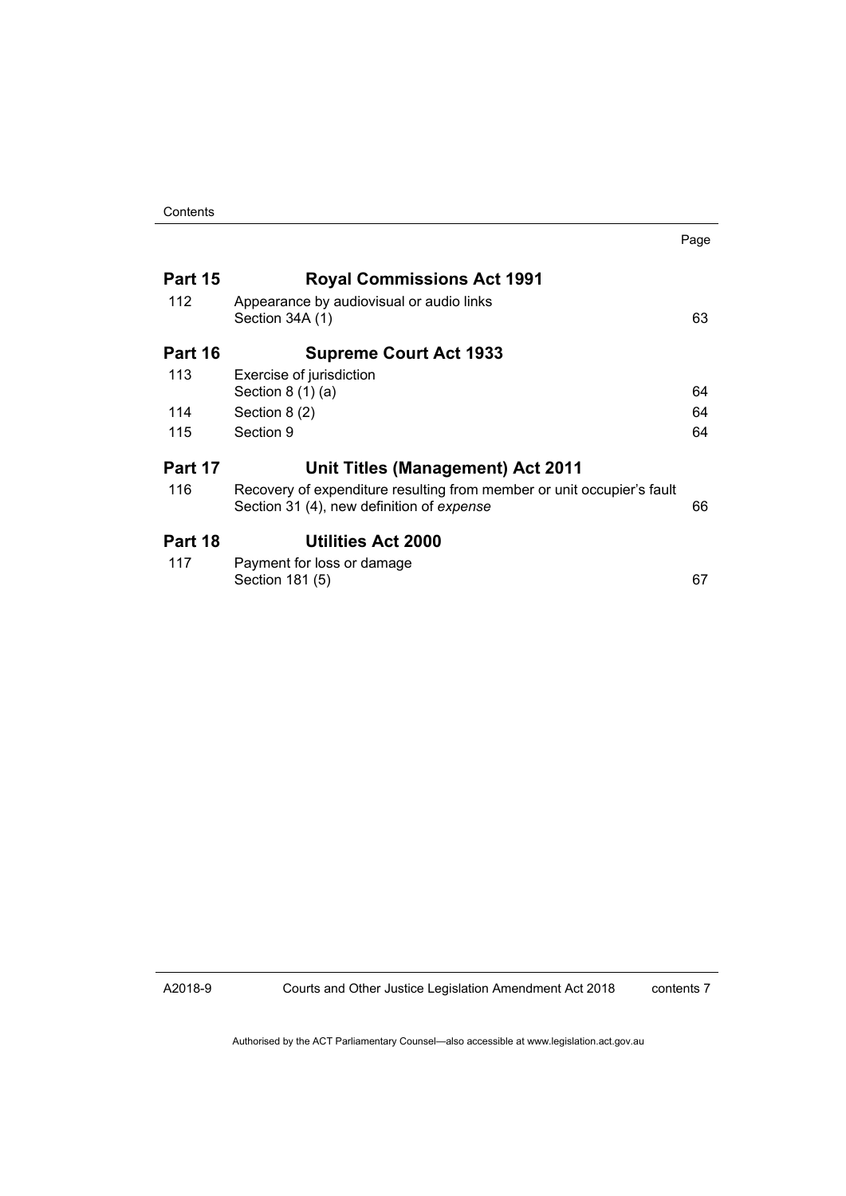| | | Page |
|---|---|---|
| **Part 15** | **Royal Commissions Act 1991** | |
| 112 | Appearance by audiovisual or audio links<br>Section 34A (1) | 63 |
| **Part 16** | **Supreme Court Act 1933** | |
| 113 | Exercise of jurisdiction<br>Section 8 (1) (a) | 64 |
| 114 | Section 8 (2) | 64 |
| 115 | Section 9 | 64 |
| **Part 17** | **Unit Titles (Management) Act 2011** | |
| 116 | Recovery of expenditure resulting from member or unit occupier's fault<br>Section 31 (4), new definition of *expense* | 66 |
| **Part 18** | **Utilities Act 2000** | |
| 117 | Payment for loss or damage<br>Section 181 (5) | 67 |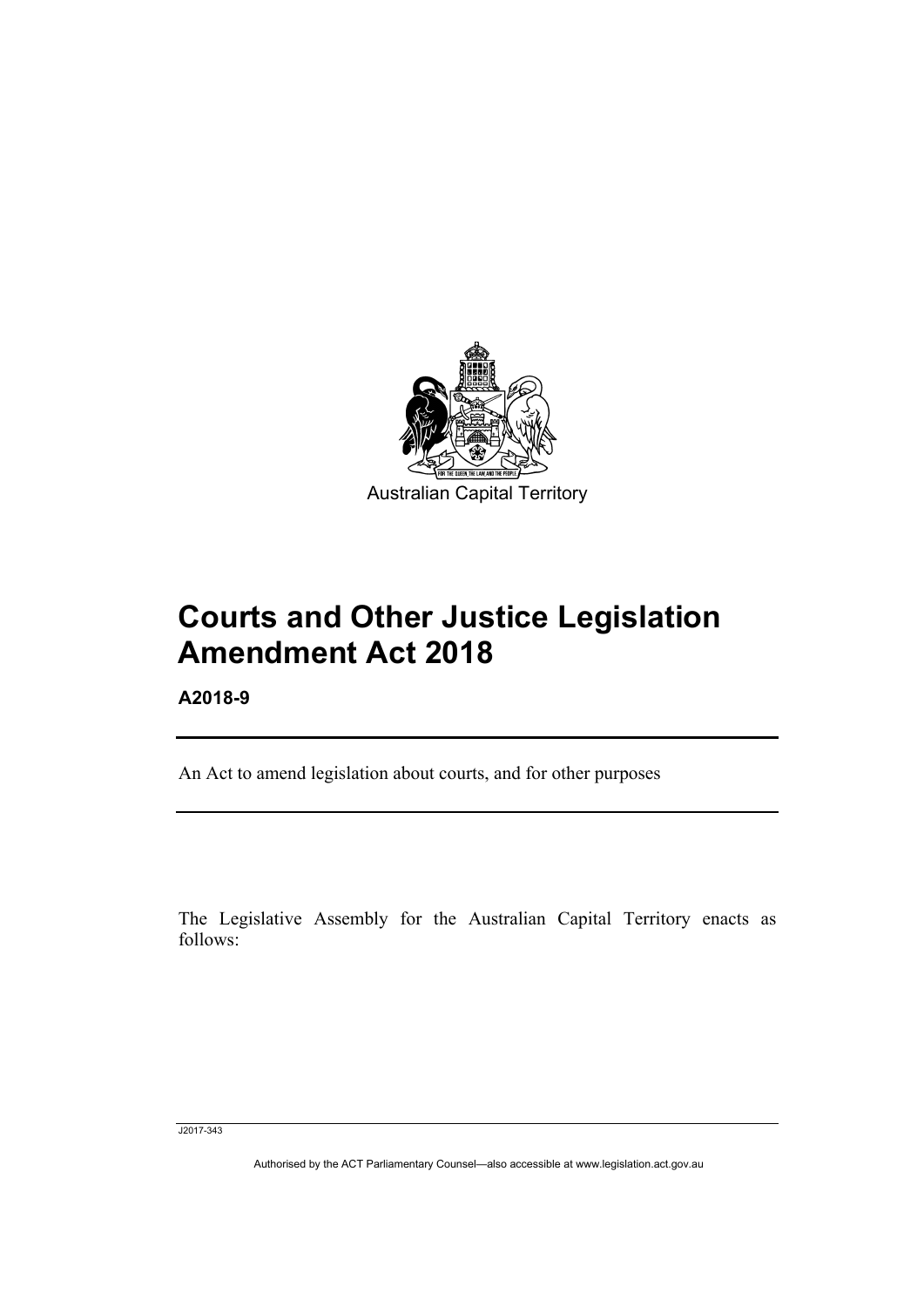Australian Capital Territory

# Courts and Other Justice Legislation Amendment Act 2018

**A2018-9**

An Act to amend legislation about courts, and for other purposes

The Legislative Assembly for the Australian Capital Territory enacts as follows:

J2017-343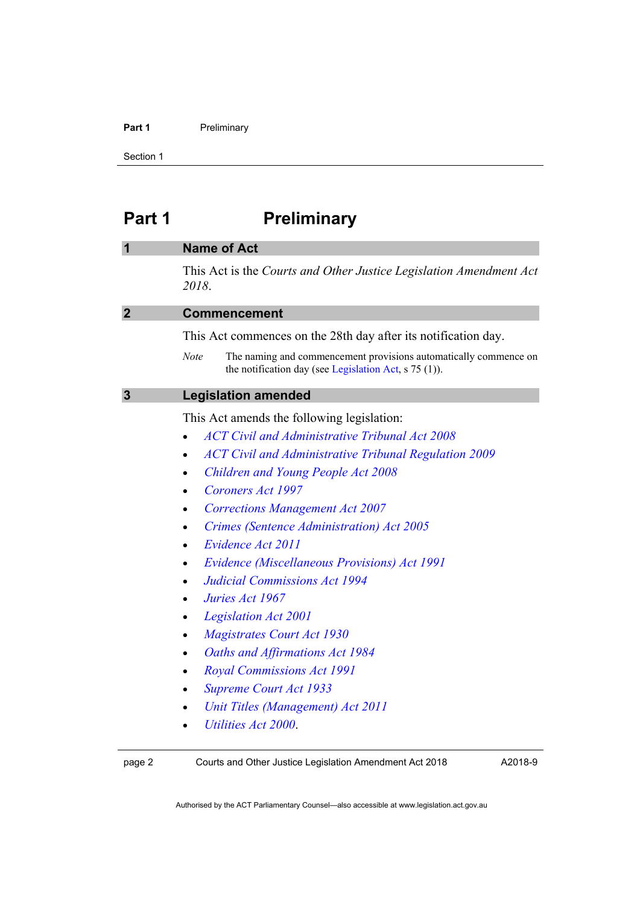# Part 1 Preliminary

## 1 Name of Act

This Act is the *Courts and Other Justice Legislation Amendment Act 2018*.

## 2 Commencement

This Act commences on the 28th day after its notification day.

*Note* The naming and commencement provisions automatically commence on the notification day (see Legislation Act, s 75 (1)).

## 3 Legislation amended

This Act amends the following legislation:

- *ACT Civil and Administrative Tribunal Act 2008*
- *ACT Civil and Administrative Tribunal Regulation 2009*
- *Children and Young People Act 2008*
- *Coroners Act 1997*
- *Corrections Management Act 2007*
- *Crimes (Sentence Administration) Act 2005*
- *Evidence Act 2011*
- *Evidence (Miscellaneous Provisions) Act 1991*
- *Judicial Commissions Act 1994*
- *Juries Act 1967*
- *Legislation Act 2001*
- *Magistrates Court Act 1930*
- *Oaths and Affirmations Act 1984*
- *Royal Commissions Act 1991*
- *Supreme Court Act 1933*
- *Unit Titles (Management) Act 2011*
- *Utilities Act 2000*.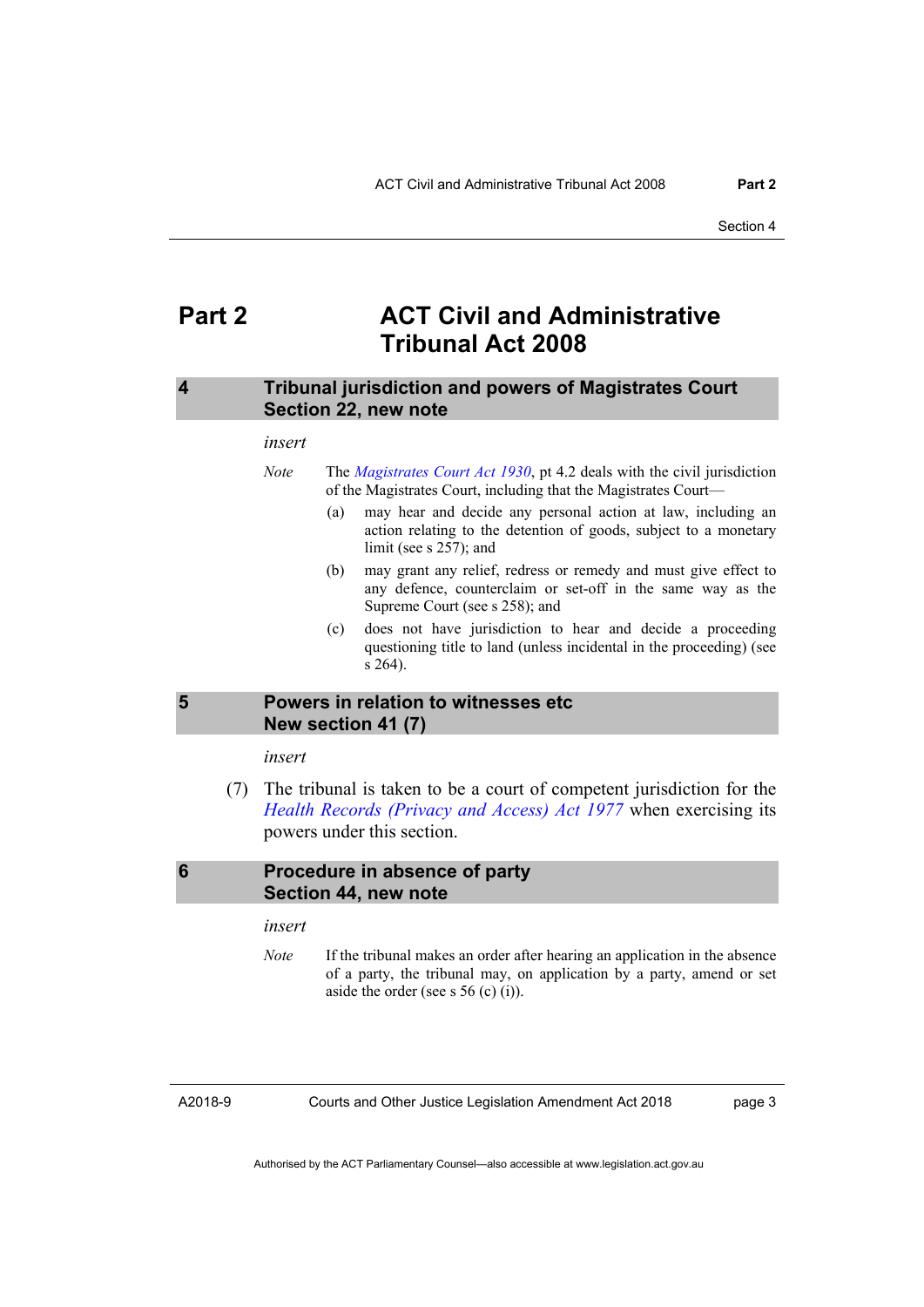# Part 2 ACT Civil and Administrative Tribunal Act 2008

## 4 Tribunal jurisdiction and powers of Magistrates Court
### Section 22, new note

*insert*

*Note* The *Magistrates Court Act 1930*, pt 4.2 deals with the civil jurisdiction of the Magistrates Court, including that the Magistrates Court—

(a) may hear and decide any personal action at law, including an action relating to the detention of goods, subject to a monetary limit (see s 257); and

(b) may grant any relief, redress or remedy and must give effect to any defence, counterclaim or set-off in the same way as the Supreme Court (see s 258); and

(c) does not have jurisdiction to hear and decide a proceeding questioning title to land (unless incidental in the proceeding) (see s 264).

## 5 Powers in relation to witnesses etc
### New section 41 (7)

*insert*

(7) The tribunal is taken to be a court of competent jurisdiction for the *Health Records (Privacy and Access) Act 1977* when exercising its powers under this section.

## 6 Procedure in absence of party
### Section 44, new note

*insert*

*Note* If the tribunal makes an order after hearing an application in the absence of a party, the tribunal may, on application by a party, amend or set aside the order (see s 56 (c) (i)).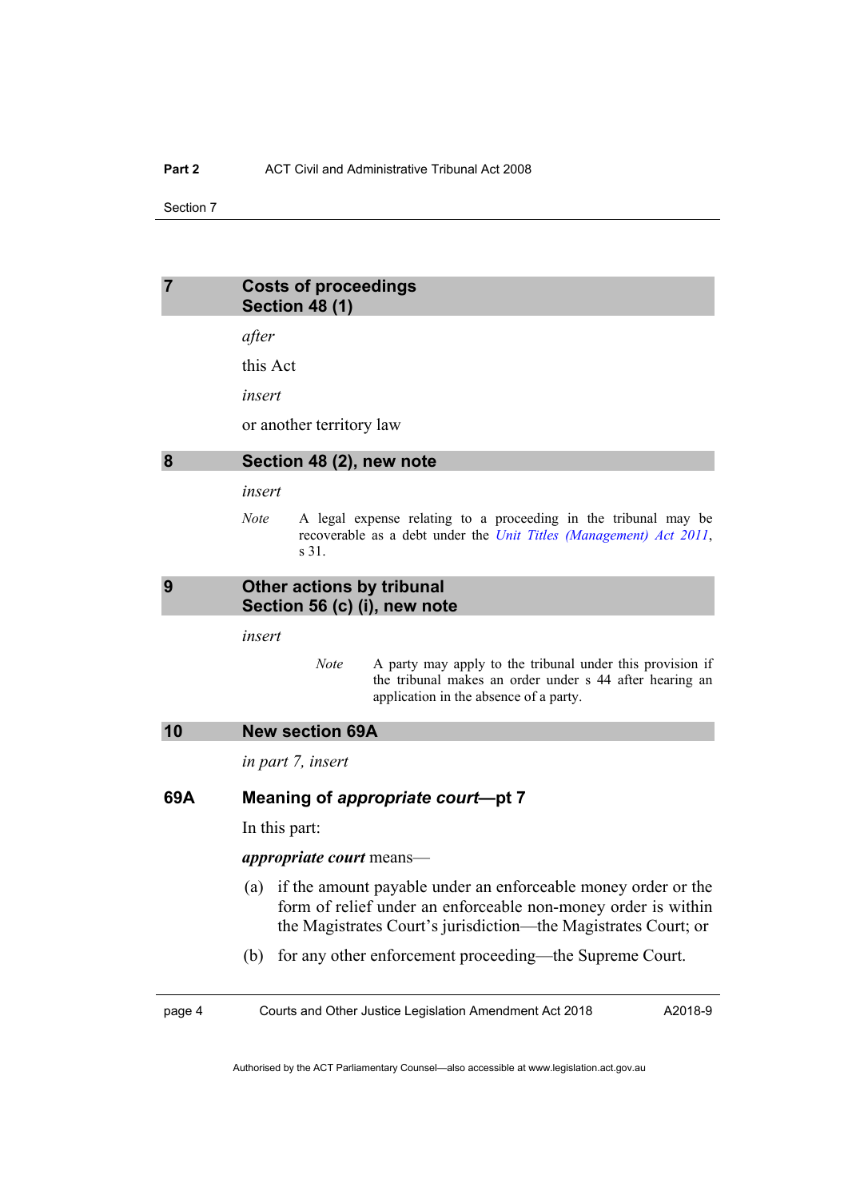## 7 Costs of proceedings
## Section 48 (1)

*after*

this Act

*insert*

or another territory law

## 8 Section 48 (2), new note

*insert*

*Note* A legal expense relating to a proceeding in the tribunal may be recoverable as a debt under the *Unit Titles (Management) Act 2011*, s 31.

## 9 Other actions by tribunal
## Section 56 (c) (i), new note

*insert*

*Note* A party may apply to the tribunal under this provision if the tribunal makes an order under s 44 after hearing an application in the absence of a party.

## 10 New section 69A

*in part 7, insert*

### 69A Meaning of *appropriate court*—pt 7

In this part:

***appropriate court*** means—

(a) if the amount payable under an enforceable money order or the form of relief under an enforceable non-money order is within the Magistrates Court's jurisdiction—the Magistrates Court; or

(b) for any other enforcement proceeding—the Supreme Court.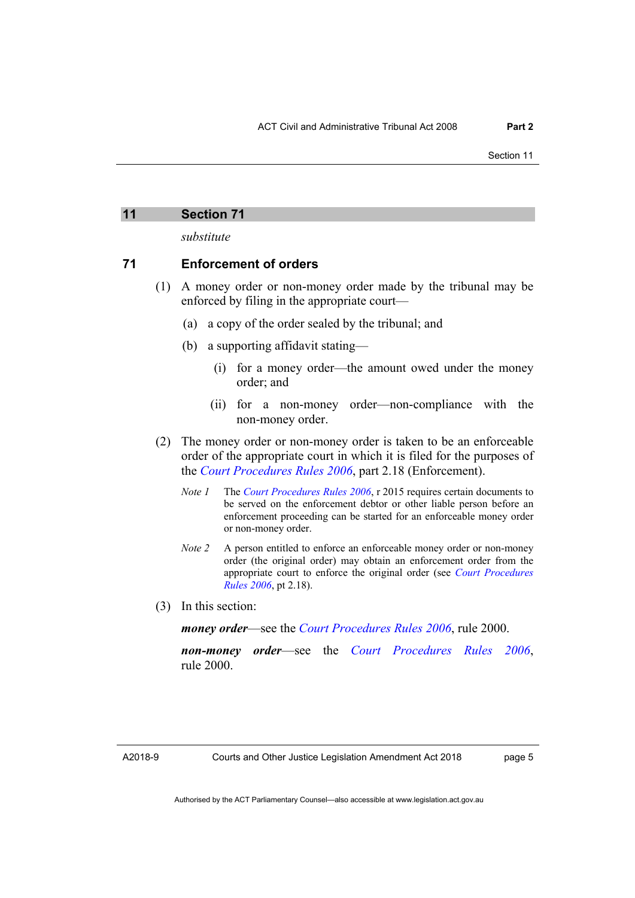## 11 Section 71

*substitute*

### 71 Enforcement of orders

(1) A money order or non-money order made by the tribunal may be enforced by filing in the appropriate court—

(a) a copy of the order sealed by the tribunal; and

(b) a supporting affidavit stating—

(i) for a money order—the amount owed under the money order; and

(ii) for a non-money order—non-compliance with the non-money order.

(2) The money order or non-money order is taken to be an enforceable order of the appropriate court in which it is filed for the purposes of the *Court Procedures Rules 2006*, part 2.18 (Enforcement).

*Note 1* The *Court Procedures Rules 2006*, r 2015 requires certain documents to be served on the enforcement debtor or other liable person before an enforcement proceeding can be started for an enforceable money order or non-money order.

*Note 2* A person entitled to enforce an enforceable money order or non-money order (the original order) may obtain an enforcement order from the appropriate court to enforce the original order (see *Court Procedures Rules 2006*, pt 2.18).

(3) In this section:

***money order***—see the *Court Procedures Rules 2006*, rule 2000.

***non-money order***—see the *Court Procedures Rules 2006*, rule 2000.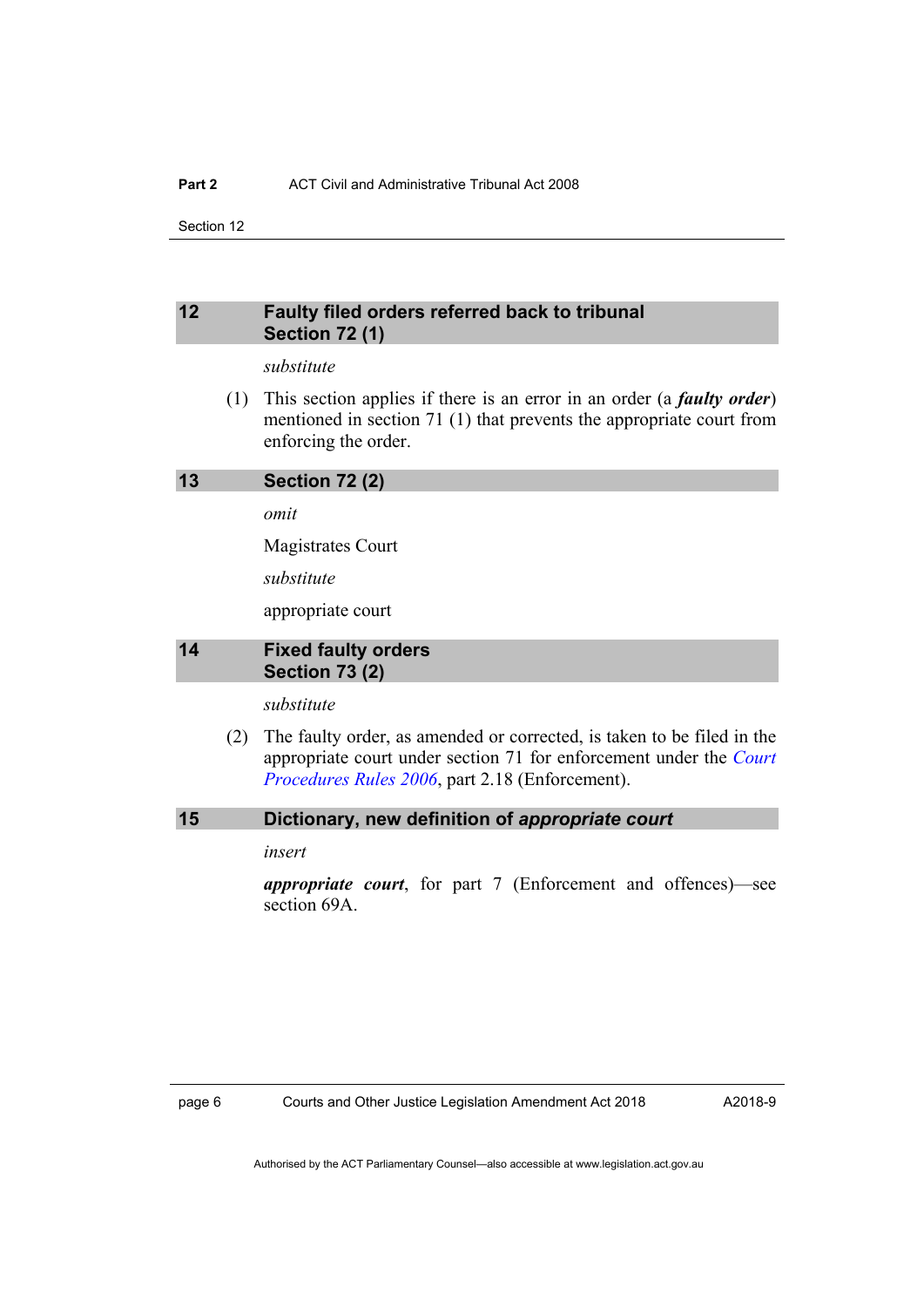## 12 Faulty filed orders referred back to tribunal Section 72 (1)

*substitute*

(1) This section applies if there is an error in an order (a ***faulty order***) mentioned in section 71 (1) that prevents the appropriate court from enforcing the order.

## 13 Section 72 (2)

*omit*

Magistrates Court

*substitute*

appropriate court

## 14 Fixed faulty orders Section 73 (2)

*substitute*

(2) The faulty order, as amended or corrected, is taken to be filed in the appropriate court under section 71 for enforcement under the *Court Procedures Rules 2006*, part 2.18 (Enforcement).

## 15 Dictionary, new definition of *appropriate court*

*insert*

***appropriate court***, for part 7 (Enforcement and offences)—see section 69A.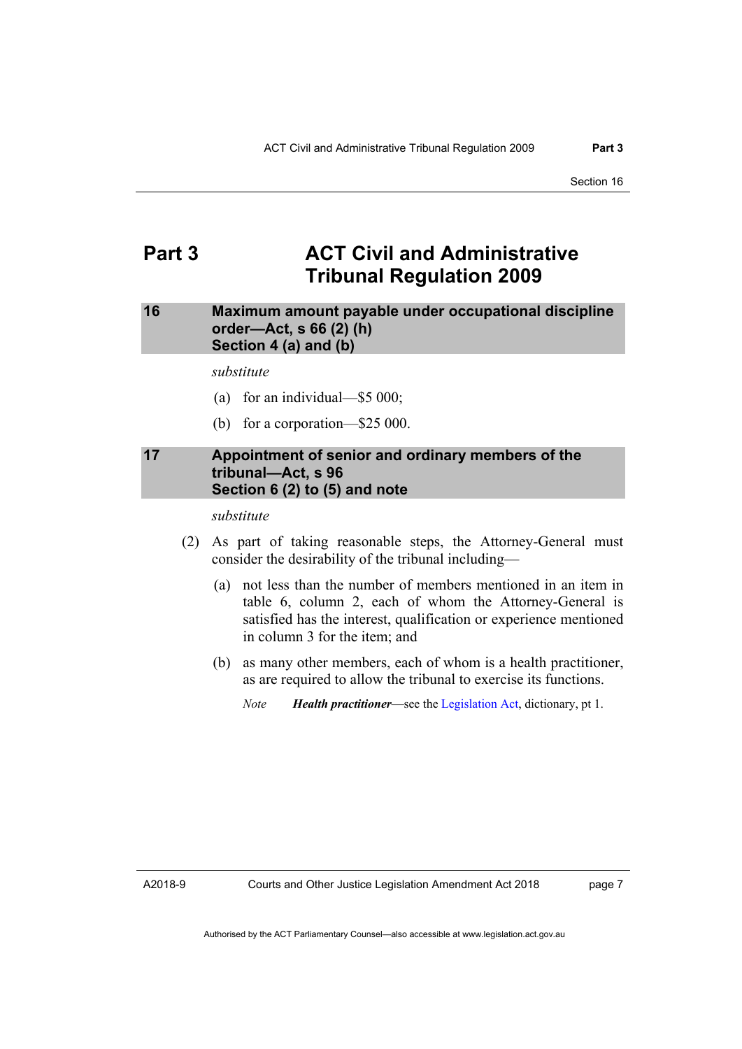# Part 3 ACT Civil and Administrative Tribunal Regulation 2009

## 16 Maximum amount payable under occupational discipline order—Act, s 66 (2) (h) Section 4 (a) and (b)

*substitute*

(a) for an individual—$5 000;

(b) for a corporation—$25 000.

## 17 Appointment of senior and ordinary members of the tribunal—Act, s 96 Section 6 (2) to (5) and note

*substitute*

(2) As part of taking reasonable steps, the Attorney-General must consider the desirability of the tribunal including—

(a) not less than the number of members mentioned in an item in table 6, column 2, each of whom the Attorney-General is satisfied has the interest, qualification or experience mentioned in column 3 for the item; and

(b) as many other members, each of whom is a health practitioner, as are required to allow the tribunal to exercise its functions.

*Note* ***Health practitioner***—see the Legislation Act, dictionary, pt 1.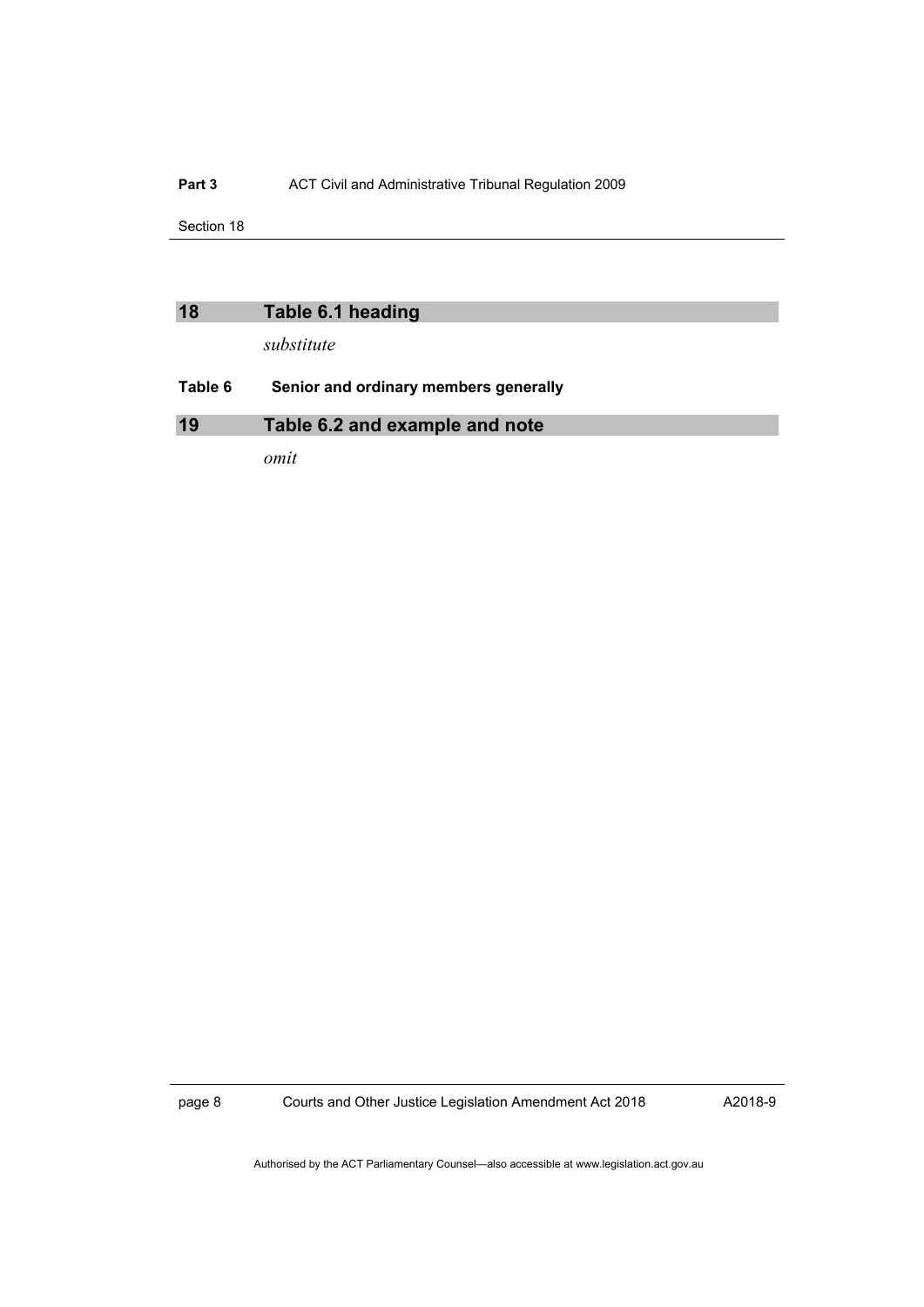## 18 Table 6.1 heading

*substitute*

**Table 6 Senior and ordinary members generally**

## 19 Table 6.2 and example and note

*omit*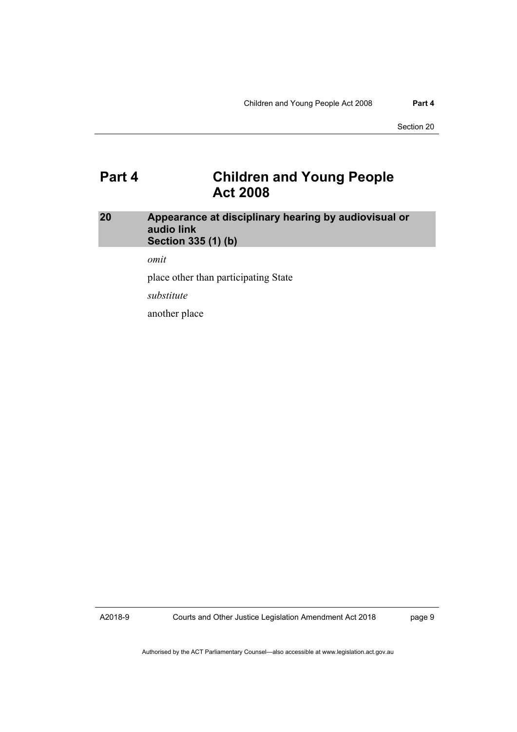# Part 4 Children and Young People Act 2008

## 20 Appearance at disciplinary hearing by audiovisual or audio link
### Section 335 (1) (b)

*omit*

place other than participating State

*substitute*

another place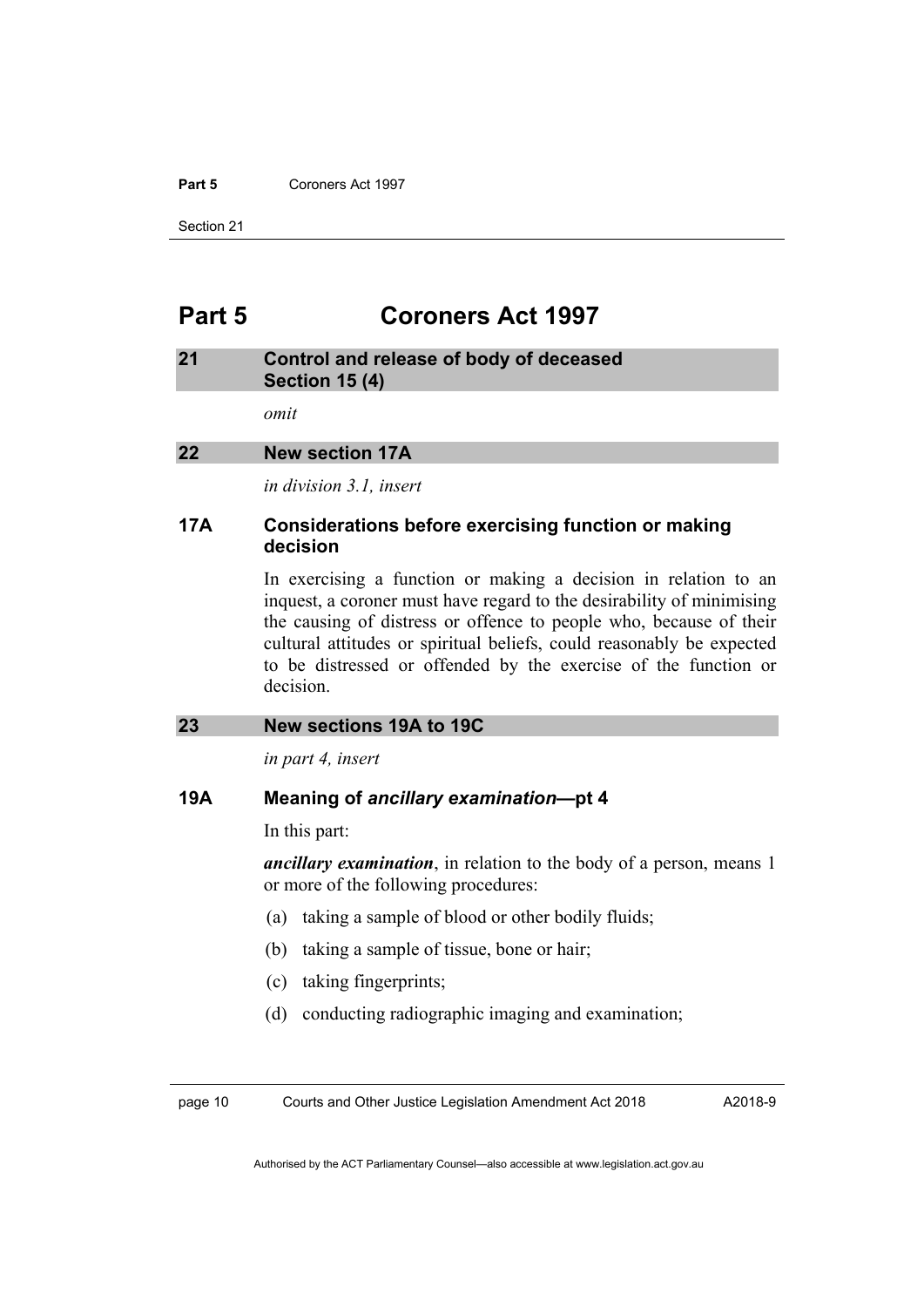# Part 5 Coroners Act 1997

## 21 Control and release of body of deceased Section 15 (4)

*omit*

## 22 New section 17A

*in division 3.1, insert*

### 17A Considerations before exercising function or making decision

In exercising a function or making a decision in relation to an inquest, a coroner must have regard to the desirability of minimising the causing of distress or offence to people who, because of their cultural attitudes or spiritual beliefs, could reasonably be expected to be distressed or offended by the exercise of the function or decision.

## 23 New sections 19A to 19C

*in part 4, insert*

### 19A Meaning of *ancillary examination*—pt 4

In this part:

***ancillary examination***, in relation to the body of a person, means 1 or more of the following procedures:

(a) taking a sample of blood or other bodily fluids;

(b) taking a sample of tissue, bone or hair;

(c) taking fingerprints;

(d) conducting radiographic imaging and examination;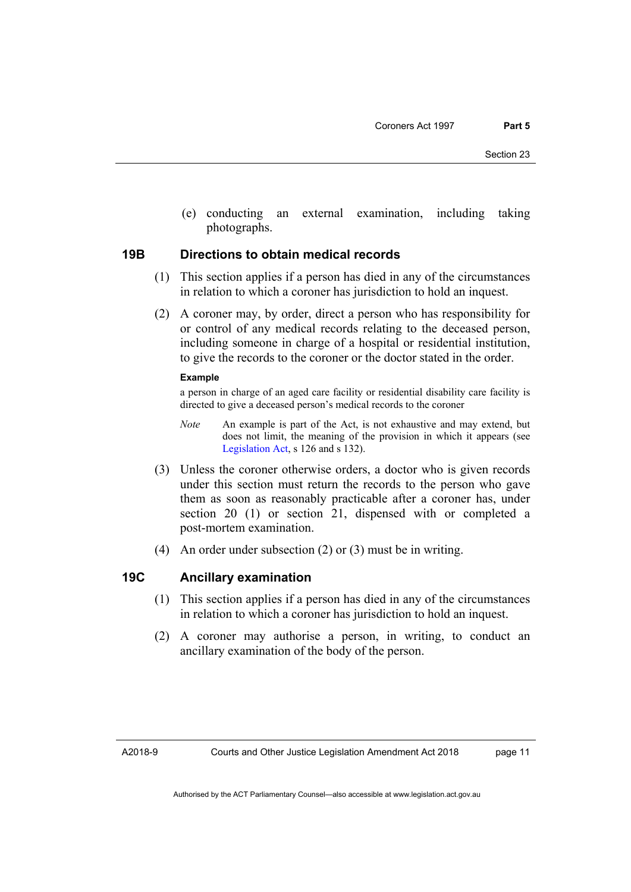(e) conducting an external examination, including taking photographs.

### 19B Directions to obtain medical records

(1) This section applies if a person has died in any of the circumstances in relation to which a coroner has jurisdiction to hold an inquest.

(2) A coroner may, by order, direct a person who has responsibility for or control of any medical records relating to the deceased person, including someone in charge of a hospital or residential institution, to give the records to the coroner or the doctor stated in the order.

**Example**

a person in charge of an aged care facility or residential disability care facility is directed to give a deceased person's medical records to the coroner

*Note* An example is part of the Act, is not exhaustive and may extend, but does not limit, the meaning of the provision in which it appears (see Legislation Act, s 126 and s 132).

(3) Unless the coroner otherwise orders, a doctor who is given records under this section must return the records to the person who gave them as soon as reasonably practicable after a coroner has, under section 20 (1) or section 21, dispensed with or completed a post-mortem examination.

(4) An order under subsection (2) or (3) must be in writing.

### 19C Ancillary examination

(1) This section applies if a person has died in any of the circumstances in relation to which a coroner has jurisdiction to hold an inquest.

(2) A coroner may authorise a person, in writing, to conduct an ancillary examination of the body of the person.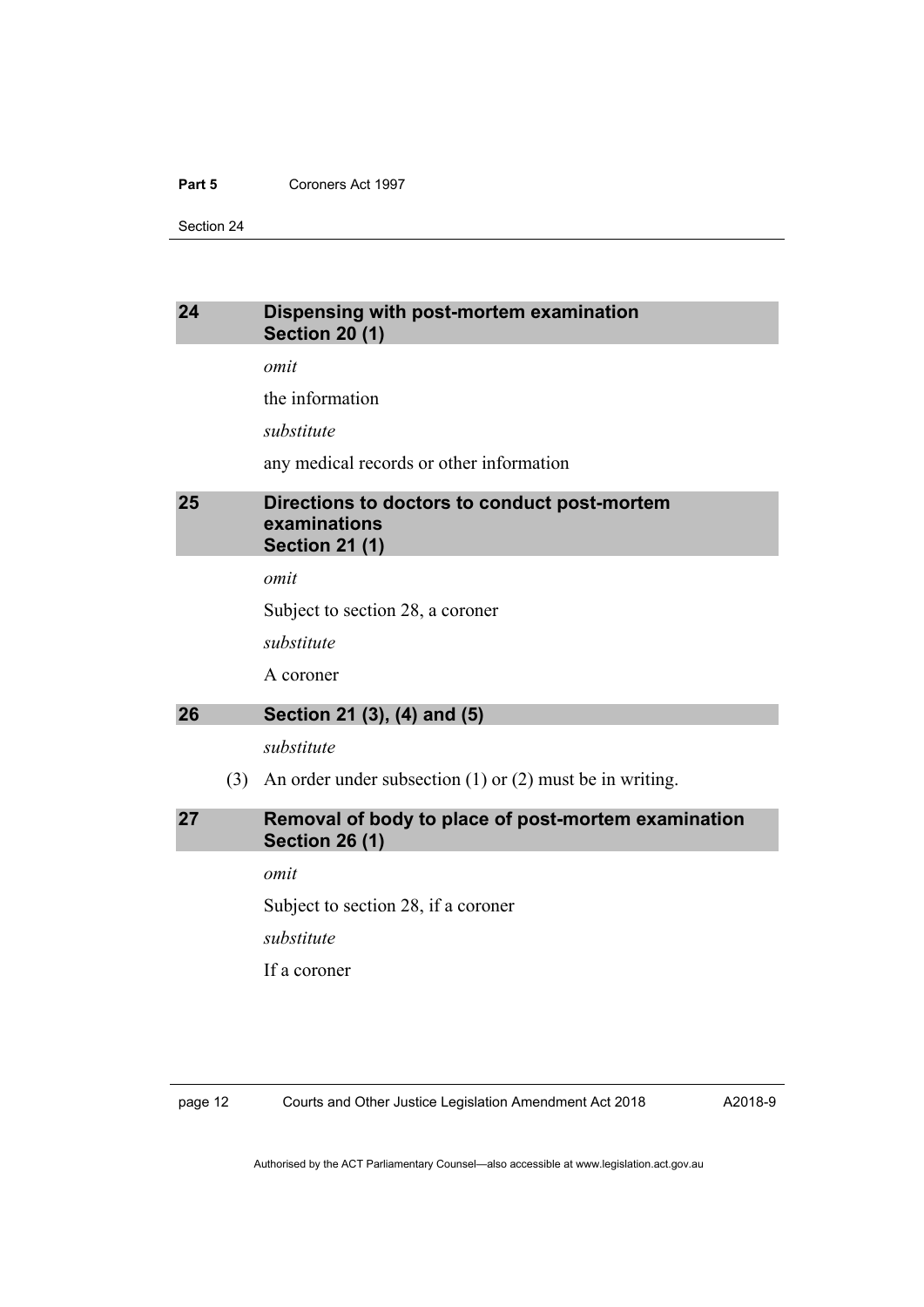## 24 Dispensing with post-mortem examination Section 20 (1)

*omit*

the information

*substitute*

any medical records or other information

## 25 Directions to doctors to conduct post-mortem examinations Section 21 (1)

*omit*

Subject to section 28, a coroner

*substitute*

A coroner

## 26 Section 21 (3), (4) and (5)

*substitute*

(3) An order under subsection (1) or (2) must be in writing.

## 27 Removal of body to place of post-mortem examination Section 26 (1)

*omit*

Subject to section 28, if a coroner

*substitute*

If a coroner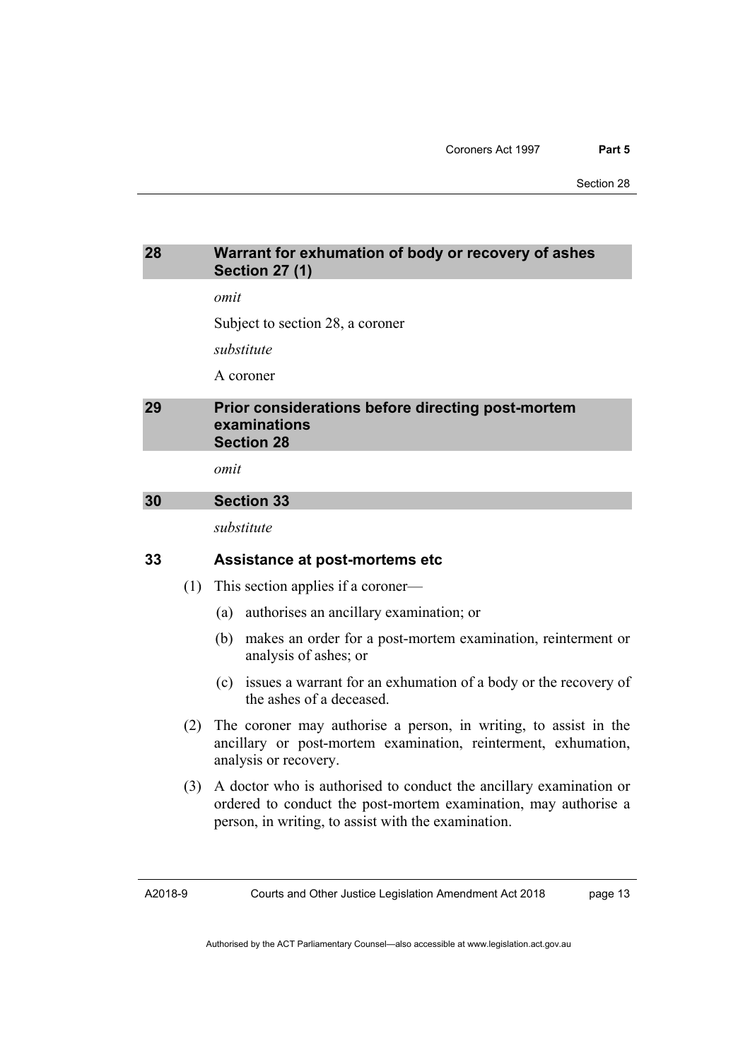## 28 Warrant for exhumation of body or recovery of ashes Section 27 (1)

*omit*

Subject to section 28, a coroner

*substitute*

A coroner

## 29 Prior considerations before directing post-mortem examinations Section 28

*omit*

## 30 Section 33

*substitute*

### 33 Assistance at post-mortems etc

(1) This section applies if a coroner—

(a) authorises an ancillary examination; or

(b) makes an order for a post-mortem examination, reinterment or analysis of ashes; or

(c) issues a warrant for an exhumation of a body or the recovery of the ashes of a deceased.

(2) The coroner may authorise a person, in writing, to assist in the ancillary or post-mortem examination, reinterment, exhumation, analysis or recovery.

(3) A doctor who is authorised to conduct the ancillary examination or ordered to conduct the post-mortem examination, may authorise a person, in writing, to assist with the examination.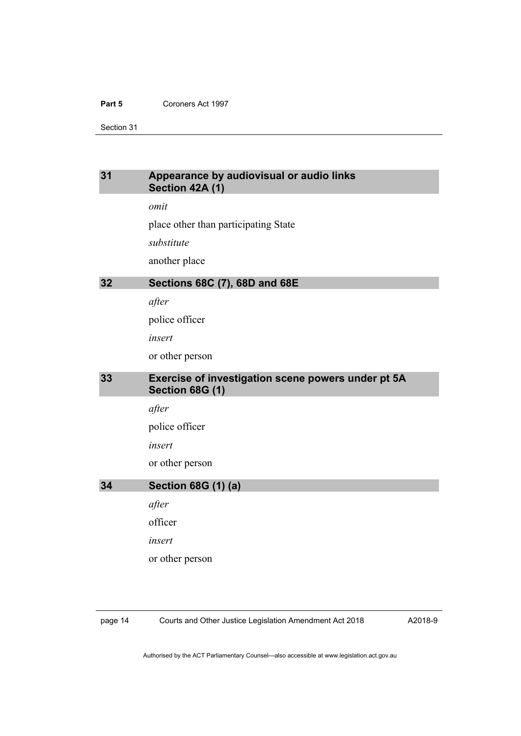## 31 Appearance by audiovisual or audio links Section 42A (1)

*omit*

place other than participating State

*substitute*

another place

## 32 Sections 68C (7), 68D and 68E

*after*

police officer

*insert*

or other person

## 33 Exercise of investigation scene powers under pt 5A Section 68G (1)

*after*

police officer

*insert*

or other person

## 34 Section 68G (1) (a)

*after*

officer

*insert*

or other person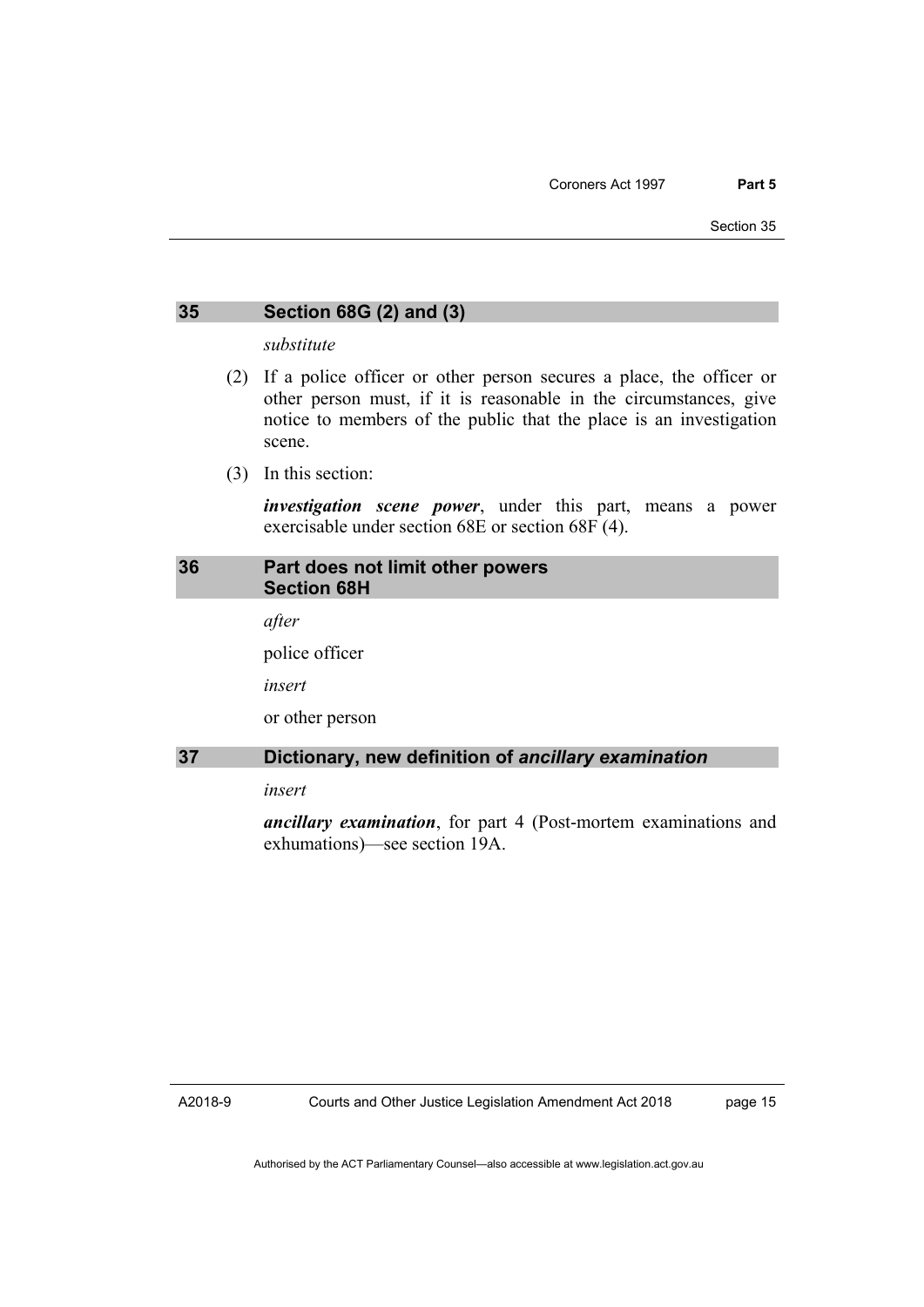### 35 Section 68G (2) and (3)

*substitute*

(2) If a police officer or other person secures a place, the officer or other person must, if it is reasonable in the circumstances, give notice to members of the public that the place is an investigation scene.

(3) In this section:

***investigation scene power***, under this part, means a power exercisable under section 68E or section 68F (4).

### 36 Part does not limit other powers Section 68H

*after*

police officer

*insert*

or other person

### 37 Dictionary, new definition of *ancillary examination*

*insert*

***ancillary examination***, for part 4 (Post-mortem examinations and exhumations)—see section 19A.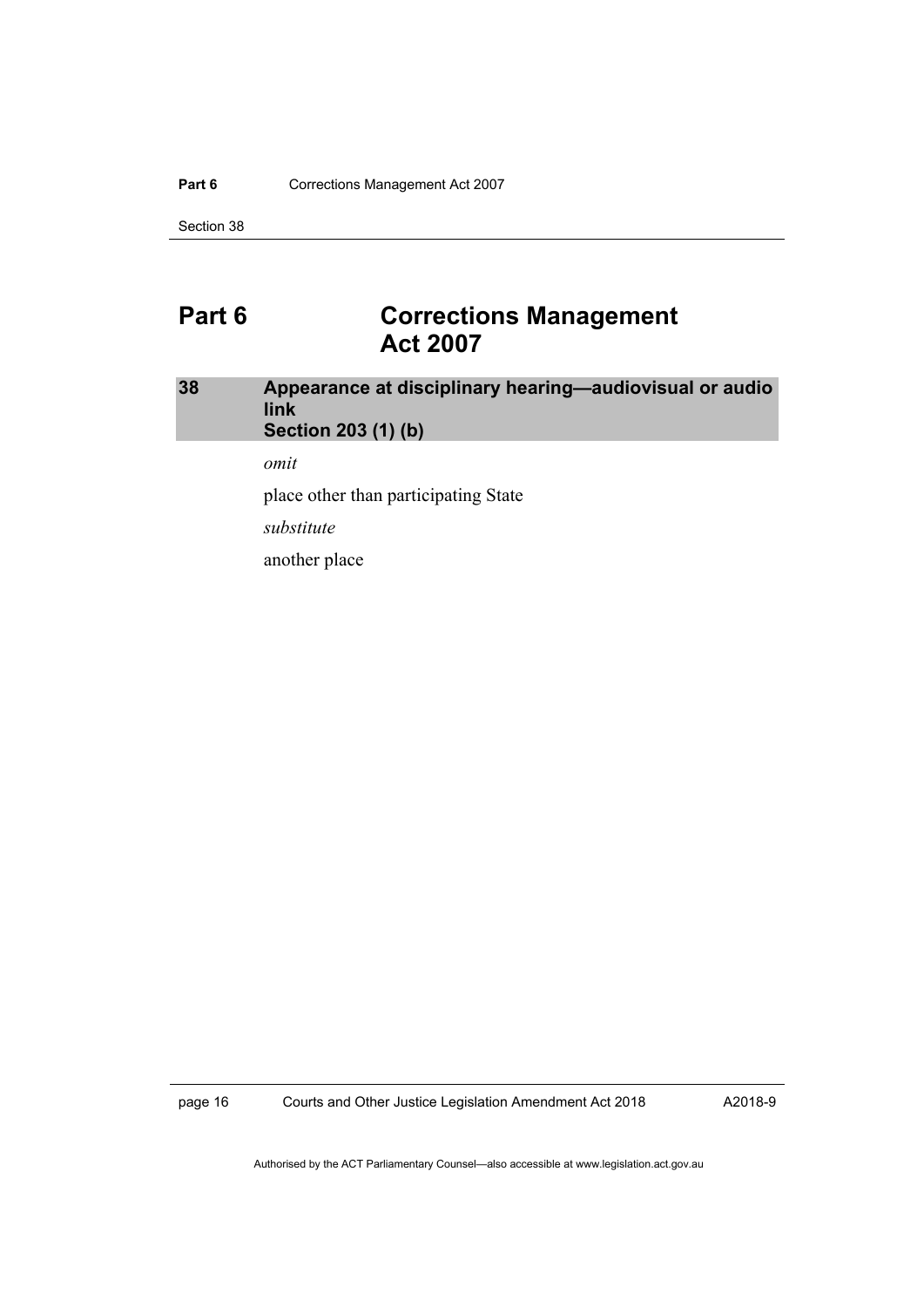# Part 6 Corrections Management Act 2007

## 38 Appearance at disciplinary hearing—audiovisual or audio link Section 203 (1) (b)

*omit*

place other than participating State

*substitute*

another place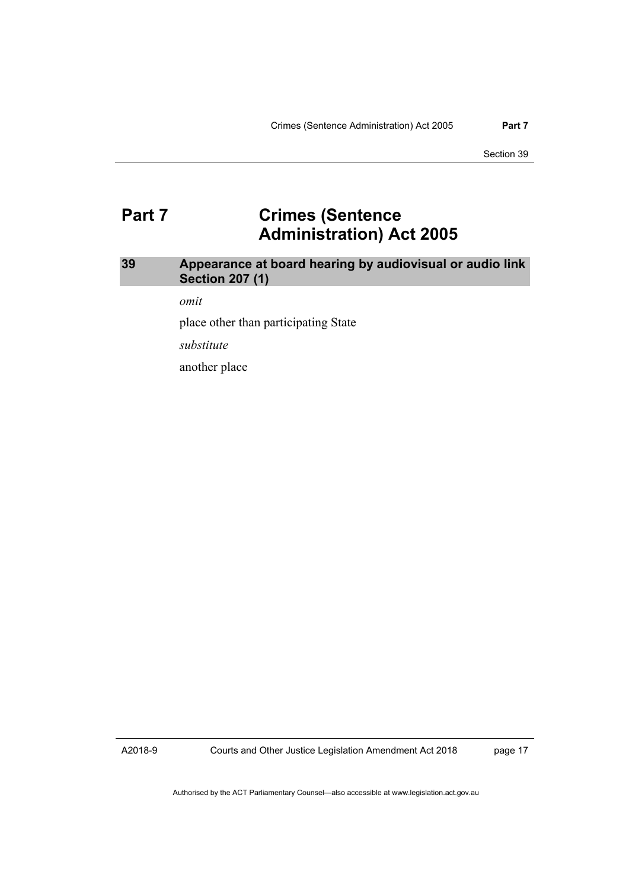# Part 7 Crimes (Sentence Administration) Act 2005

## 39 Appearance at board hearing by audiovisual or audio link Section 207 (1)

*omit*

place other than participating State

*substitute*

another place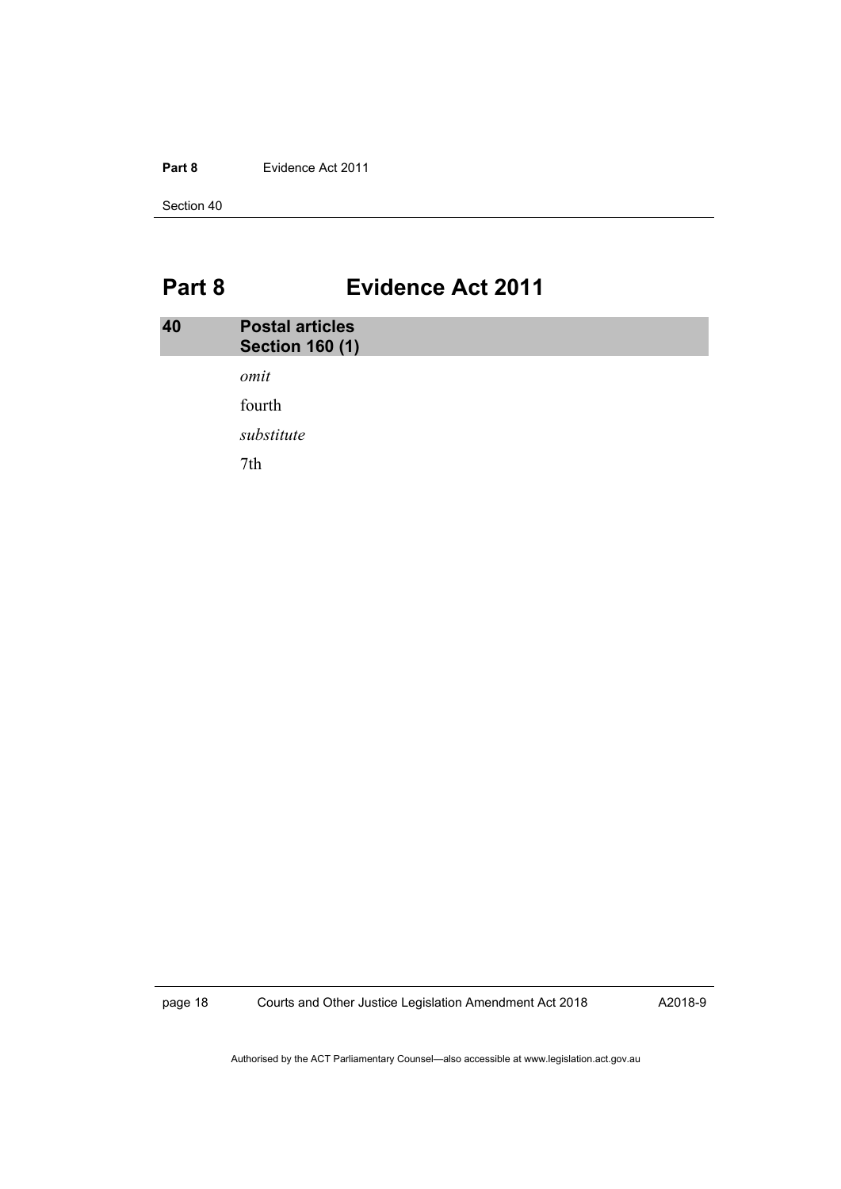# Part 8 Evidence Act 2011

## 40 Postal articles Section 160 (1)

*omit*

fourth

*substitute*

7th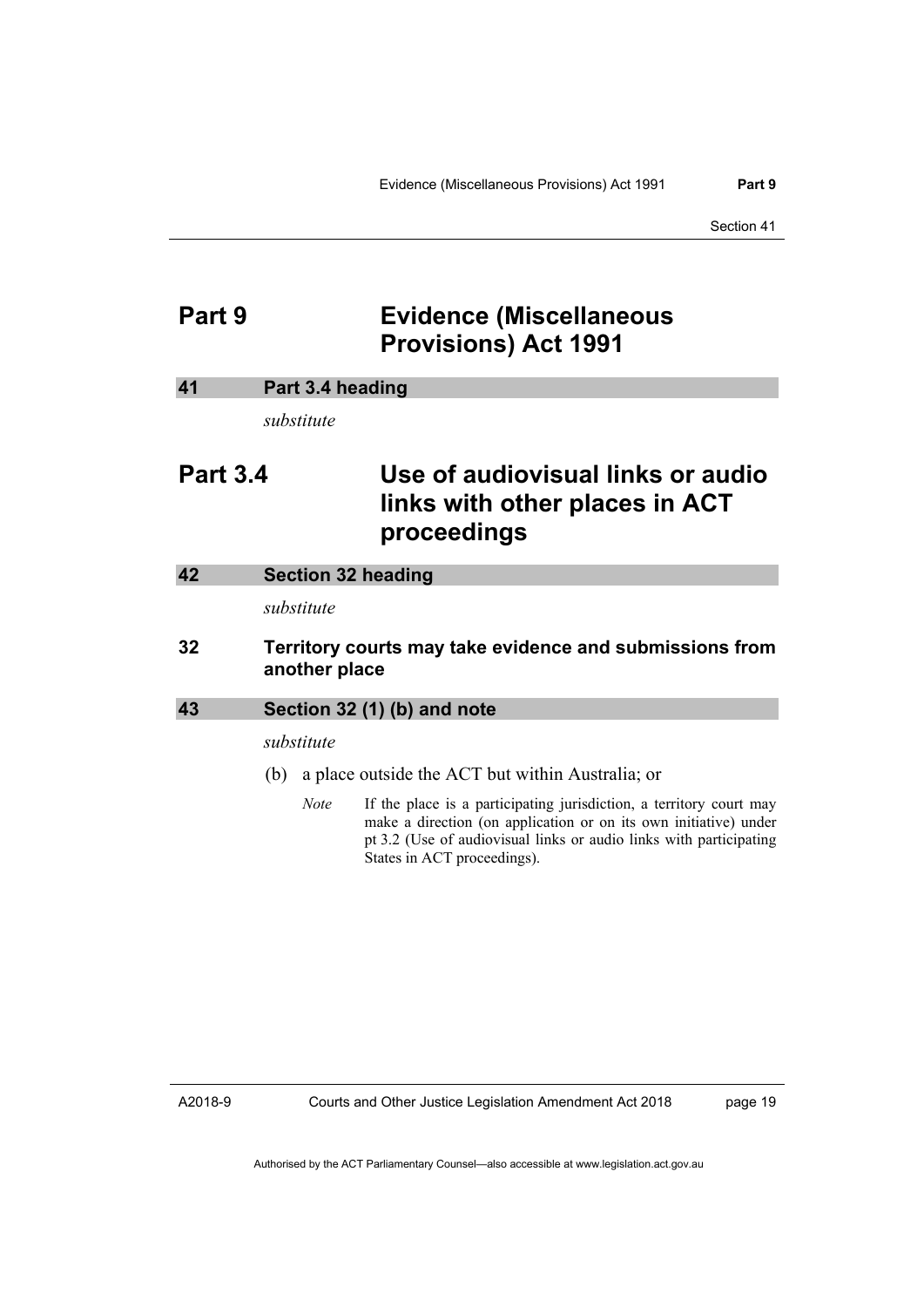# Part 9 Evidence (Miscellaneous Provisions) Act 1991

### 41 Part 3.4 heading

*substitute*

## Part 3.4 Use of audiovisual links or audio links with other places in ACT proceedings

### 42 Section 32 heading

*substitute*

### 32 Territory courts may take evidence and submissions from another place

### 43 Section 32 (1) (b) and note

*substitute*

(b) a place outside the ACT but within Australia; or

*Note* If the place is a participating jurisdiction, a territory court may make a direction (on application or on its own initiative) under pt 3.2 (Use of audiovisual links or audio links with participating States in ACT proceedings).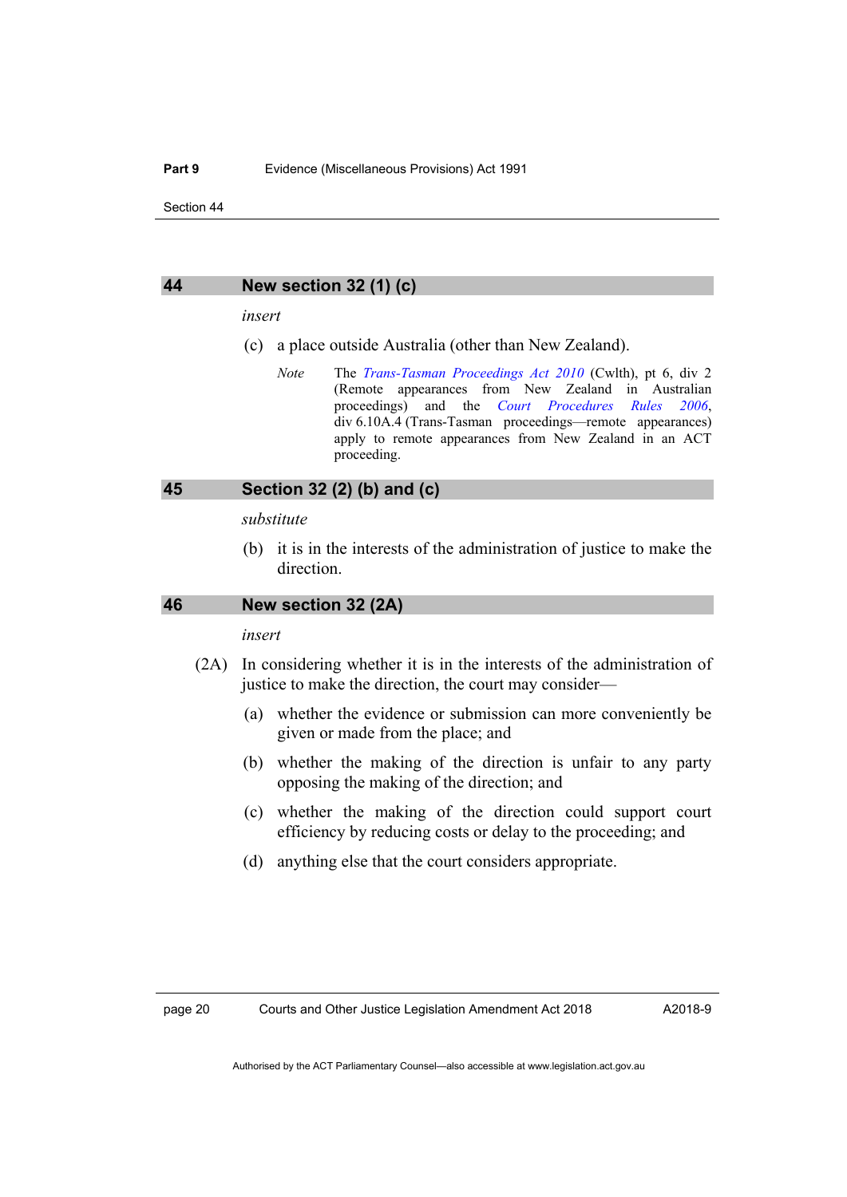## 44 New section 32 (1) (c)

*insert*

(c) a place outside Australia (other than New Zealand).

*Note* The *Trans-Tasman Proceedings Act 2010* (Cwlth), pt 6, div 2 (Remote appearances from New Zealand in Australian proceedings) and the *Court Procedures Rules 2006*, div 6.10A.4 (Trans-Tasman proceedings—remote appearances) apply to remote appearances from New Zealand in an ACT proceeding.

## 45 Section 32 (2) (b) and (c)

*substitute*

(b) it is in the interests of the administration of justice to make the direction.

## 46 New section 32 (2A)

*insert*

(2A) In considering whether it is in the interests of the administration of justice to make the direction, the court may consider—

(a) whether the evidence or submission can more conveniently be given or made from the place; and

(b) whether the making of the direction is unfair to any party opposing the making of the direction; and

(c) whether the making of the direction could support court efficiency by reducing costs or delay to the proceeding; and

(d) anything else that the court considers appropriate.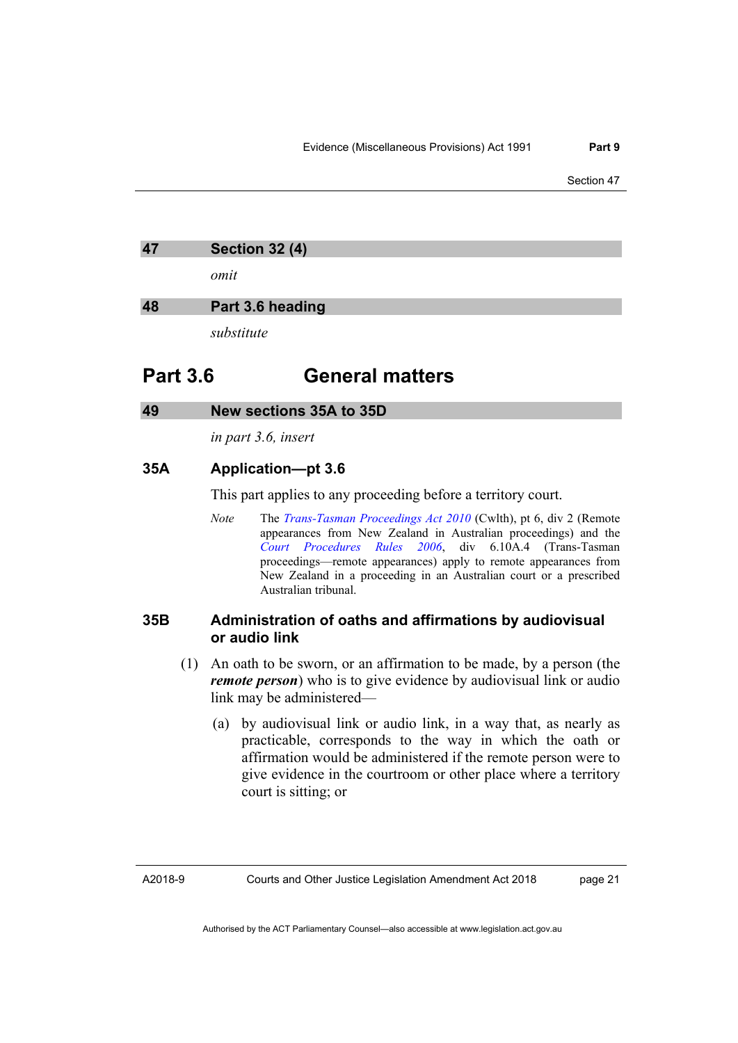### 47 Section 32 (4)

*omit*

### 48 Part 3.6 heading

*substitute*

## Part 3.6 General matters

### 49 New sections 35A to 35D

*in part 3.6, insert*

### 35A Application—pt 3.6

This part applies to any proceeding before a territory court.

*Note* The *Trans-Tasman Proceedings Act 2010* (Cwlth), pt 6, div 2 (Remote appearances from New Zealand in Australian proceedings) and the *Court Procedures Rules 2006*, div 6.10A.4 (Trans-Tasman proceedings—remote appearances) apply to remote appearances from New Zealand in a proceeding in an Australian court or a prescribed Australian tribunal.

### 35B Administration of oaths and affirmations by audiovisual or audio link

(1) An oath to be sworn, or an affirmation to be made, by a person (the ***remote person***) who is to give evidence by audiovisual link or audio link may be administered—

(a) by audiovisual link or audio link, in a way that, as nearly as practicable, corresponds to the way in which the oath or affirmation would be administered if the remote person were to give evidence in the courtroom or other place where a territory court is sitting; or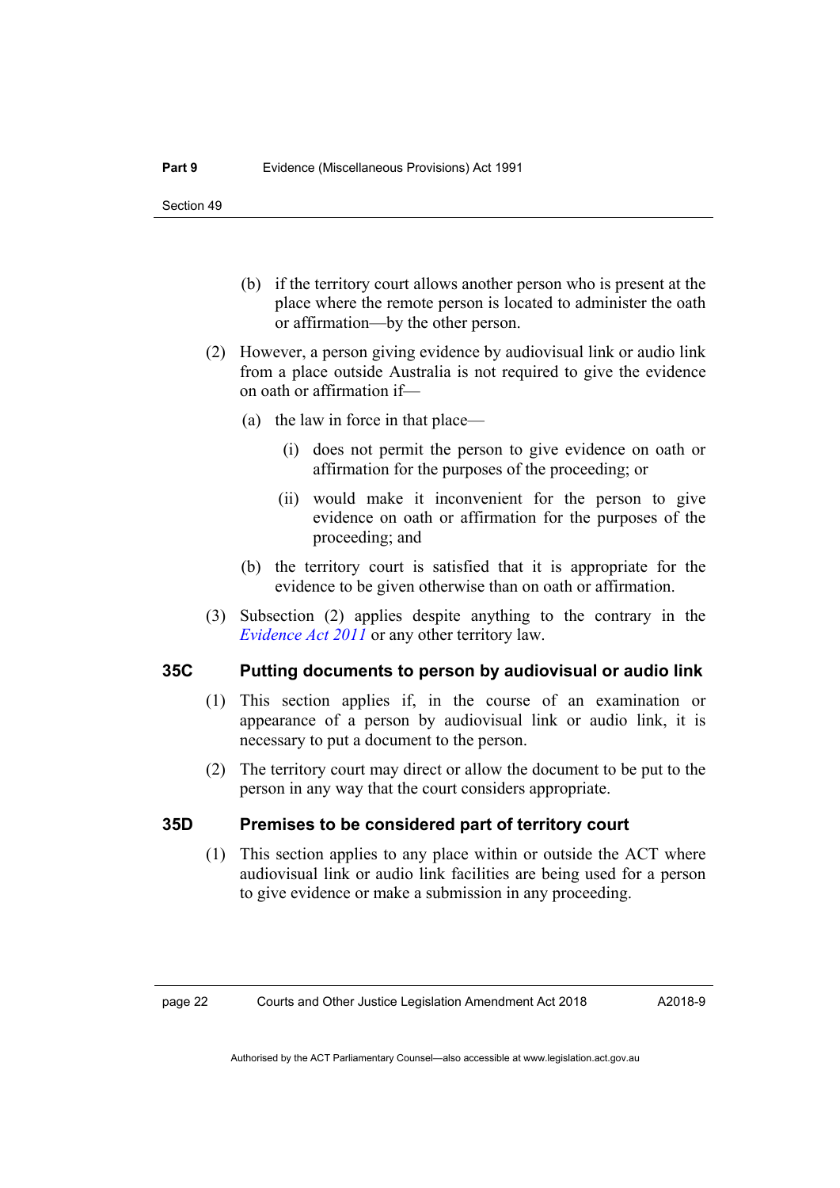(b) if the territory court allows another person who is present at the place where the remote person is located to administer the oath or affirmation—by the other person.

(2) However, a person giving evidence by audiovisual link or audio link from a place outside Australia is not required to give the evidence on oath or affirmation if—

(a) the law in force in that place—

(i) does not permit the person to give evidence on oath or affirmation for the purposes of the proceeding; or

(ii) would make it inconvenient for the person to give evidence on oath or affirmation for the purposes of the proceeding; and

(b) the territory court is satisfied that it is appropriate for the evidence to be given otherwise than on oath or affirmation.

(3) Subsection (2) applies despite anything to the contrary in the *Evidence Act 2011* or any other territory law.

### 35C Putting documents to person by audiovisual or audio link

(1) This section applies if, in the course of an examination or appearance of a person by audiovisual link or audio link, it is necessary to put a document to the person.

(2) The territory court may direct or allow the document to be put to the person in any way that the court considers appropriate.

### 35D Premises to be considered part of territory court

(1) This section applies to any place within or outside the ACT where audiovisual link or audio link facilities are being used for a person to give evidence or make a submission in any proceeding.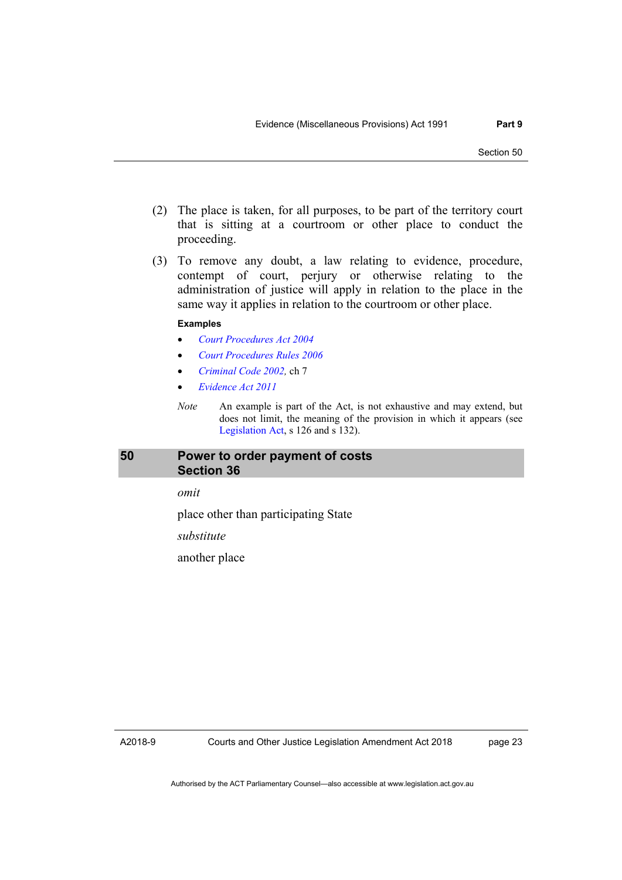(2) The place is taken, for all purposes, to be part of the territory court that is sitting at a courtroom or other place to conduct the proceeding.

(3) To remove any doubt, a law relating to evidence, procedure, contempt of court, perjury or otherwise relating to the administration of justice will apply in relation to the place in the same way it applies in relation to the courtroom or other place.

**Examples**

- *Court Procedures Act 2004*
- *Court Procedures Rules 2006*
- *Criminal Code 2002*, ch 7
- *Evidence Act 2011*

*Note* An example is part of the Act, is not exhaustive and may extend, but does not limit, the meaning of the provision in which it appears (see Legislation Act, s 126 and s 132).

## 50 Power to order payment of costs Section 36

*omit*

place other than participating State

*substitute*

another place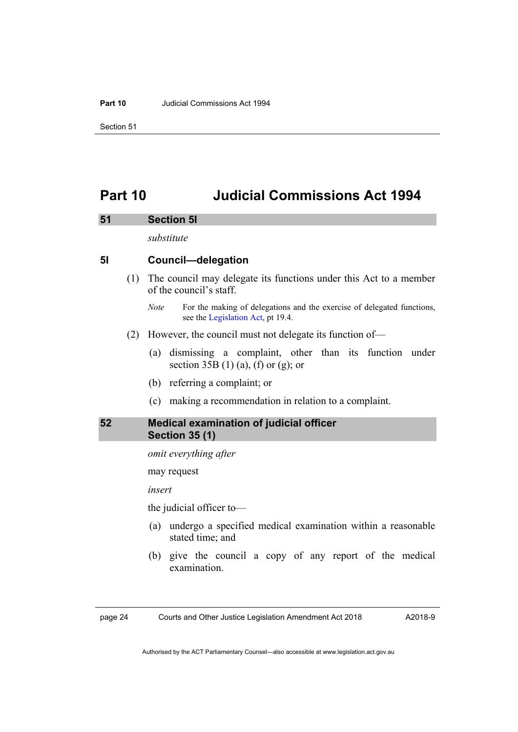# Part 10 Judicial Commissions Act 1994

## 51 Section 5I

*substitute*

### 5I Council—delegation

(1) The council may delegate its functions under this Act to a member of the council's staff.

*Note* For the making of delegations and the exercise of delegated functions, see the Legislation Act, pt 19.4.

(2) However, the council must not delegate its function of—

(a) dismissing a complaint, other than its function under section 35B (1) (a), (f) or (g); or

(b) referring a complaint; or

(c) making a recommendation in relation to a complaint.

## 52 Medical examination of judicial officer Section 35 (1)

*omit everything after*

may request

*insert*

the judicial officer to—

(a) undergo a specified medical examination within a reasonable stated time; and

(b) give the council a copy of any report of the medical examination.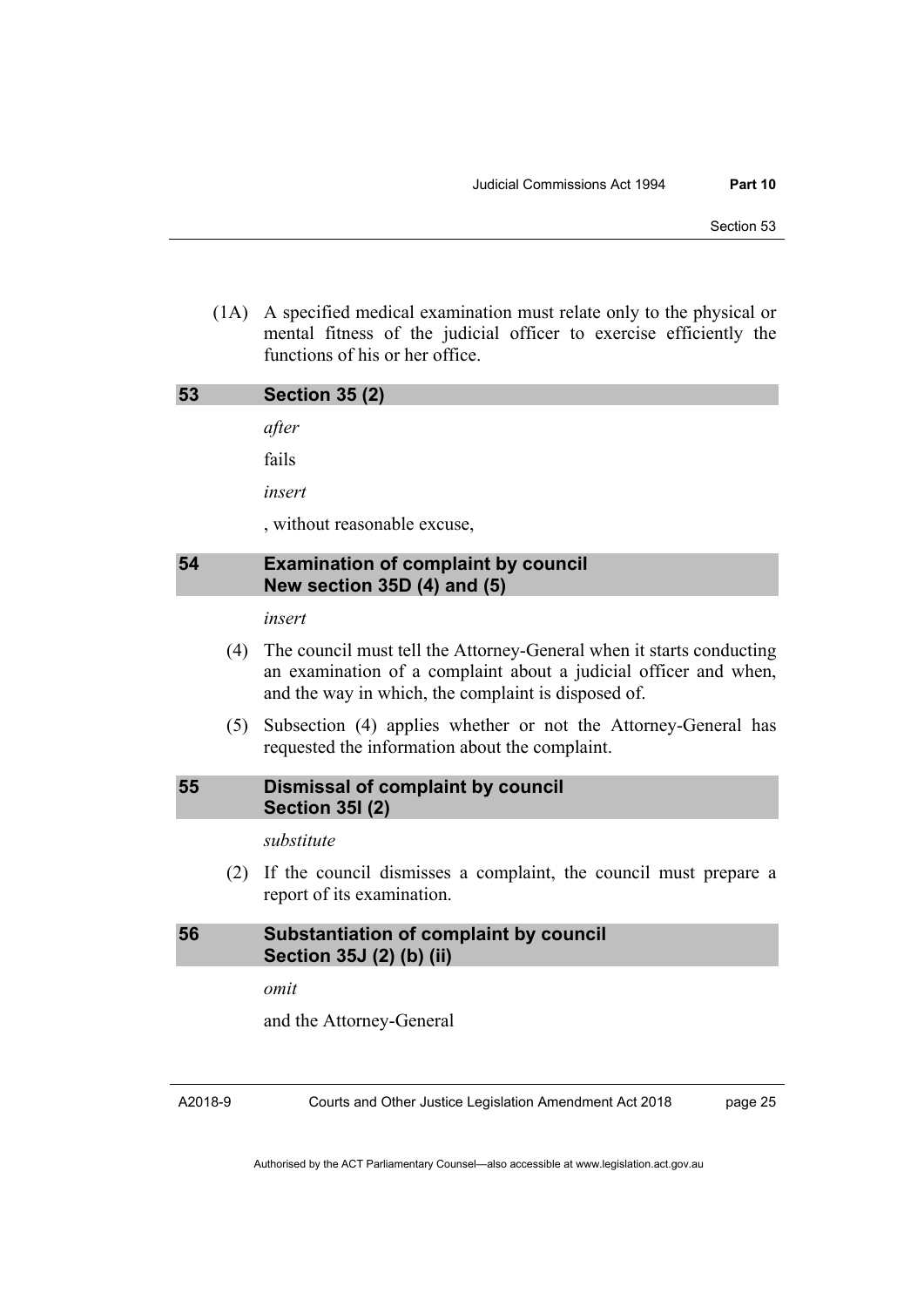(1A) A specified medical examination must relate only to the physical or mental fitness of the judicial officer to exercise efficiently the functions of his or her office.

### 53 Section 35 (2)

*after*

fails

*insert*

, without reasonable excuse,

### 54 Examination of complaint by council New section 35D (4) and (5)

*insert*

(4) The council must tell the Attorney-General when it starts conducting an examination of a complaint about a judicial officer and when, and the way in which, the complaint is disposed of.

(5) Subsection (4) applies whether or not the Attorney-General has requested the information about the complaint.

### 55 Dismissal of complaint by council Section 35I (2)

*substitute*

(2) If the council dismisses a complaint, the council must prepare a report of its examination.

### 56 Substantiation of complaint by council Section 35J (2) (b) (ii)

*omit*

and the Attorney-General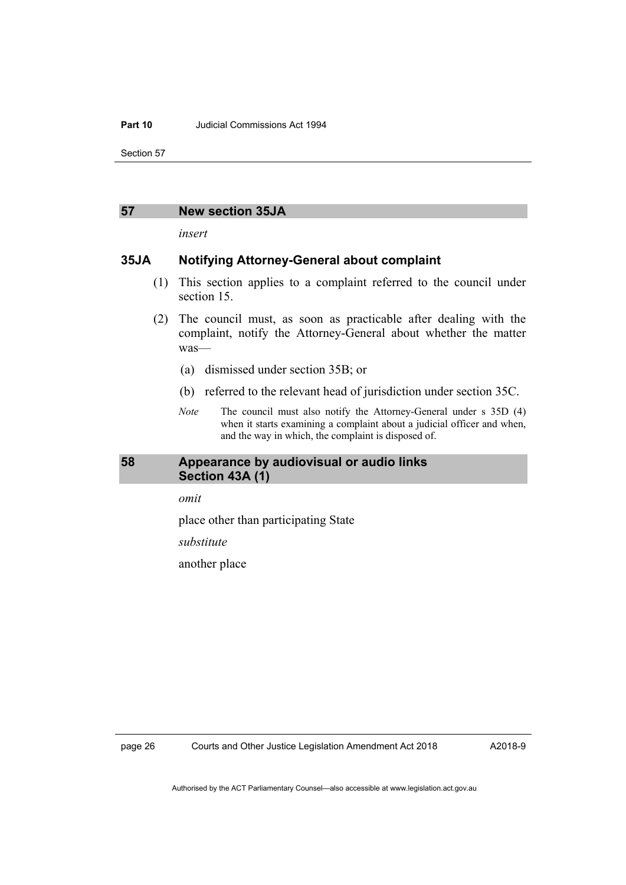## 57 New section 35JA

*insert*

### 35JA Notifying Attorney-General about complaint

(1) This section applies to a complaint referred to the council under section 15.

(2) The council must, as soon as practicable after dealing with the complaint, notify the Attorney-General about whether the matter was—

(a) dismissed under section 35B; or

(b) referred to the relevant head of jurisdiction under section 35C.

*Note* The council must also notify the Attorney-General under s 35D (4) when it starts examining a complaint about a judicial officer and when, and the way in which, the complaint is disposed of.

## 58 Appearance by audiovisual or audio links Section 43A (1)

*omit*

place other than participating State

*substitute*

another place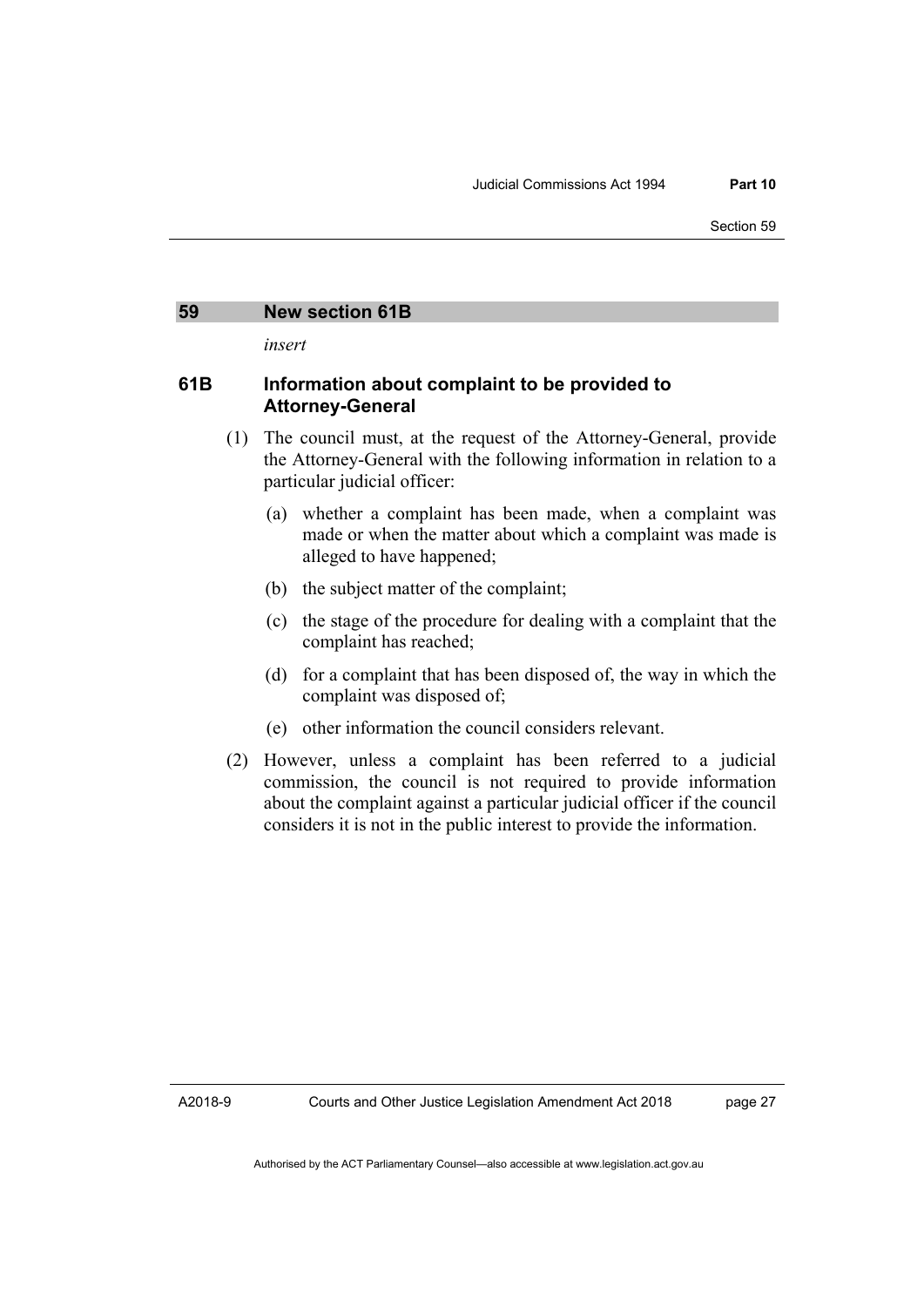## 59 New section 61B

*insert*

### 61B Information about complaint to be provided to Attorney-General

(1) The council must, at the request of the Attorney-General, provide the Attorney-General with the following information in relation to a particular judicial officer:

- (a) whether a complaint has been made, when a complaint was made or when the matter about which a complaint was made is alleged to have happened;
- (b) the subject matter of the complaint;
- (c) the stage of the procedure for dealing with a complaint that the complaint has reached;
- (d) for a complaint that has been disposed of, the way in which the complaint was disposed of;
- (e) other information the council considers relevant.

(2) However, unless a complaint has been referred to a judicial commission, the council is not required to provide information about the complaint against a particular judicial officer if the council considers it is not in the public interest to provide the information.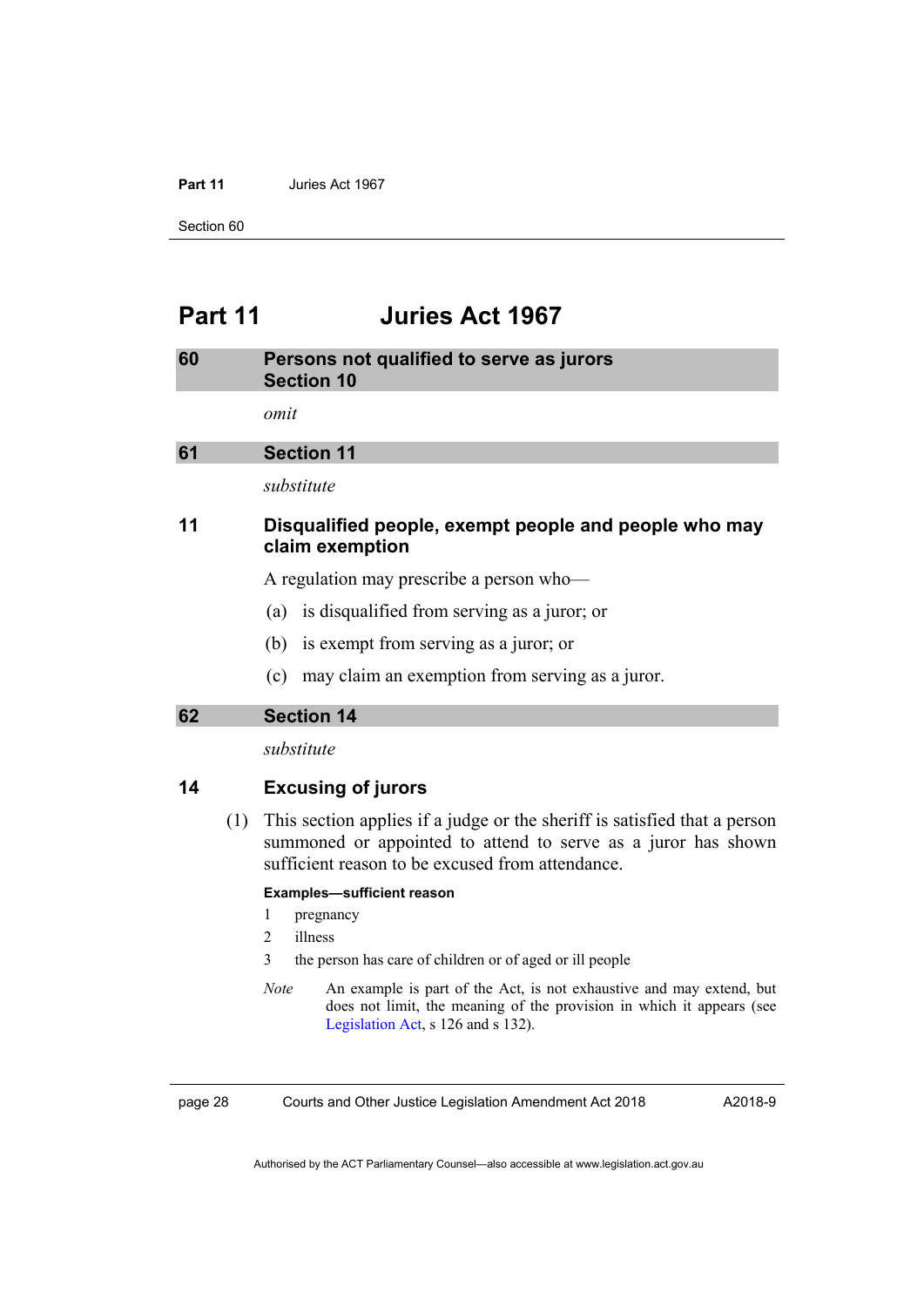# Part 11 Juries Act 1967

## 60 Persons not qualified to serve as jurors Section 10

*omit*

## 61 Section 11

*substitute*

### 11 Disqualified people, exempt people and people who may claim exemption

A regulation may prescribe a person who—

(a) is disqualified from serving as a juror; or

(b) is exempt from serving as a juror; or

(c) may claim an exemption from serving as a juror.

## 62 Section 14

*substitute*

### 14 Excusing of jurors

(1) This section applies if a judge or the sheriff is satisfied that a person summoned or appointed to attend to serve as a juror has shown sufficient reason to be excused from attendance.

**Examples—sufficient reason**

1 pregnancy

2 illness

3 the person has care of children or of aged or ill people

*Note* An example is part of the Act, is not exhaustive and may extend, but does not limit, the meaning of the provision in which it appears (see Legislation Act, s 126 and s 132).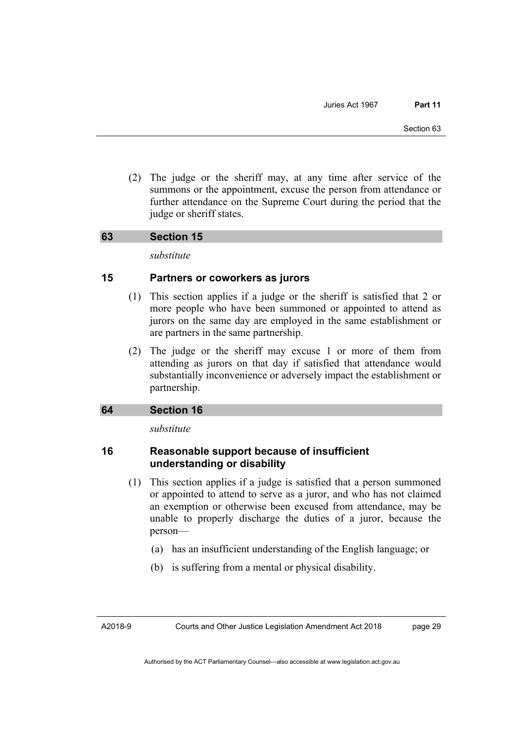(2) The judge or the sheriff may, at any time after service of the summons or the appointment, excuse the person from attendance or further attendance on the Supreme Court during the period that the judge or sheriff states.

## 63 Section 15

*substitute*

### 15 Partners or coworkers as jurors

(1) This section applies if a judge or the sheriff is satisfied that 2 or more people who have been summoned or appointed to attend as jurors on the same day are employed in the same establishment or are partners in the same partnership.

(2) The judge or the sheriff may excuse 1 or more of them from attending as jurors on that day if satisfied that attendance would substantially inconvenience or adversely impact the establishment or partnership.

## 64 Section 16

*substitute*

### 16 Reasonable support because of insufficient understanding or disability

(1) This section applies if a judge is satisfied that a person summoned or appointed to attend to serve as a juror, and who has not claimed an exemption or otherwise been excused from attendance, may be unable to properly discharge the duties of a juror, because the person—

(a) has an insufficient understanding of the English language; or

(b) is suffering from a mental or physical disability.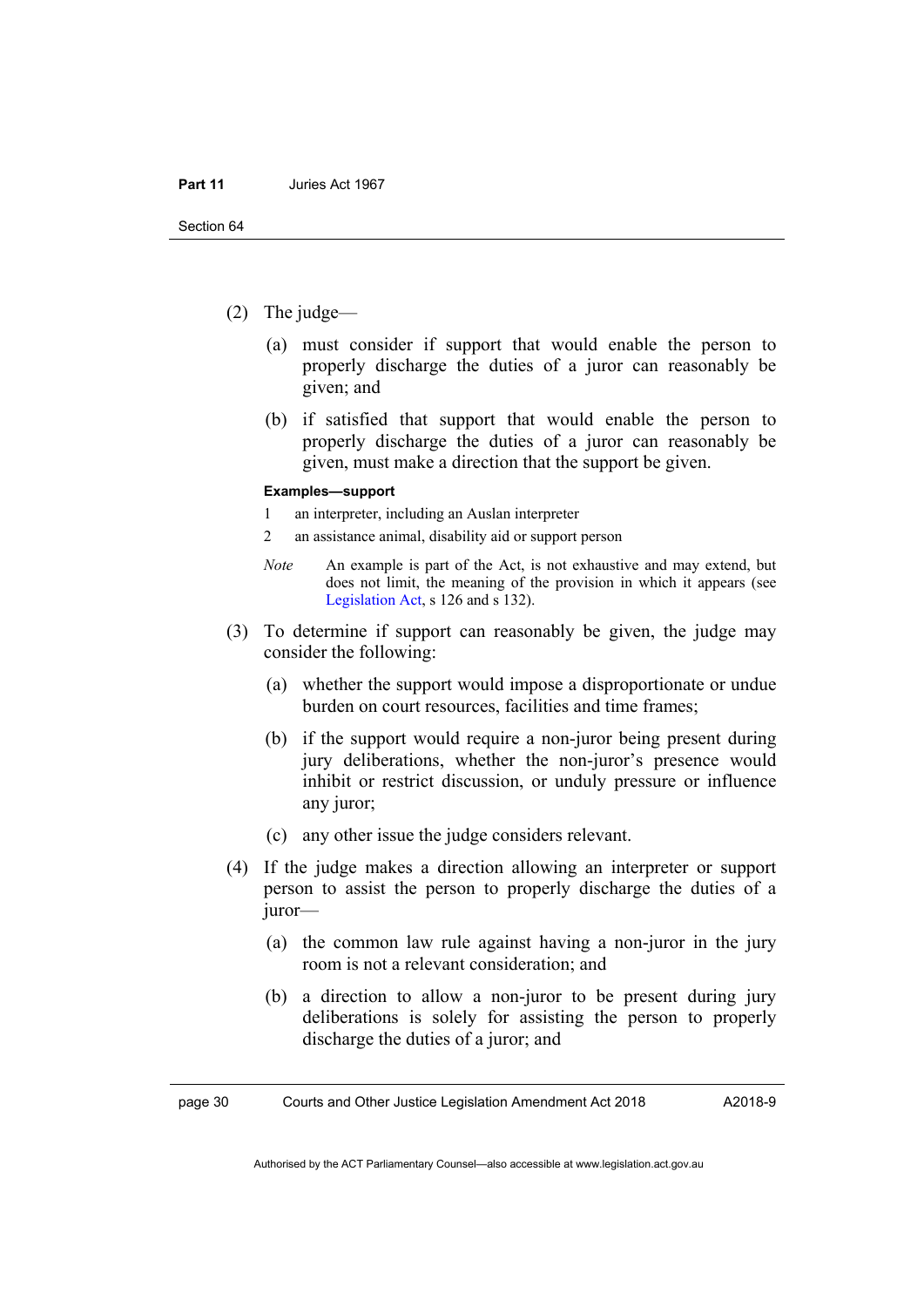(2) The judge—

(a) must consider if support that would enable the person to properly discharge the duties of a juror can reasonably be given; and

(b) if satisfied that support that would enable the person to properly discharge the duties of a juror can reasonably be given, must make a direction that the support be given.

**Examples—support**

1 an interpreter, including an Auslan interpreter

2 an assistance animal, disability aid or support person

*Note* An example is part of the Act, is not exhaustive and may extend, but does not limit, the meaning of the provision in which it appears (see Legislation Act, s 126 and s 132).

(3) To determine if support can reasonably be given, the judge may consider the following:

(a) whether the support would impose a disproportionate or undue burden on court resources, facilities and time frames;

(b) if the support would require a non-juror being present during jury deliberations, whether the non-juror's presence would inhibit or restrict discussion, or unduly pressure or influence any juror;

(c) any other issue the judge considers relevant.

(4) If the judge makes a direction allowing an interpreter or support person to assist the person to properly discharge the duties of a juror—

(a) the common law rule against having a non-juror in the jury room is not a relevant consideration; and

(b) a direction to allow a non-juror to be present during jury deliberations is solely for assisting the person to properly discharge the duties of a juror; and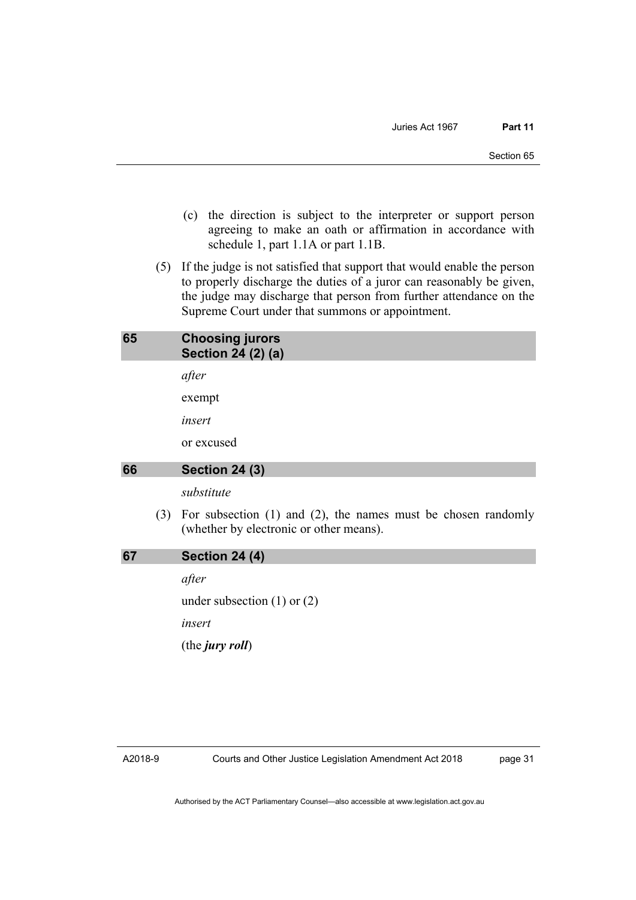(c) the direction is subject to the interpreter or support person agreeing to make an oath or affirmation in accordance with schedule 1, part 1.1A or part 1.1B.

(5) If the judge is not satisfied that support that would enable the person to properly discharge the duties of a juror can reasonably be given, the judge may discharge that person from further attendance on the Supreme Court under that summons or appointment.

## 65 Choosing jurors Section 24 (2) (a)

*after*

exempt

*insert*

or excused

## 66 Section 24 (3)

*substitute*

(3) For subsection (1) and (2), the names must be chosen randomly (whether by electronic or other means).

## 67 Section 24 (4)

*after*

under subsection (1) or (2)

*insert*

(the ***jury roll***)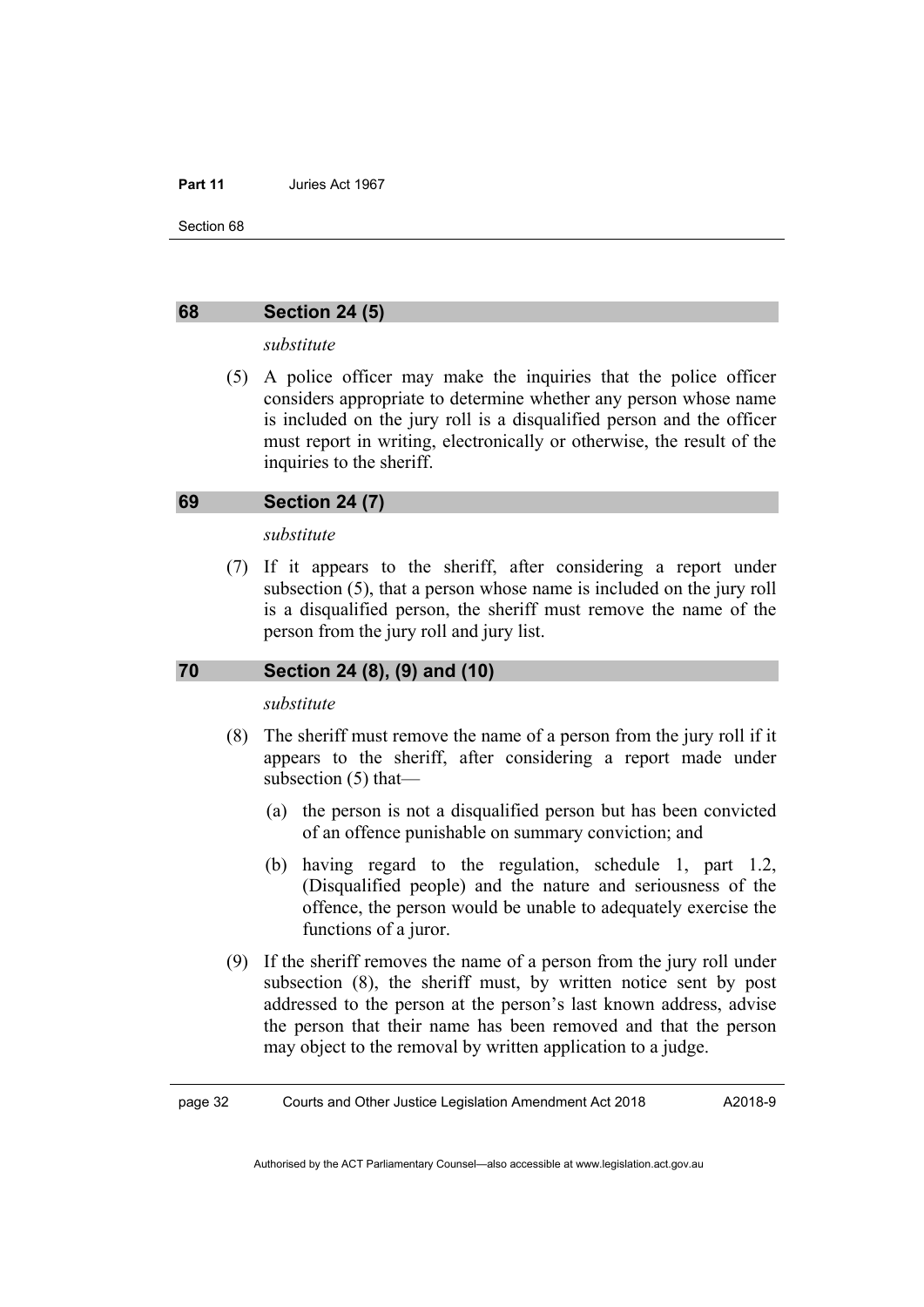## 68 Section 24 (5)

*substitute*

(5) A police officer may make the inquiries that the police officer considers appropriate to determine whether any person whose name is included on the jury roll is a disqualified person and the officer must report in writing, electronically or otherwise, the result of the inquiries to the sheriff.

## 69 Section 24 (7)

*substitute*

(7) If it appears to the sheriff, after considering a report under subsection (5), that a person whose name is included on the jury roll is a disqualified person, the sheriff must remove the name of the person from the jury roll and jury list.

## 70 Section 24 (8), (9) and (10)

*substitute*

(8) The sheriff must remove the name of a person from the jury roll if it appears to the sheriff, after considering a report made under subsection (5) that—

(a) the person is not a disqualified person but has been convicted of an offence punishable on summary conviction; and

(b) having regard to the regulation, schedule 1, part 1.2, (Disqualified people) and the nature and seriousness of the offence, the person would be unable to adequately exercise the functions of a juror.

(9) If the sheriff removes the name of a person from the jury roll under subsection (8), the sheriff must, by written notice sent by post addressed to the person at the person's last known address, advise the person that their name has been removed and that the person may object to the removal by written application to a judge.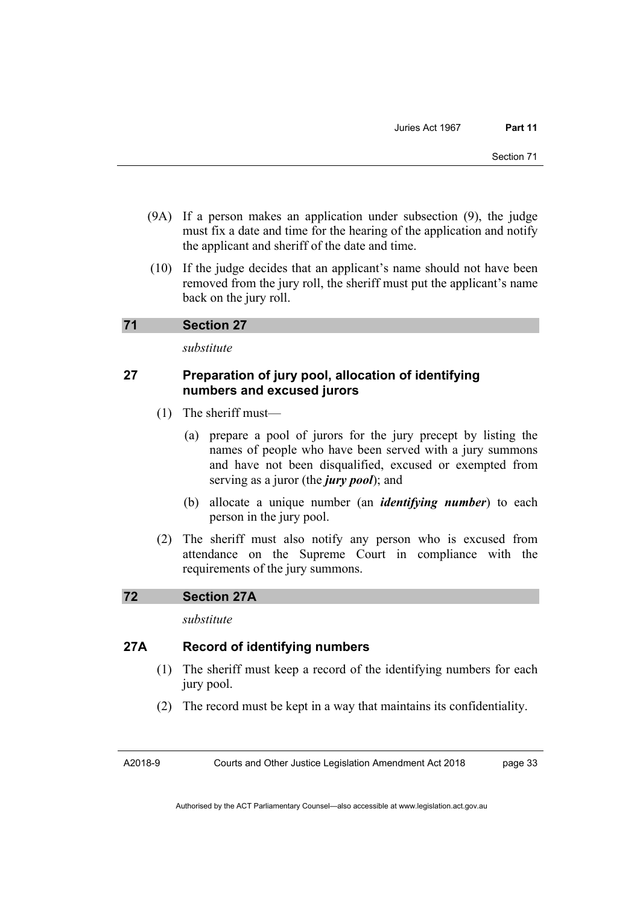(9A) If a person makes an application under subsection (9), the judge must fix a date and time for the hearing of the application and notify the applicant and sheriff of the date and time.

(10) If the judge decides that an applicant's name should not have been removed from the jury roll, the sheriff must put the applicant's name back on the jury roll.

## 71 Section 27

*substitute*

### 27 Preparation of jury pool, allocation of identifying numbers and excused jurors

(1) The sheriff must—

(a) prepare a pool of jurors for the jury precept by listing the names of people who have been served with a jury summons and have not been disqualified, excused or exempted from serving as a juror (the ***jury pool***); and

(b) allocate a unique number (an ***identifying number***) to each person in the jury pool.

(2) The sheriff must also notify any person who is excused from attendance on the Supreme Court in compliance with the requirements of the jury summons.

## 72 Section 27A

*substitute*

### 27A Record of identifying numbers

(1) The sheriff must keep a record of the identifying numbers for each jury pool.

(2) The record must be kept in a way that maintains its confidentiality.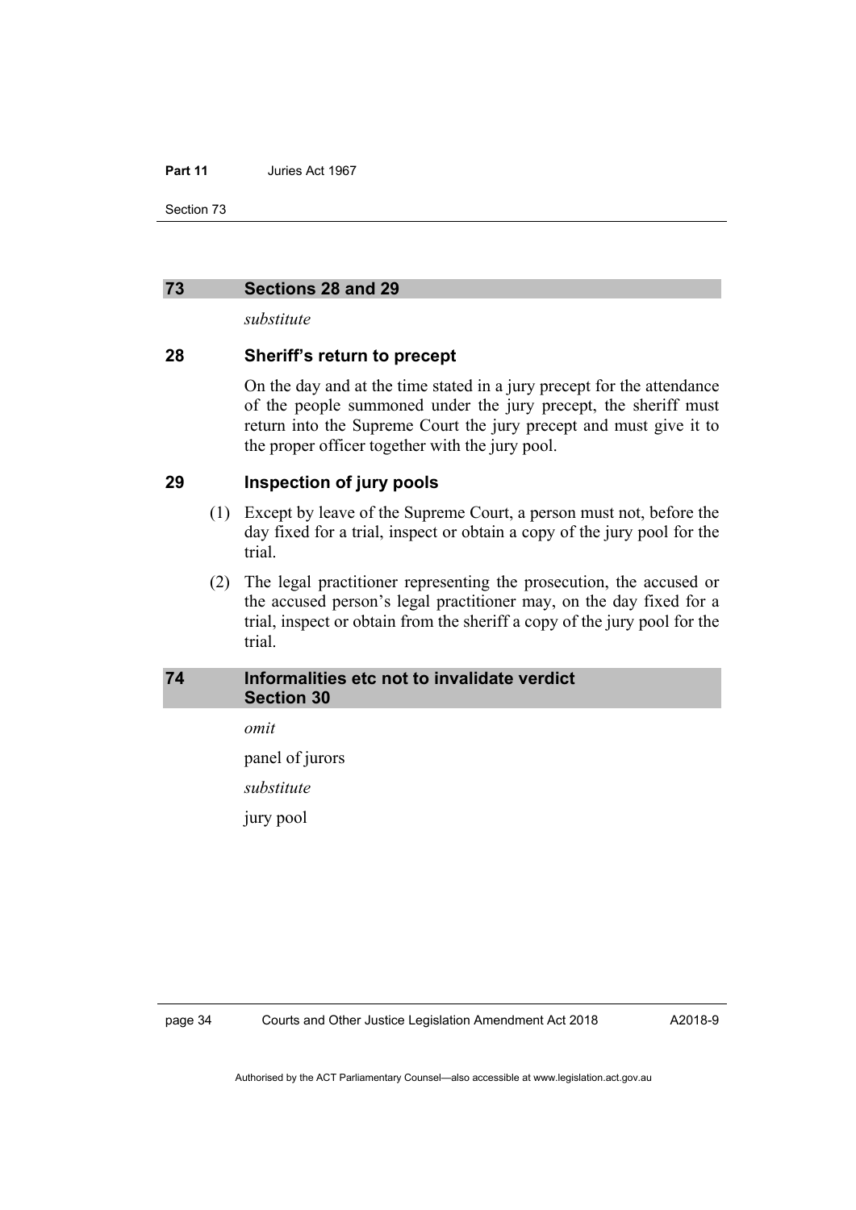## 73 Sections 28 and 29

*substitute*

### 28 Sheriff's return to precept

On the day and at the time stated in a jury precept for the attendance of the people summoned under the jury precept, the sheriff must return into the Supreme Court the jury precept and must give it to the proper officer together with the jury pool.

### 29 Inspection of jury pools

(1) Except by leave of the Supreme Court, a person must not, before the day fixed for a trial, inspect or obtain a copy of the jury pool for the trial.

(2) The legal practitioner representing the prosecution, the accused or the accused person's legal practitioner may, on the day fixed for a trial, inspect or obtain from the sheriff a copy of the jury pool for the trial.

## 74 Informalities etc not to invalidate verdict Section 30

*omit*

panel of jurors

*substitute*

jury pool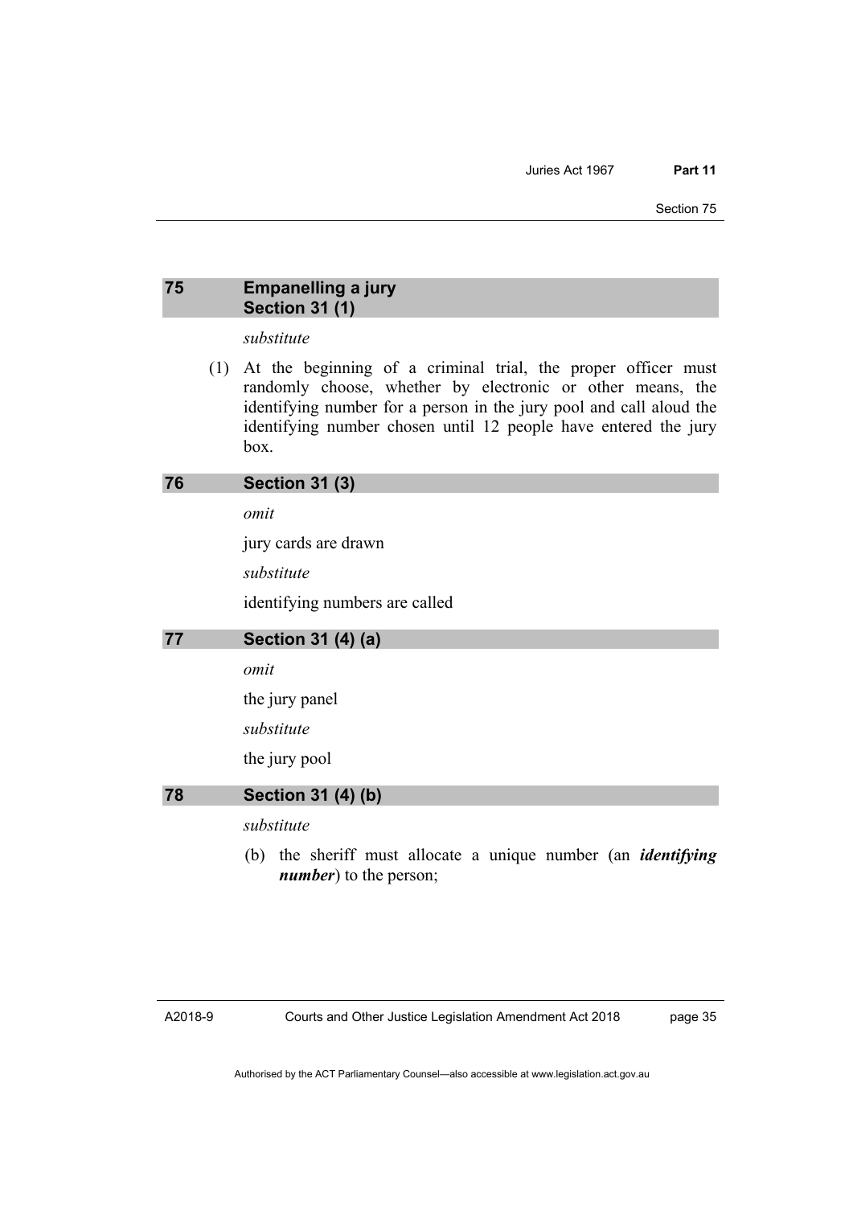## 75 Empanelling a jury
## Section 31 (1)

*substitute*

(1) At the beginning of a criminal trial, the proper officer must randomly choose, whether by electronic or other means, the identifying number for a person in the jury pool and call aloud the identifying number chosen until 12 people have entered the jury box.

## 76 Section 31 (3)

*omit*

jury cards are drawn

*substitute*

identifying numbers are called

## 77 Section 31 (4) (a)

*omit*

the jury panel

*substitute*

the jury pool

## 78 Section 31 (4) (b)

*substitute*

(b) the sheriff must allocate a unique number (an ***identifying number***) to the person;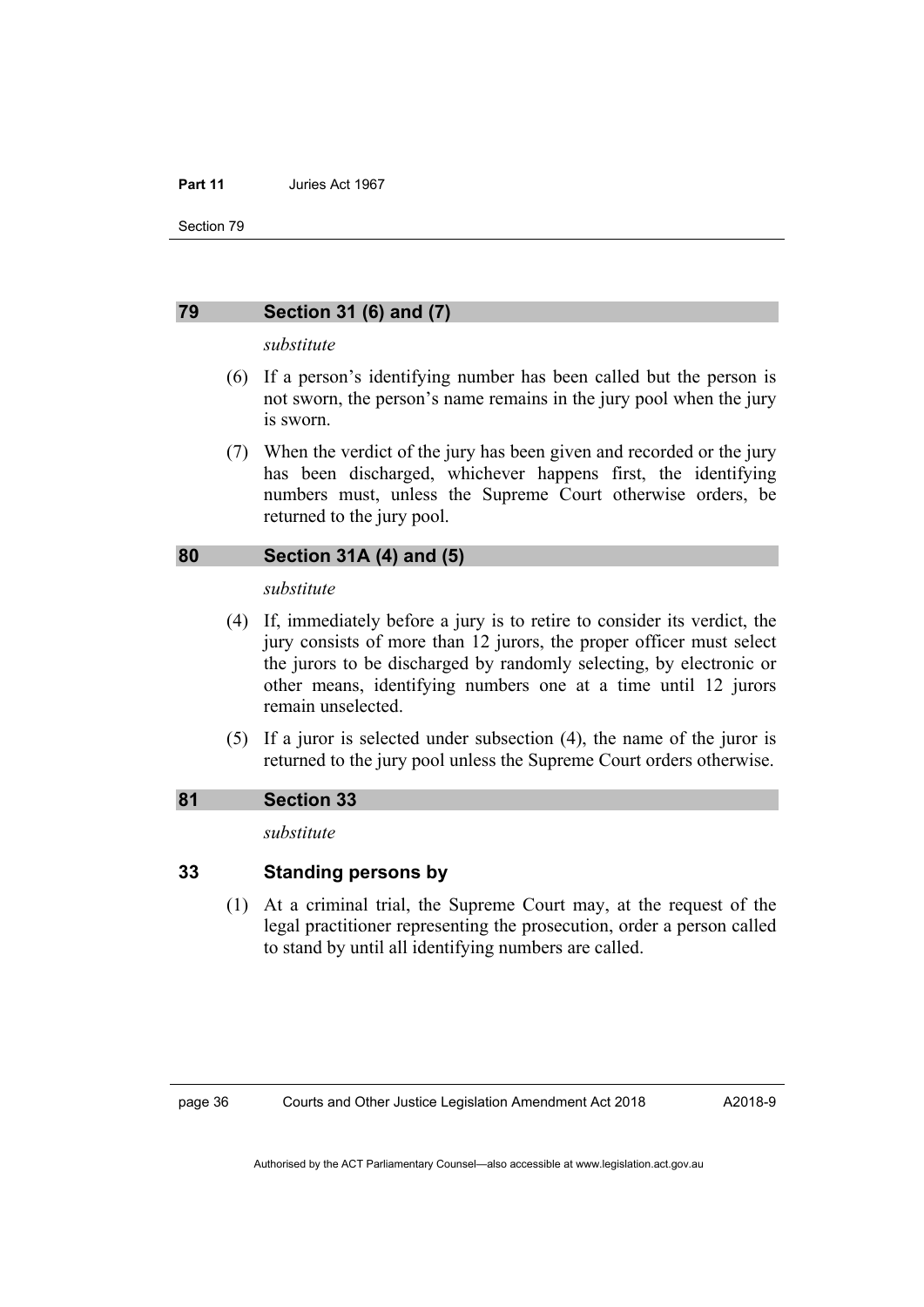## 79 Section 31 (6) and (7)

*substitute*

(6) If a person's identifying number has been called but the person is not sworn, the person's name remains in the jury pool when the jury is sworn.

(7) When the verdict of the jury has been given and recorded or the jury has been discharged, whichever happens first, the identifying numbers must, unless the Supreme Court otherwise orders, be returned to the jury pool.

## 80 Section 31A (4) and (5)

*substitute*

(4) If, immediately before a jury is to retire to consider its verdict, the jury consists of more than 12 jurors, the proper officer must select the jurors to be discharged by randomly selecting, by electronic or other means, identifying numbers one at a time until 12 jurors remain unselected.

(5) If a juror is selected under subsection (4), the name of the juror is returned to the jury pool unless the Supreme Court orders otherwise.

## 81 Section 33

*substitute*

### 33 Standing persons by

(1) At a criminal trial, the Supreme Court may, at the request of the legal practitioner representing the prosecution, order a person called to stand by until all identifying numbers are called.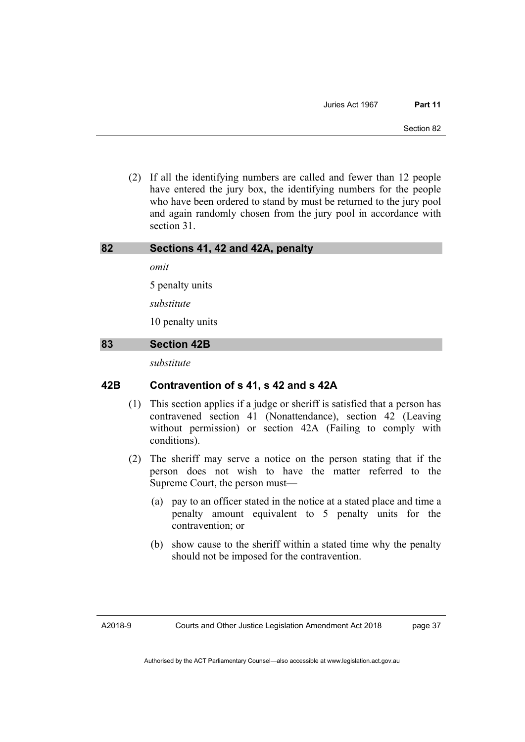(2) If all the identifying numbers are called and fewer than 12 people have entered the jury box, the identifying numbers for the people who have been ordered to stand by must be returned to the jury pool and again randomly chosen from the jury pool in accordance with section 31.

## 82 Sections 41, 42 and 42A, penalty

*omit*

5 penalty units

*substitute*

10 penalty units

## 83 Section 42B

*substitute*

### 42B Contravention of s 41, s 42 and s 42A

(1) This section applies if a judge or sheriff is satisfied that a person has contravened section 41 (Nonattendance), section 42 (Leaving without permission) or section 42A (Failing to comply with conditions).

(2) The sheriff may serve a notice on the person stating that if the person does not wish to have the matter referred to the Supreme Court, the person must—

(a) pay to an officer stated in the notice at a stated place and time a penalty amount equivalent to 5 penalty units for the contravention; or

(b) show cause to the sheriff within a stated time why the penalty should not be imposed for the contravention.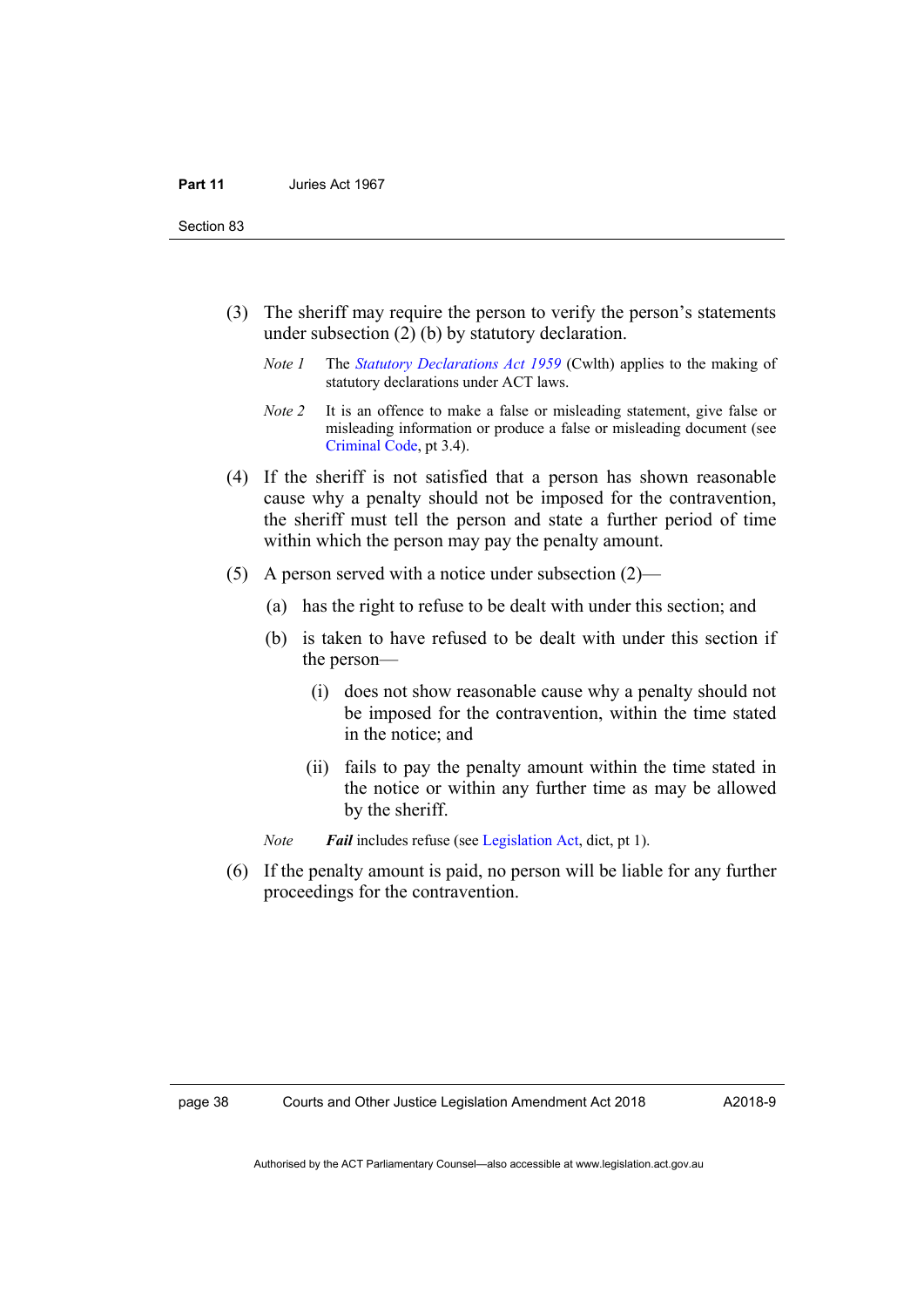(3) The sheriff may require the person to verify the person's statements under subsection (2) (b) by statutory declaration.

*Note 1* The *Statutory Declarations Act 1959* (Cwlth) applies to the making of statutory declarations under ACT laws.

*Note 2* It is an offence to make a false or misleading statement, give false or misleading information or produce a false or misleading document (see Criminal Code, pt 3.4).

(4) If the sheriff is not satisfied that a person has shown reasonable cause why a penalty should not be imposed for the contravention, the sheriff must tell the person and state a further period of time within which the person may pay the penalty amount.

(5) A person served with a notice under subsection (2)—

(a) has the right to refuse to be dealt with under this section; and

(b) is taken to have refused to be dealt with under this section if the person—

(i) does not show reasonable cause why a penalty should not be imposed for the contravention, within the time stated in the notice; and

(ii) fails to pay the penalty amount within the time stated in the notice or within any further time as may be allowed by the sheriff.

*Note* ***Fail*** includes refuse (see Legislation Act, dict, pt 1).

(6) If the penalty amount is paid, no person will be liable for any further proceedings for the contravention.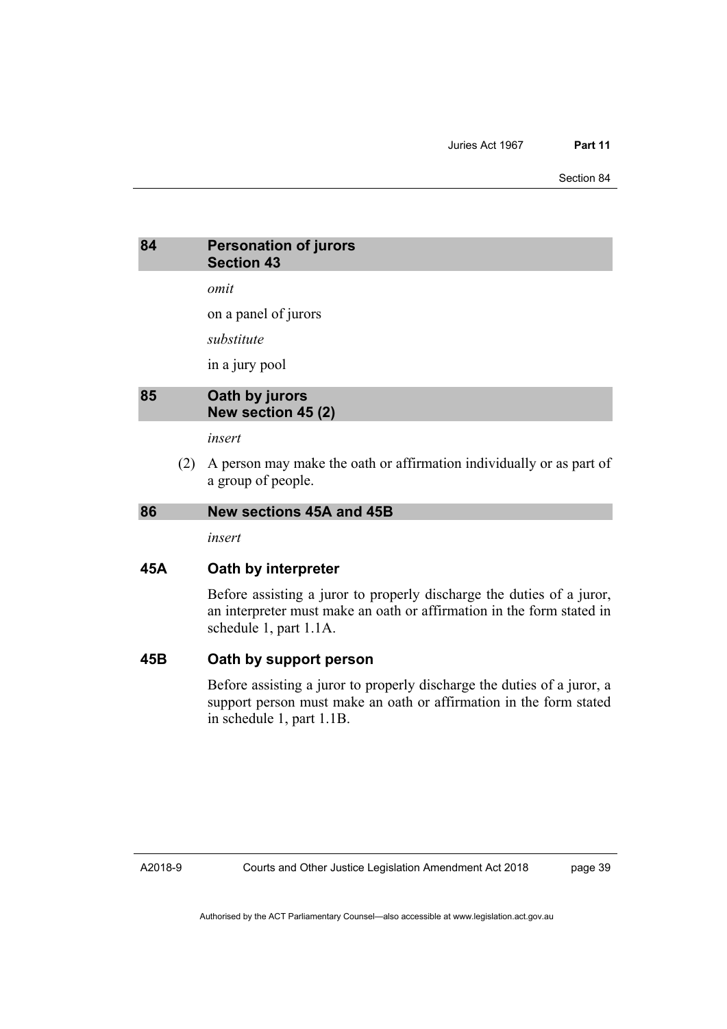## 84 Personation of jurors
## Section 43

*omit*

on a panel of jurors

*substitute*

in a jury pool

## 85 Oath by jurors
## New section 45 (2)

*insert*

(2) A person may make the oath or affirmation individually or as part of a group of people.

## 86 New sections 45A and 45B

*insert*

### 45A Oath by interpreter

Before assisting a juror to properly discharge the duties of a juror, an interpreter must make an oath or affirmation in the form stated in schedule 1, part 1.1A.

### 45B Oath by support person

Before assisting a juror to properly discharge the duties of a juror, a support person must make an oath or affirmation in the form stated in schedule 1, part 1.1B.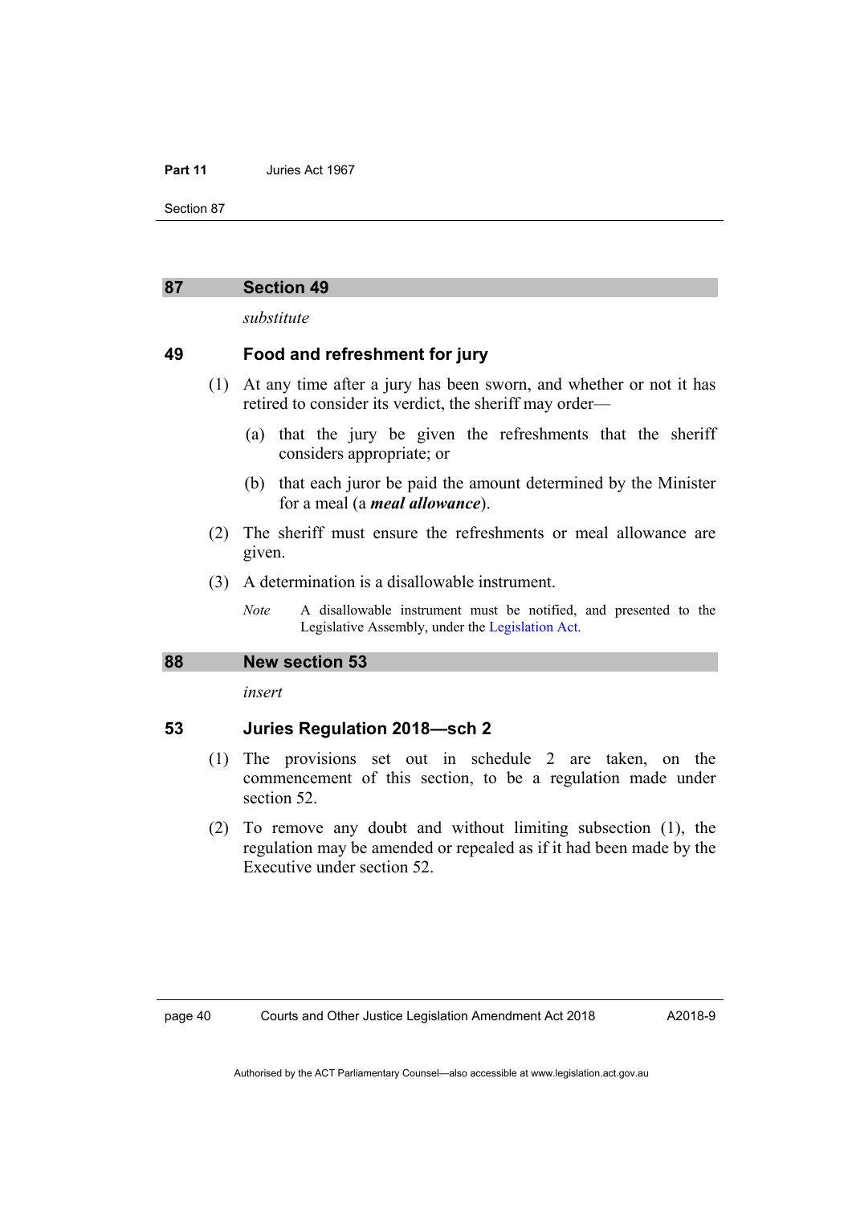## 87 Section 49

*substitute*

### 49 Food and refreshment for jury

(1) At any time after a jury has been sworn, and whether or not it has retired to consider its verdict, the sheriff may order—

(a) that the jury be given the refreshments that the sheriff considers appropriate; or

(b) that each juror be paid the amount determined by the Minister for a meal (a ***meal allowance***).

(2) The sheriff must ensure the refreshments or meal allowance are given.

(3) A determination is a disallowable instrument.

*Note* A disallowable instrument must be notified, and presented to the Legislative Assembly, under the Legislation Act.

## 88 New section 53

*insert*

### 53 Juries Regulation 2018—sch 2

(1) The provisions set out in schedule 2 are taken, on the commencement of this section, to be a regulation made under section 52.

(2) To remove any doubt and without limiting subsection (1), the regulation may be amended or repealed as if it had been made by the Executive under section 52.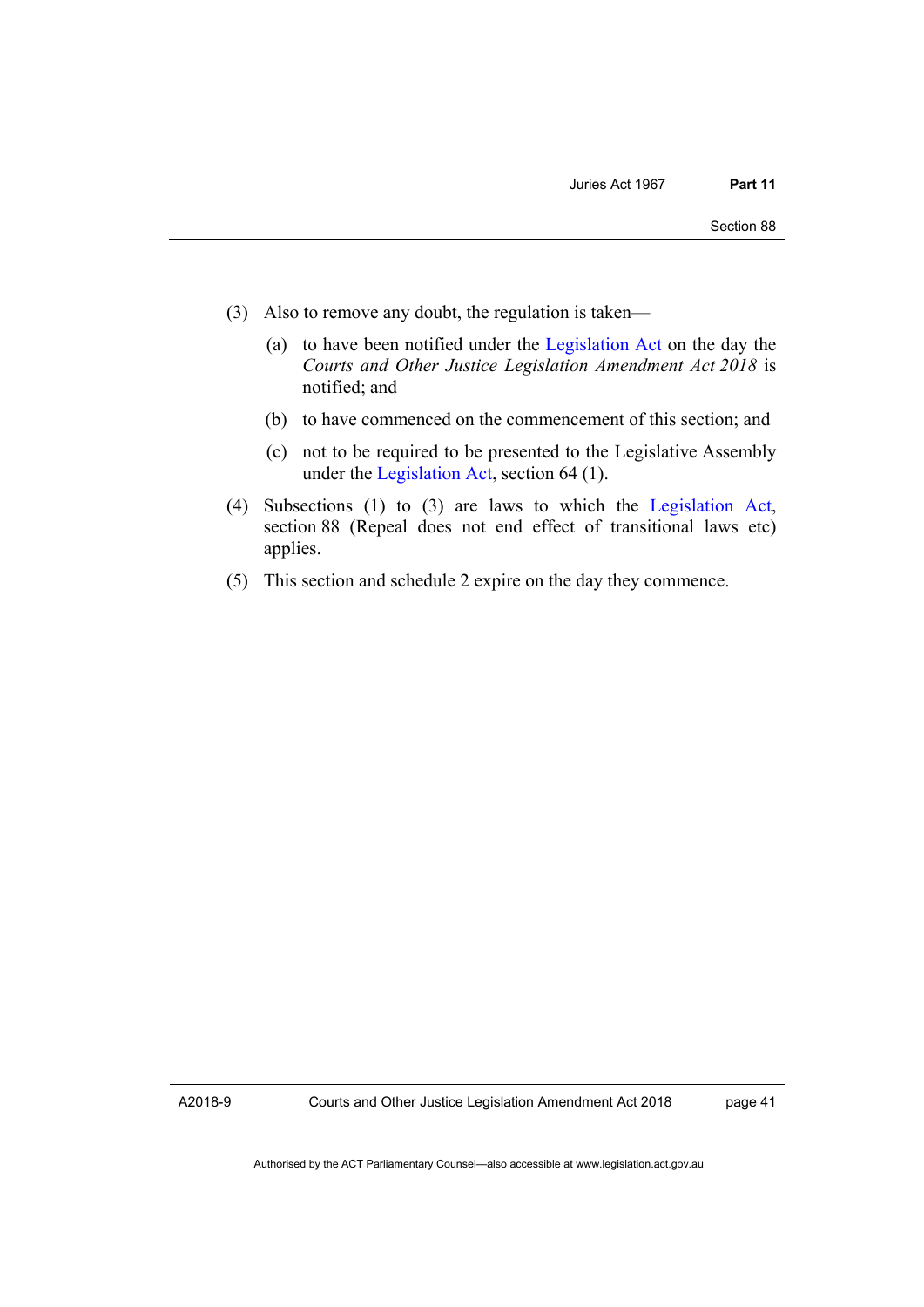(3) Also to remove any doubt, the regulation is taken—

(a) to have been notified under the Legislation Act on the day the *Courts and Other Justice Legislation Amendment Act 2018* is notified; and

(b) to have commenced on the commencement of this section; and

(c) not to be required to be presented to the Legislative Assembly under the Legislation Act, section 64 (1).

(4) Subsections (1) to (3) are laws to which the Legislation Act, section 88 (Repeal does not end effect of transitional laws etc) applies.

(5) This section and schedule 2 expire on the day they commence.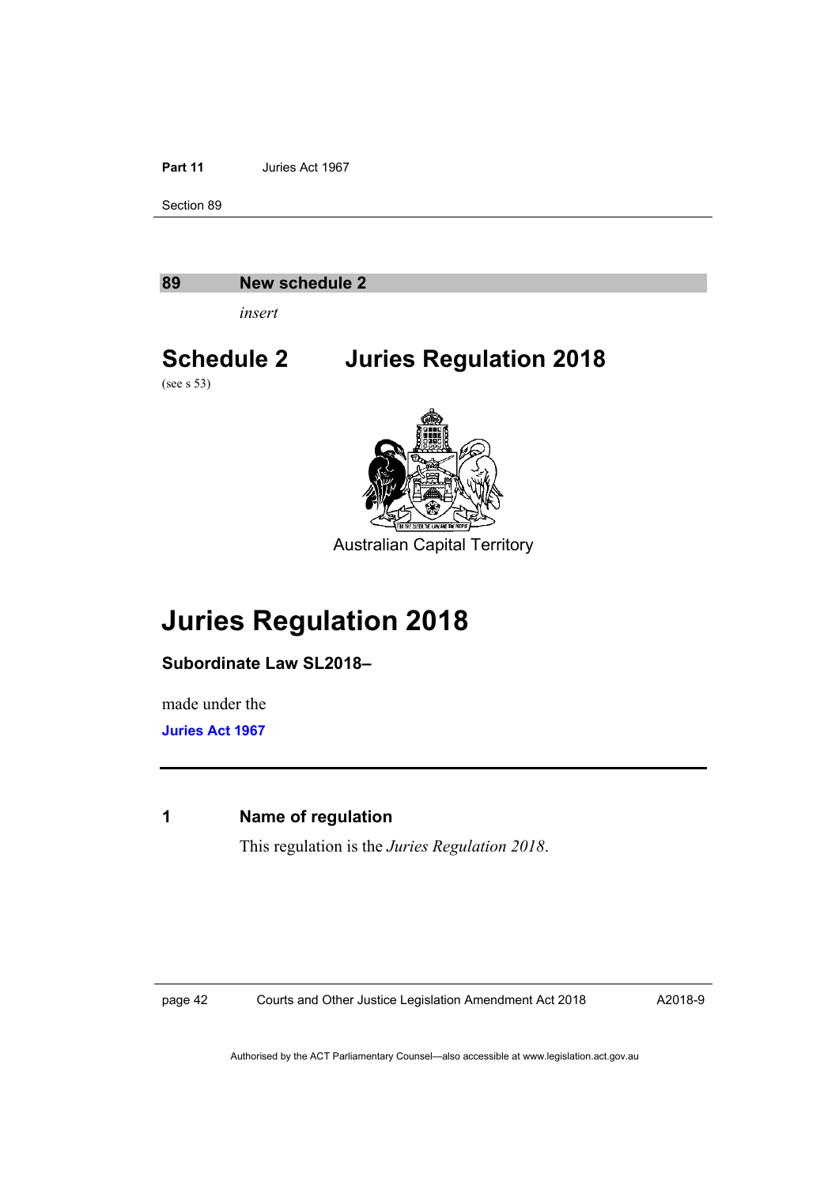## 89 New schedule 2

*insert*

# Schedule 2 Juries Regulation 2018

(see s 53)

Australian Capital Territory

# Juries Regulation 2018

**Subordinate Law SL2018–**

made under the

**Juries Act 1967**

### 1 Name of regulation

This regulation is the *Juries Regulation 2018*.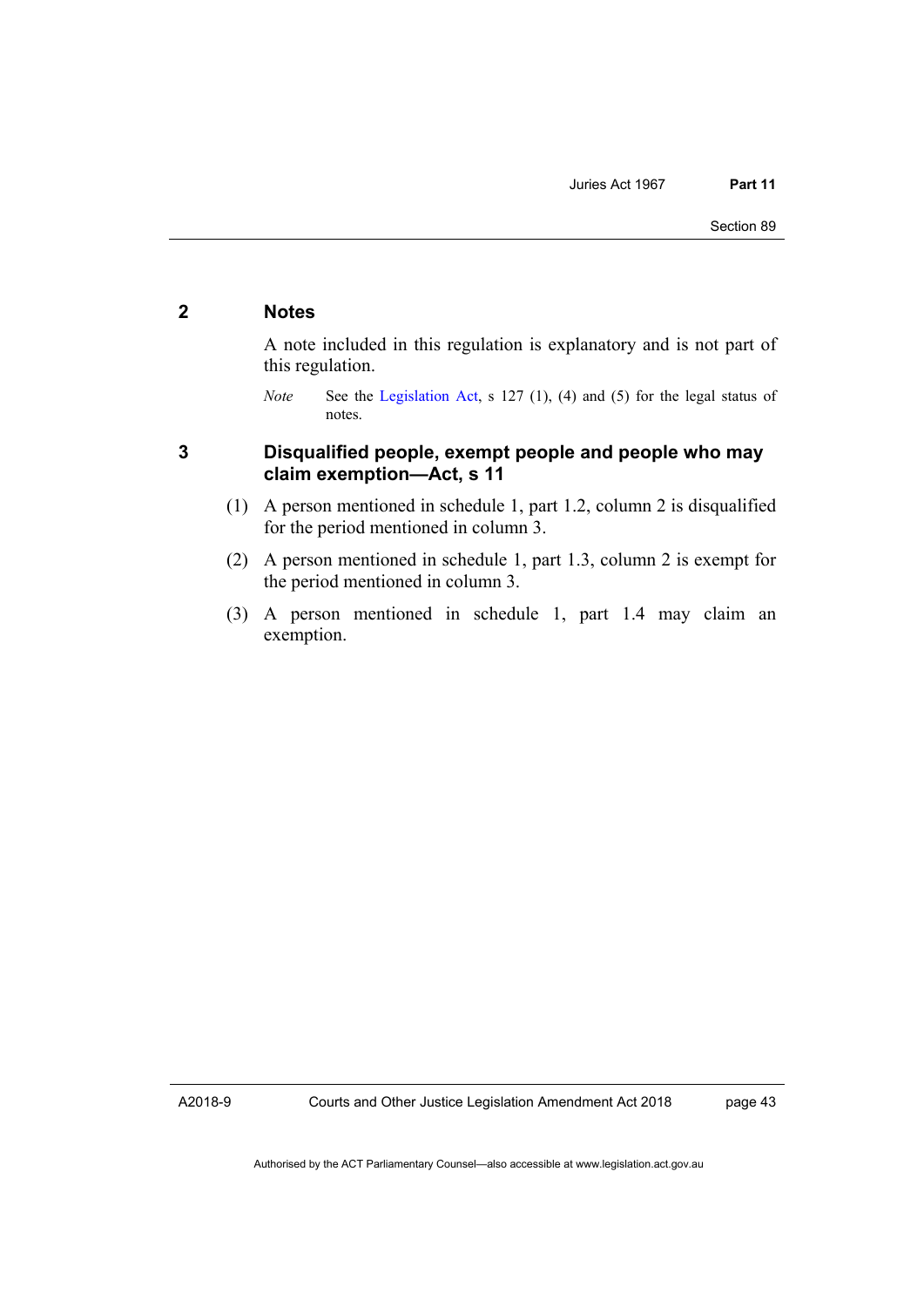## 2 Notes

A note included in this regulation is explanatory and is not part of this regulation.

*Note* See the Legislation Act, s 127 (1), (4) and (5) for the legal status of notes.

## 3 Disqualified people, exempt people and people who may claim exemption—Act, s 11

(1) A person mentioned in schedule 1, part 1.2, column 2 is disqualified for the period mentioned in column 3.

(2) A person mentioned in schedule 1, part 1.3, column 2 is exempt for the period mentioned in column 3.

(3) A person mentioned in schedule 1, part 1.4 may claim an exemption.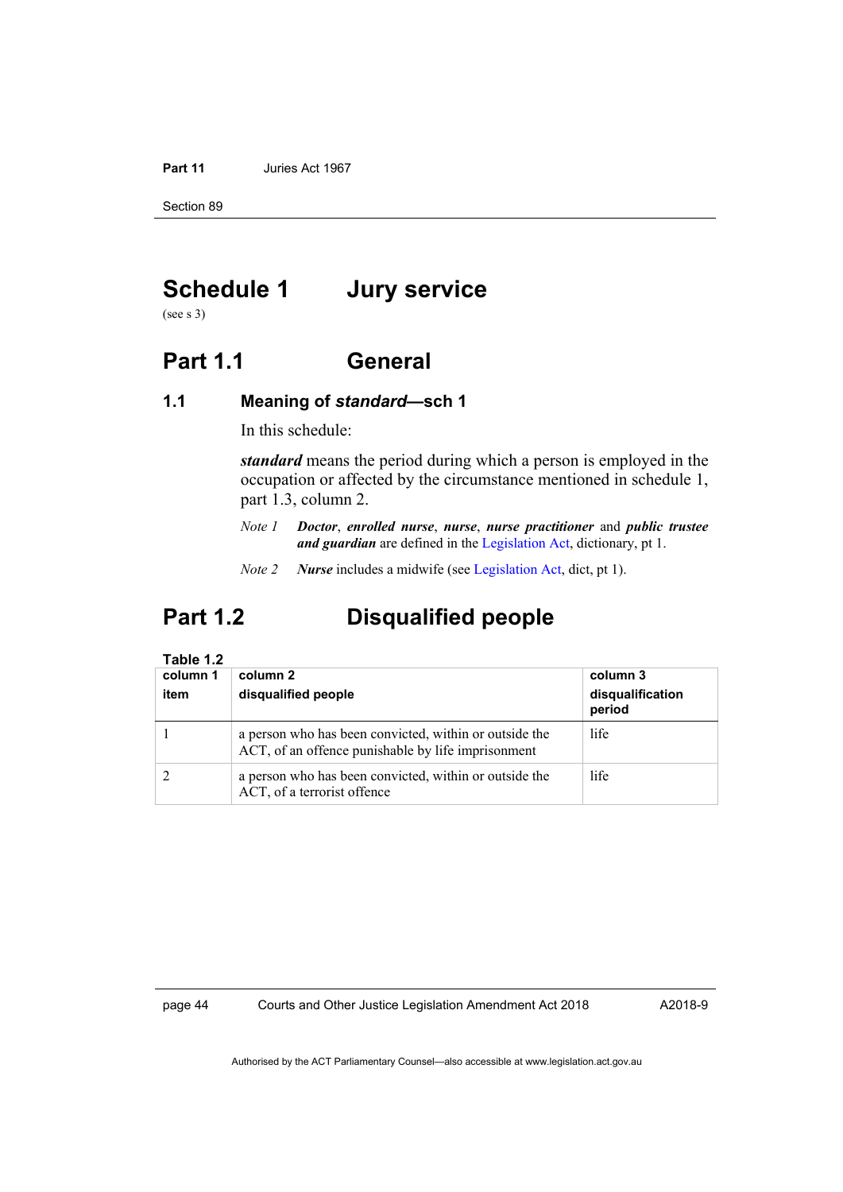# Schedule 1 Jury service

(see s 3)

## Part 1.1 General

### 1.1 Meaning of *standard*—sch 1

In this schedule:

***standard*** means the period during which a person is employed in the occupation or affected by the circumstance mentioned in schedule 1, part 1.3, column 2.

*Note 1* ***Doctor***, ***enrolled nurse***, ***nurse***, ***nurse practitioner*** and ***public trustee and guardian*** are defined in the Legislation Act, dictionary, pt 1.

*Note 2* ***Nurse*** includes a midwife (see Legislation Act, dict, pt 1).

## Part 1.2 Disqualified people

**Table 1.2**

| column 1 item | column 2 disqualified people | column 3 disqualification period |
|---|---|---|
| 1 | a person who has been convicted, within or outside the ACT, of an offence punishable by life imprisonment | life |
| 2 | a person who has been convicted, within or outside the ACT, of a terrorist offence | life |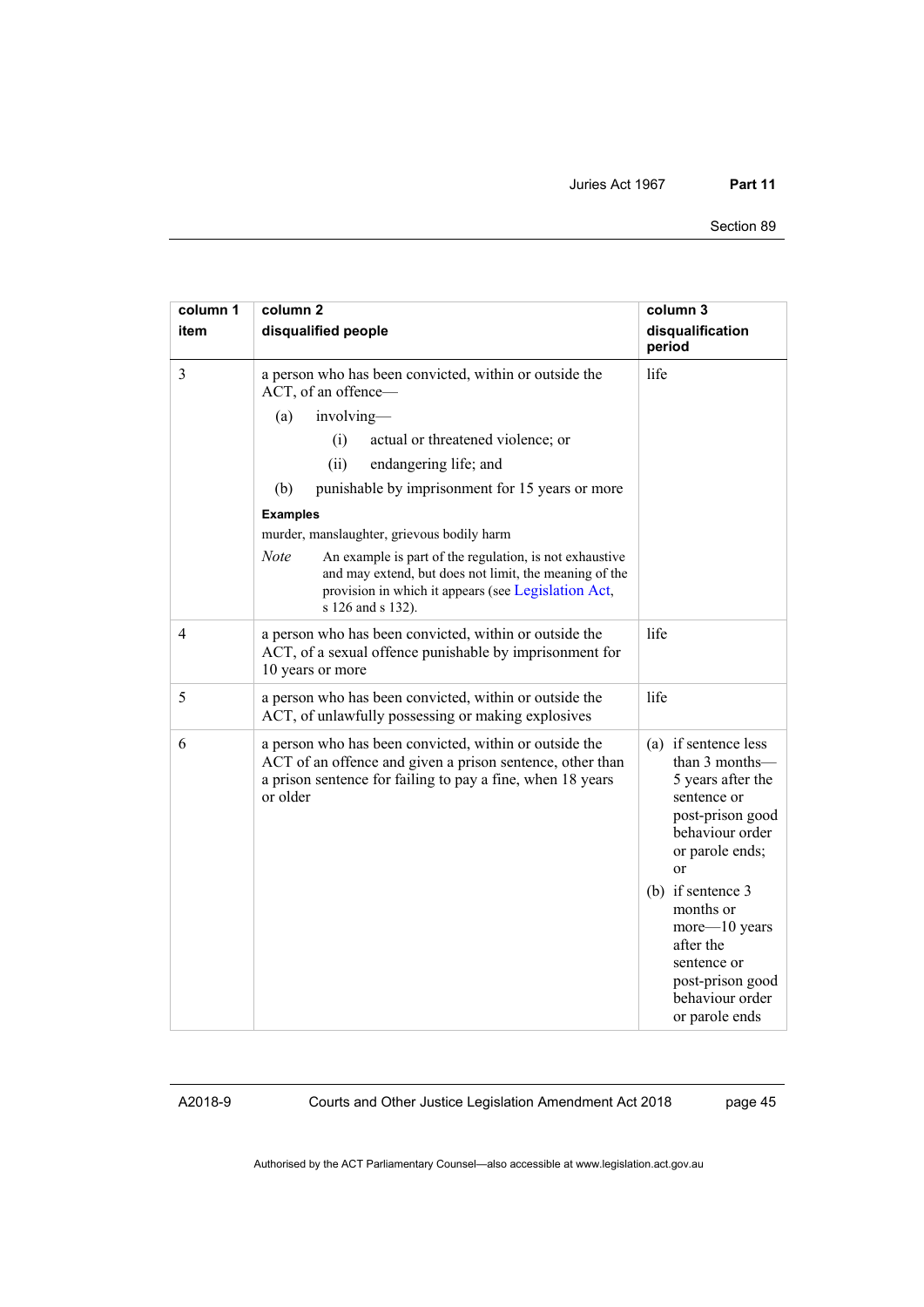| column 1<br>item | column 2<br>disqualified people | column 3<br>disqualification period |
|---|---|---|
| 3 | a person who has been convicted, within or outside the ACT, of an offence—<br>(a) involving—<br>(i) actual or threatened violence; or<br>(ii) endangering life; and<br>(b) punishable by imprisonment for 15 years or more<br>**Examples**<br>murder, manslaughter, grievous bodily harm<br>*Note* An example is part of the regulation, is not exhaustive and may extend, but does not limit, the meaning of the provision in which it appears (see Legislation Act, s 126 and s 132). | life |
| 4 | a person who has been convicted, within or outside the ACT, of a sexual offence punishable by imprisonment for 10 years or more | life |
| 5 | a person who has been convicted, within or outside the ACT, of unlawfully possessing or making explosives | life |
| 6 | a person who has been convicted, within or outside the ACT of an offence and given a prison sentence, other than a prison sentence for failing to pay a fine, when 18 years or older | (a) if sentence less than 3 months—5 years after the sentence or post-prison good behaviour order or parole ends; or<br>(b) if sentence 3 months or more—10 years after the sentence or post-prison good behaviour order or parole ends |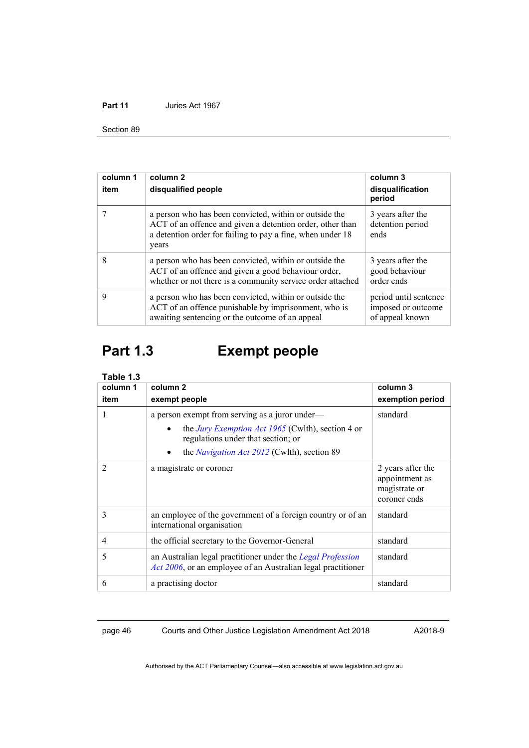| column 1<br>item | column 2<br>disqualified people | column 3<br>disqualification period |
|---|---|---|
| 7 | a person who has been convicted, within or outside the ACT of an offence and given a detention order, other than a detention order for failing to pay a fine, when under 18 years | 3 years after the detention period ends |
| 8 | a person who has been convicted, within or outside the ACT of an offence and given a good behaviour order, whether or not there is a community service order attached | 3 years after the good behaviour order ends |
| 9 | a person who has been convicted, within or outside the ACT of an offence punishable by imprisonment, who is awaiting sentencing or the outcome of an appeal | period until sentence imposed or outcome of appeal known |

# Part 1.3 Exempt people

**Table 1.3**

| column 1<br>item | column 2<br>exempt people | column 3<br>exemption period |
|---|---|---|
| 1 | a person exempt from serving as a juror under—<br>• the *Jury Exemption Act 1965* (Cwlth), section 4 or regulations under that section; or<br>• the *Navigation Act 2012* (Cwlth), section 89 | standard |
| 2 | a magistrate or coroner | 2 years after the appointment as magistrate or coroner ends |
| 3 | an employee of the government of a foreign country or of an international organisation | standard |
| 4 | the official secretary to the Governor-General | standard |
| 5 | an Australian legal practitioner under the *Legal Profession Act 2006*, or an employee of an Australian legal practitioner | standard |
| 6 | a practising doctor | standard |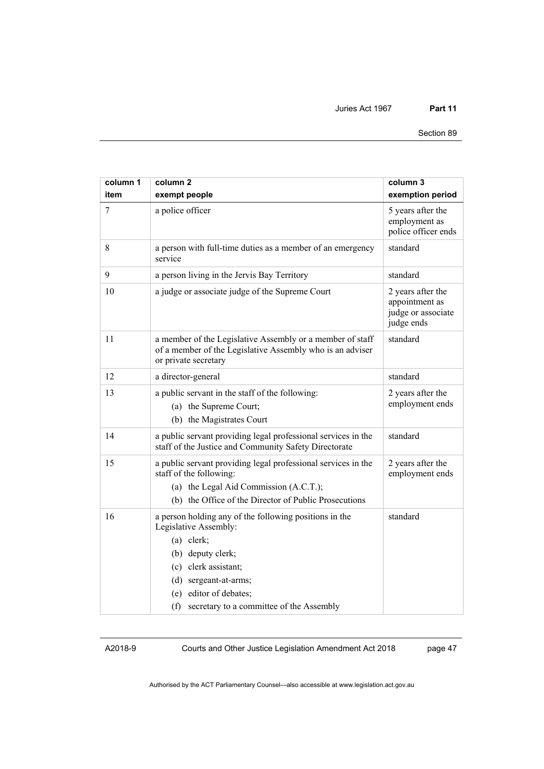| column 1<br>item | column 2<br>exempt people | column 3<br>exemption period |
|---|---|---|
| 7 | a police officer | 5 years after the employment as police officer ends |
| 8 | a person with full-time duties as a member of an emergency service | standard |
| 9 | a person living in the Jervis Bay Territory | standard |
| 10 | a judge or associate judge of the Supreme Court | 2 years after the appointment as judge or associate judge ends |
| 11 | a member of the Legislative Assembly or a member of staff of a member of the Legislative Assembly who is an adviser or private secretary | standard |
| 12 | a director-general | standard |
| 13 | a public servant in the staff of the following:<br>(a) the Supreme Court;<br>(b) the Magistrates Court | 2 years after the employment ends |
| 14 | a public servant providing legal professional services in the staff of the Justice and Community Safety Directorate | standard |
| 15 | a public servant providing legal professional services in the staff of the following:<br>(a) the Legal Aid Commission (A.C.T.);<br>(b) the Office of the Director of Public Prosecutions | 2 years after the employment ends |
| 16 | a person holding any of the following positions in the Legislative Assembly:<br>(a) clerk;<br>(b) deputy clerk;<br>(c) clerk assistant;<br>(d) sergeant-at-arms;<br>(e) editor of debates;<br>(f) secretary to a committee of the Assembly | standard |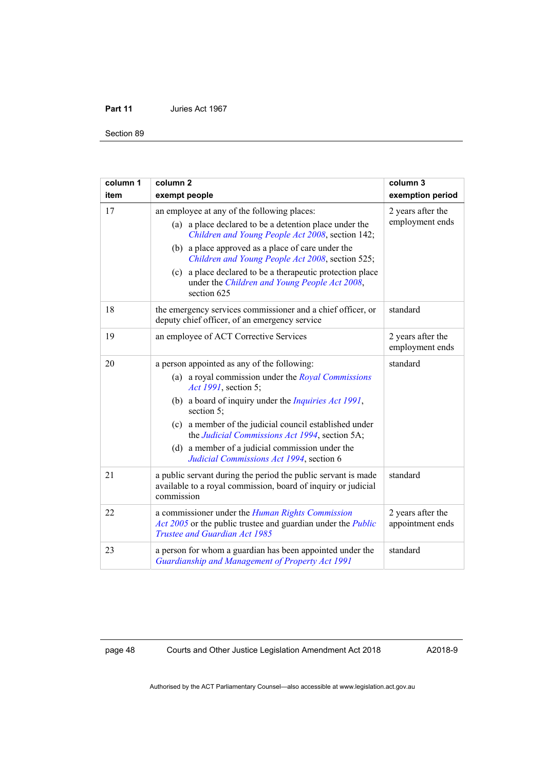| column 1 item | column 2 exempt people | column 3 exemption period |
|---|---|---|
| 17 | an employee at any of the following places: (a) a place declared to be a detention place under the *Children and Young People Act 2008*, section 142; (b) a place approved as a place of care under the *Children and Young People Act 2008*, section 525; (c) a place declared to be a therapeutic protection place under the *Children and Young People Act 2008*, section 625 | 2 years after the employment ends |
| 18 | the emergency services commissioner and a chief officer, or deputy chief officer, of an emergency service | standard |
| 19 | an employee of ACT Corrective Services | 2 years after the employment ends |
| 20 | a person appointed as any of the following: (a) a royal commission under the *Royal Commissions Act 1991*, section 5; (b) a board of inquiry under the *Inquiries Act 1991*, section 5; (c) a member of the judicial council established under the *Judicial Commissions Act 1994*, section 5A; (d) a member of a judicial commission under the *Judicial Commissions Act 1994*, section 6 | standard |
| 21 | a public servant during the period the public servant is made available to a royal commission, board of inquiry or judicial commission | standard |
| 22 | a commissioner under the *Human Rights Commission Act 2005* or the public trustee and guardian under the *Public Trustee and Guardian Act 1985* | 2 years after the appointment ends |
| 23 | a person for whom a guardian has been appointed under the *Guardianship and Management of Property Act 1991* | standard |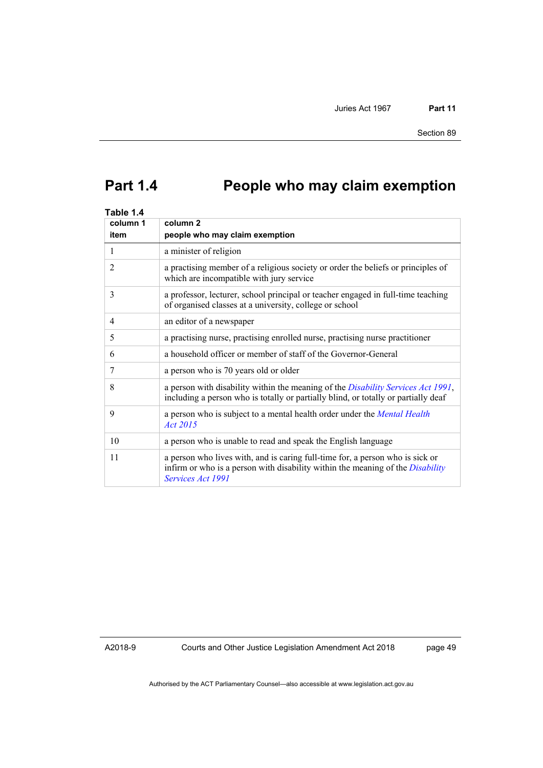# Part 1.4 People who may claim exemption

Table 1.4

| column 1<br>item | column 2<br>people who may claim exemption |
|---|---|
| 1 | a minister of religion |
| 2 | a practising member of a religious society or order the beliefs or principles of which are incompatible with jury service |
| 3 | a professor, lecturer, school principal or teacher engaged in full-time teaching of organised classes at a university, college or school |
| 4 | an editor of a newspaper |
| 5 | a practising nurse, practising enrolled nurse, practising nurse practitioner |
| 6 | a household officer or member of staff of the Governor-General |
| 7 | a person who is 70 years old or older |
| 8 | a person with disability within the meaning of the *Disability Services Act 1991*, including a person who is totally or partially blind, or totally or partially deaf |
| 9 | a person who is subject to a mental health order under the *Mental Health Act 2015* |
| 10 | a person who is unable to read and speak the English language |
| 11 | a person who lives with, and is caring full-time for, a person who is sick or infirm or who is a person with disability within the meaning of the *Disability Services Act 1991* |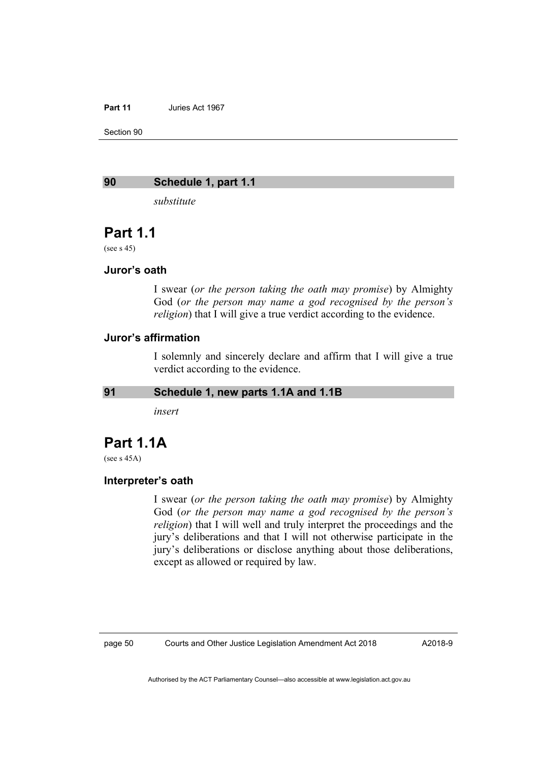## 90 Schedule 1, part 1.1

*substitute*

# Part 1.1

(see s 45)

### Juror's oath

I swear (*or the person taking the oath may promise*) by Almighty God (*or the person may name a god recognised by the person's religion*) that I will give a true verdict according to the evidence.

### Juror's affirmation

I solemnly and sincerely declare and affirm that I will give a true verdict according to the evidence.

## 91 Schedule 1, new parts 1.1A and 1.1B

*insert*

# Part 1.1A

(see s 45A)

### Interpreter's oath

I swear (*or the person taking the oath may promise*) by Almighty God (*or the person may name a god recognised by the person's religion*) that I will well and truly interpret the proceedings and the jury's deliberations and that I will not otherwise participate in the jury's deliberations or disclose anything about those deliberations, except as allowed or required by law.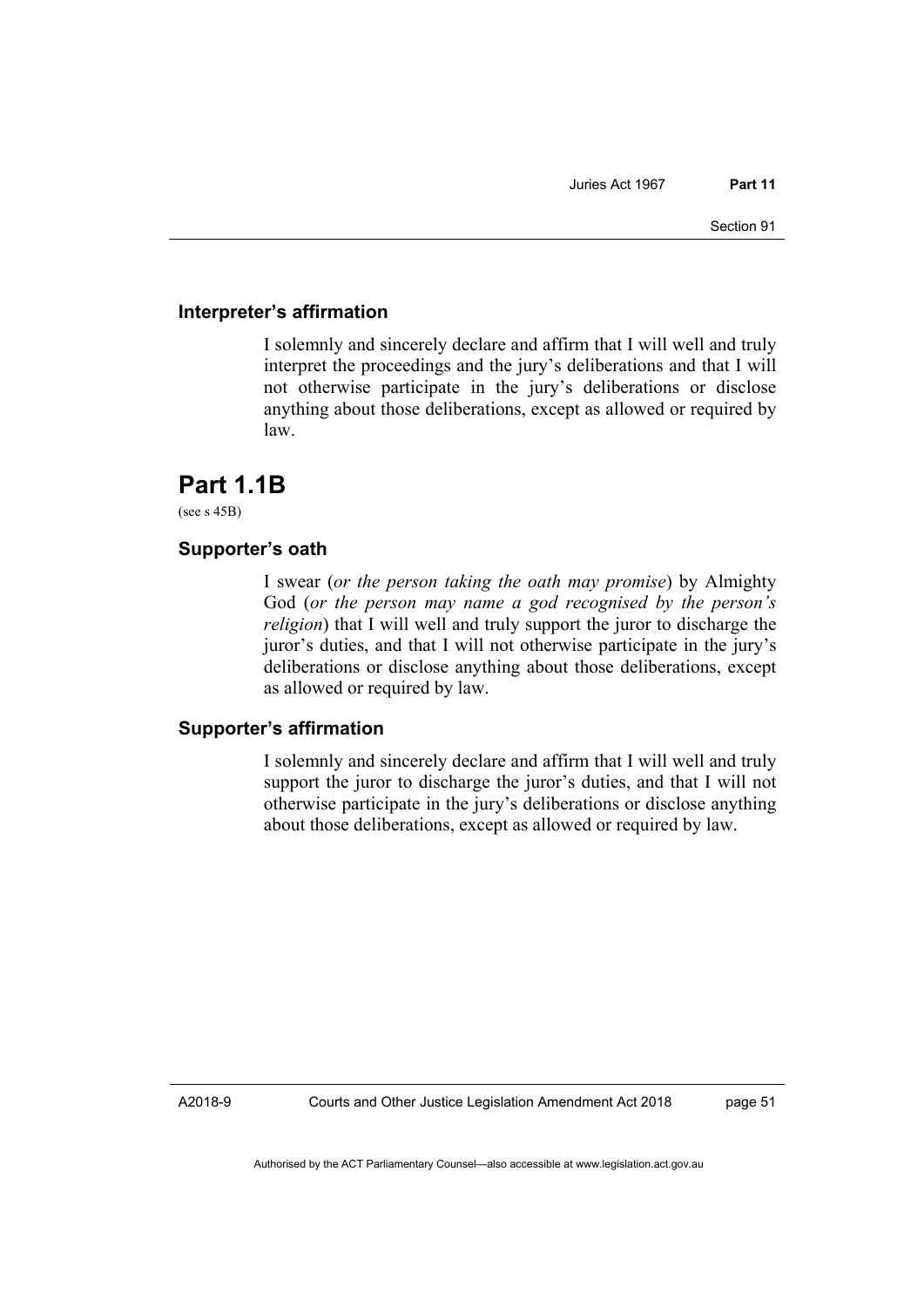### Interpreter's affirmation

I solemnly and sincerely declare and affirm that I will well and truly interpret the proceedings and the jury's deliberations and that I will not otherwise participate in the jury's deliberations or disclose anything about those deliberations, except as allowed or required by law.

# Part 1.1B

(see s 45B)

### Supporter's oath

I swear (*or the person taking the oath may promise*) by Almighty God (*or the person may name a god recognised by the person's religion*) that I will well and truly support the juror to discharge the juror's duties, and that I will not otherwise participate in the jury's deliberations or disclose anything about those deliberations, except as allowed or required by law.

### Supporter's affirmation

I solemnly and sincerely declare and affirm that I will well and truly support the juror to discharge the juror's duties, and that I will not otherwise participate in the jury's deliberations or disclose anything about those deliberations, except as allowed or required by law.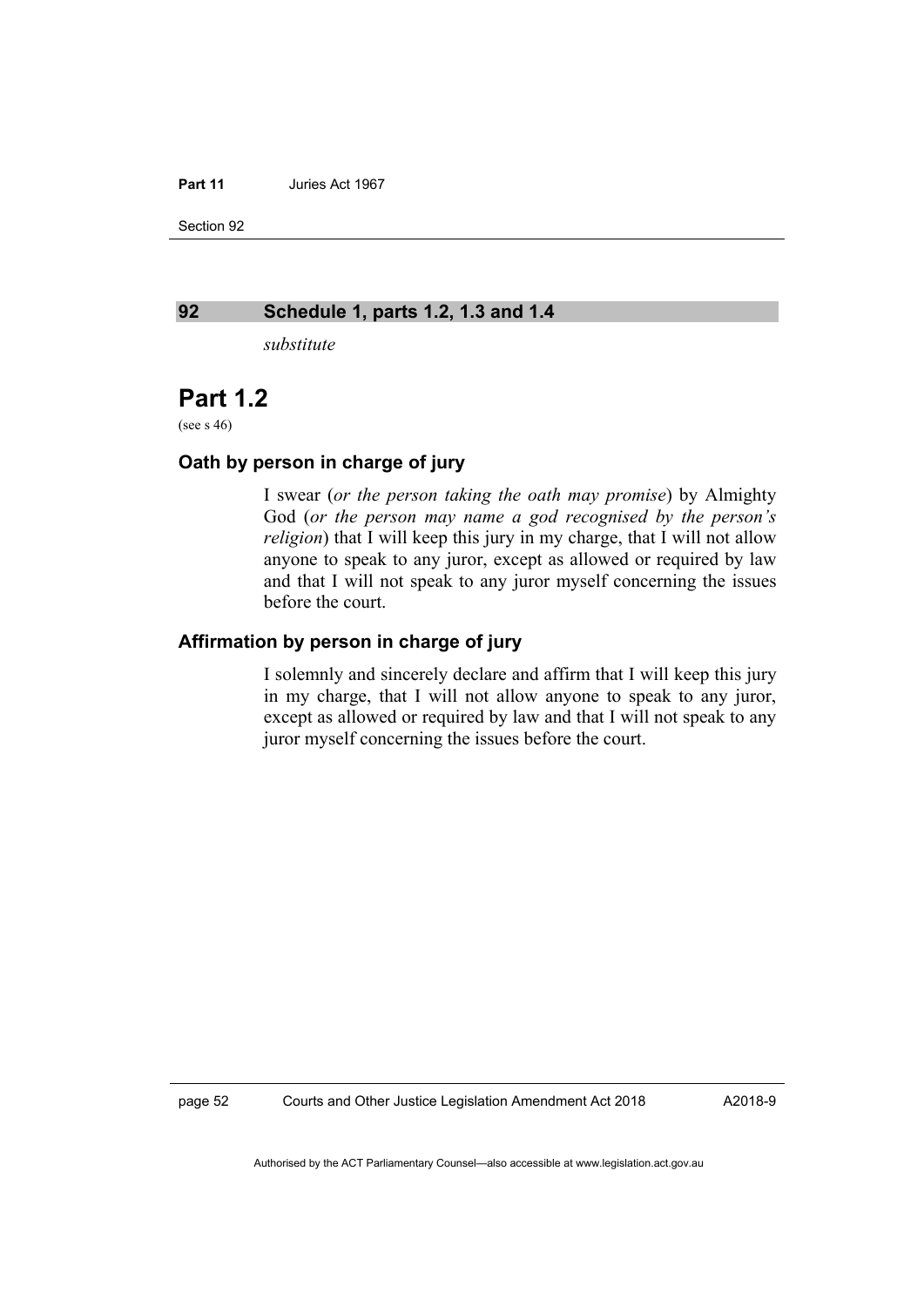## 92 Schedule 1, parts 1.2, 1.3 and 1.4

*substitute*

# Part 1.2

(see s 46)

### Oath by person in charge of jury

I swear (*or the person taking the oath may promise*) by Almighty God (*or the person may name a god recognised by the person's religion*) that I will keep this jury in my charge, that I will not allow anyone to speak to any juror, except as allowed or required by law and that I will not speak to any juror myself concerning the issues before the court.

### Affirmation by person in charge of jury

I solemnly and sincerely declare and affirm that I will keep this jury in my charge, that I will not allow anyone to speak to any juror, except as allowed or required by law and that I will not speak to any juror myself concerning the issues before the court.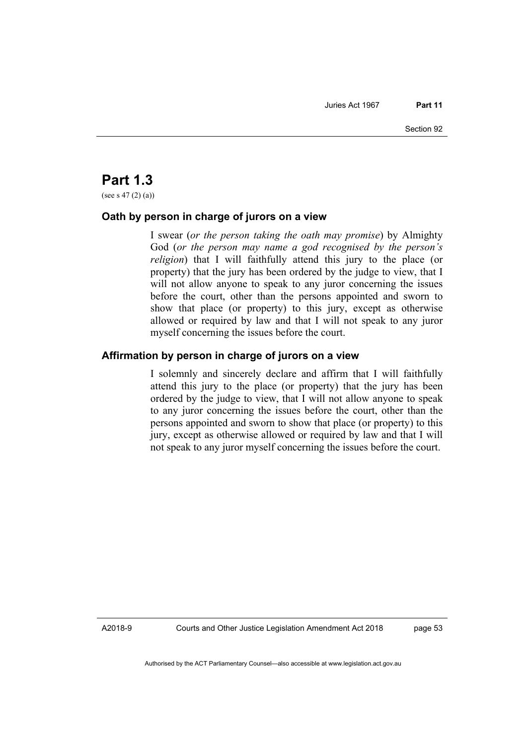# Part 1.3

(see s 47 (2) (a))

### Oath by person in charge of jurors on a view

I swear (*or the person taking the oath may promise*) by Almighty God (*or the person may name a god recognised by the person's religion*) that I will faithfully attend this jury to the place (or property) that the jury has been ordered by the judge to view, that I will not allow anyone to speak to any juror concerning the issues before the court, other than the persons appointed and sworn to show that place (or property) to this jury, except as otherwise allowed or required by law and that I will not speak to any juror myself concerning the issues before the court.

### Affirmation by person in charge of jurors on a view

I solemnly and sincerely declare and affirm that I will faithfully attend this jury to the place (or property) that the jury has been ordered by the judge to view, that I will not allow anyone to speak to any juror concerning the issues before the court, other than the persons appointed and sworn to show that place (or property) to this jury, except as otherwise allowed or required by law and that I will not speak to any juror myself concerning the issues before the court.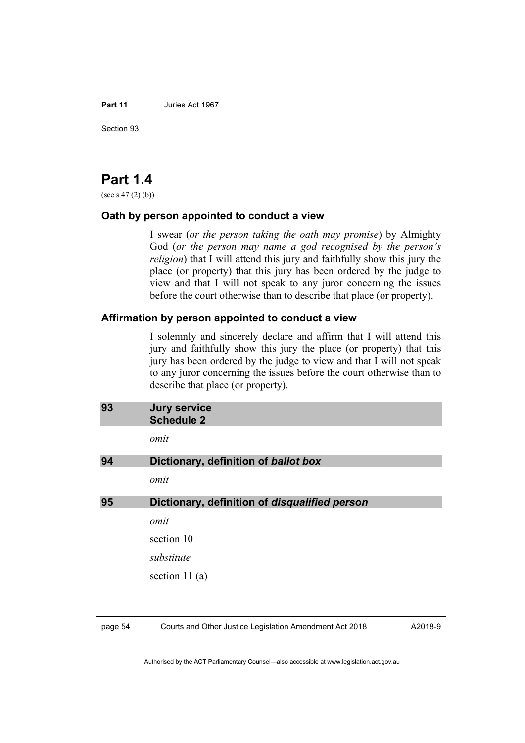# Part 1.4

(see s 47 (2) (b))

### Oath by person appointed to conduct a view

I swear (*or the person taking the oath may promise*) by Almighty God (*or the person may name a god recognised by the person's religion*) that I will attend this jury and faithfully show this jury the place (or property) that this jury has been ordered by the judge to view and that I will not speak to any juror concerning the issues before the court otherwise than to describe that place (or property).

### Affirmation by person appointed to conduct a view

I solemnly and sincerely declare and affirm that I will attend this jury and faithfully show this jury the place (or property) that this jury has been ordered by the judge to view and that I will not speak to any juror concerning the issues before the court otherwise than to describe that place (or property).

## 93 Jury service Schedule 2

*omit*

## 94 Dictionary, definition of *ballot box*

*omit*

## 95 Dictionary, definition of *disqualified person*

*omit*

section 10

*substitute*

section 11 (a)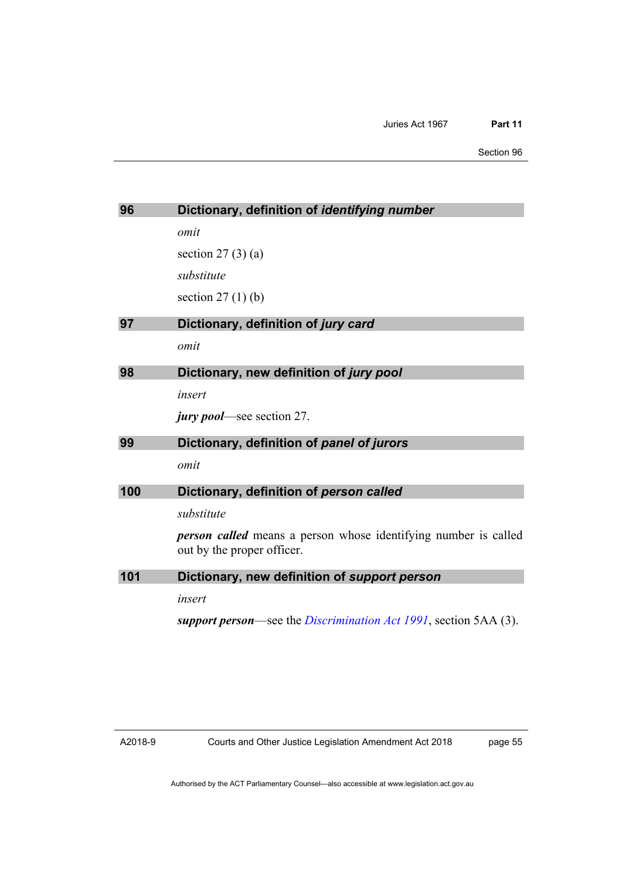### 96 Dictionary, definition of *identifying number*

*omit*

section 27 (3) (a)

*substitute*

section 27 (1) (b)

### 97 Dictionary, definition of *jury card*

*omit*

### 98 Dictionary, new definition of *jury pool*

*insert*

***jury pool***—see section 27.

### 99 Dictionary, definition of *panel of jurors*

*omit*

### 100 Dictionary, definition of *person called*

*substitute*

***person called*** means a person whose identifying number is called out by the proper officer.

### 101 Dictionary, new definition of *support person*

*insert*

***support person***—see the *Discrimination Act 1991*, section 5AA (3).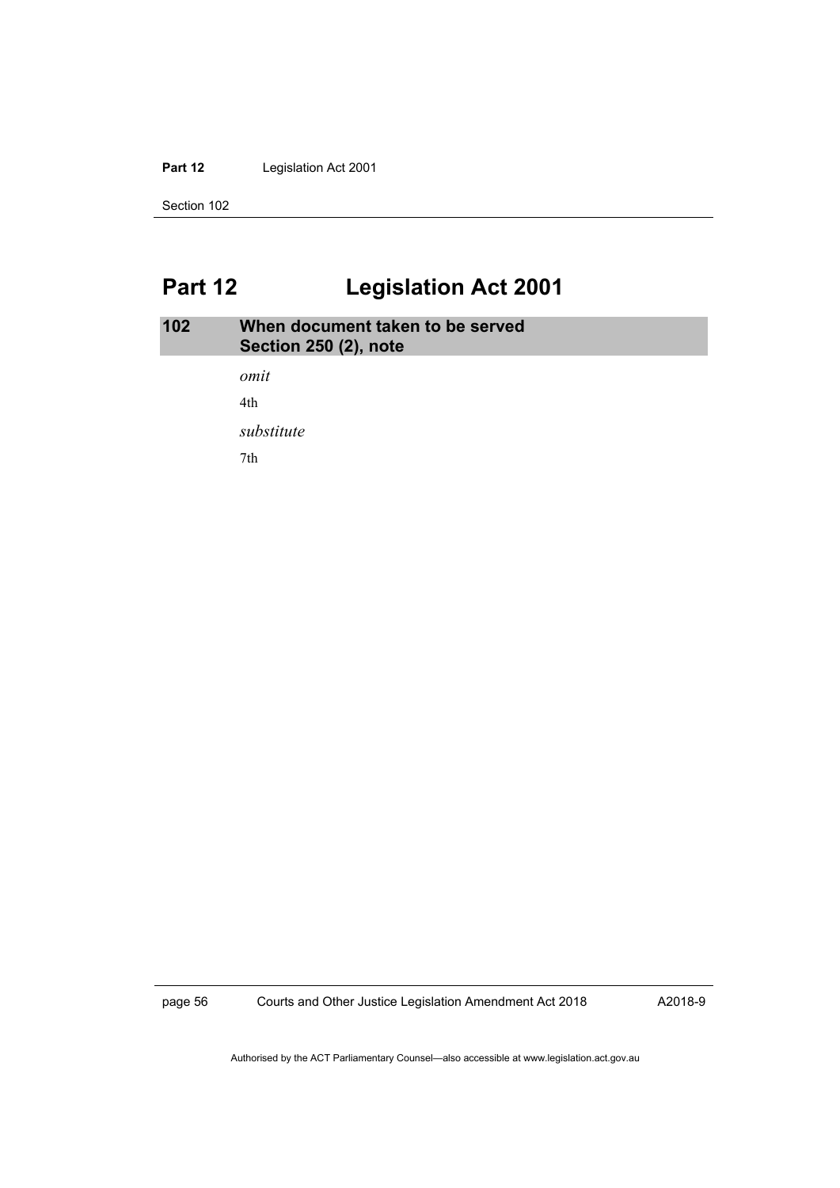# Part 12 Legislation Act 2001

## 102 When document taken to be served
## Section 250 (2), note

*omit*

4th

*substitute*

7th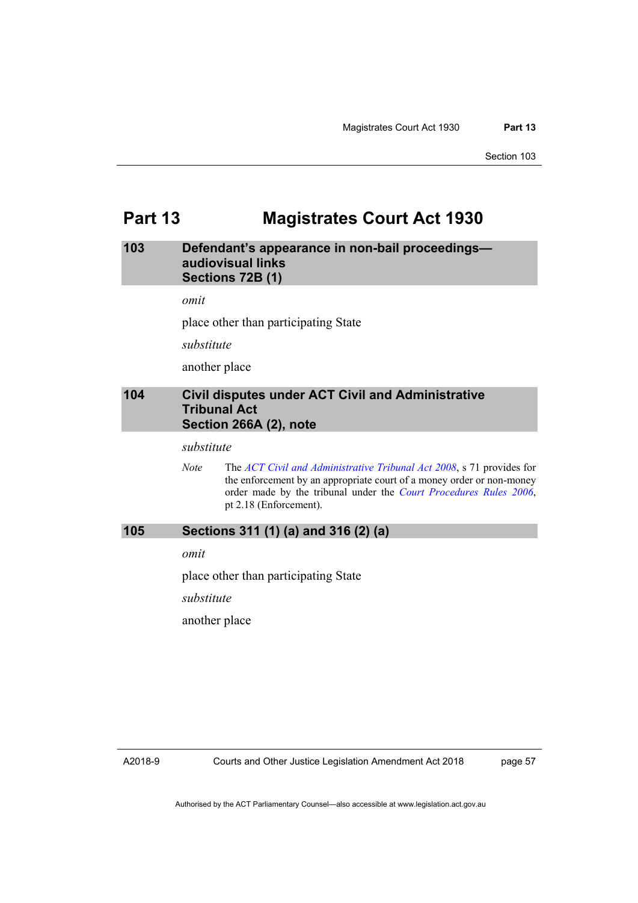# Part 13 Magistrates Court Act 1930

## 103 Defendant's appearance in non-bail proceedings—audiovisual links Sections 72B (1)

*omit*

place other than participating State

*substitute*

another place

## 104 Civil disputes under ACT Civil and Administrative Tribunal Act Section 266A (2), note

*substitute*

*Note* The *ACT Civil and Administrative Tribunal Act 2008*, s 71 provides for the enforcement by an appropriate court of a money order or non-money order made by the tribunal under the *Court Procedures Rules 2006*, pt 2.18 (Enforcement).

## 105 Sections 311 (1) (a) and 316 (2) (a)

*omit*

place other than participating State

*substitute*

another place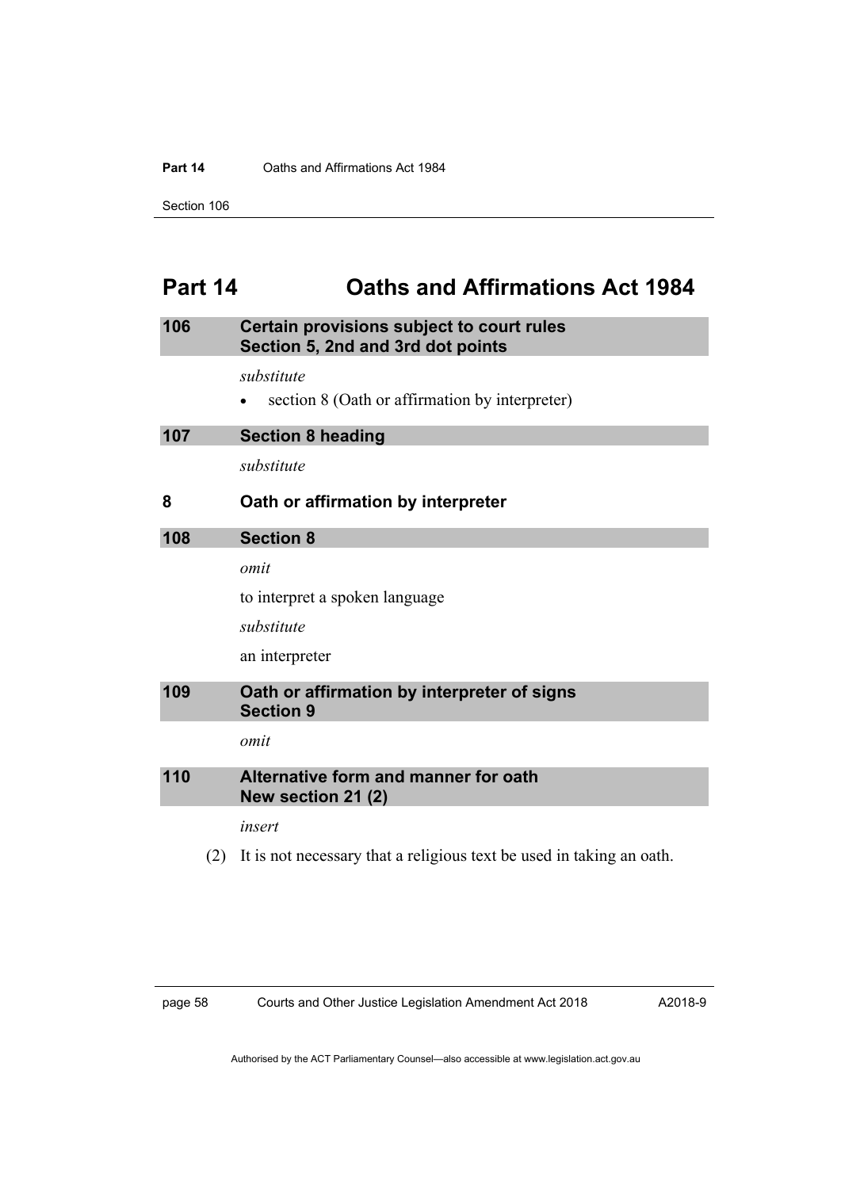# Part 14 Oaths and Affirmations Act 1984

### 106 Certain provisions subject to court rules Section 5, 2nd and 3rd dot points

*substitute*

- section 8 (Oath or affirmation by interpreter)

### 107 Section 8 heading

*substitute*

### 8 Oath or affirmation by interpreter

### 108 Section 8

*omit*

to interpret a spoken language

*substitute*

an interpreter

### 109 Oath or affirmation by interpreter of signs Section 9

*omit*

### 110 Alternative form and manner for oath New section 21 (2)

*insert*

(2) It is not necessary that a religious text be used in taking an oath.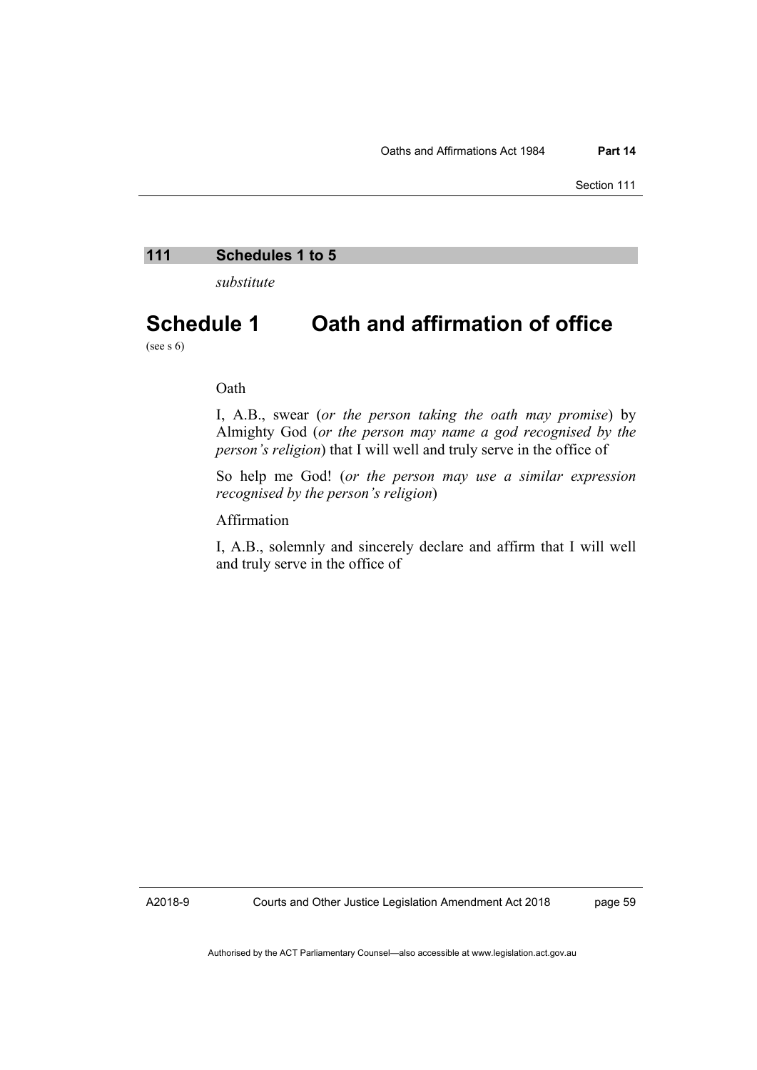## 111 Schedules 1 to 5

*substitute*

# Schedule 1 Oath and affirmation of office

(see s 6)

Oath

I, A.B., swear (*or the person taking the oath may promise*) by Almighty God (*or the person may name a god recognised by the person's religion*) that I will well and truly serve in the office of

So help me God! (*or the person may use a similar expression recognised by the person's religion*)

Affirmation

I, A.B., solemnly and sincerely declare and affirm that I will well and truly serve in the office of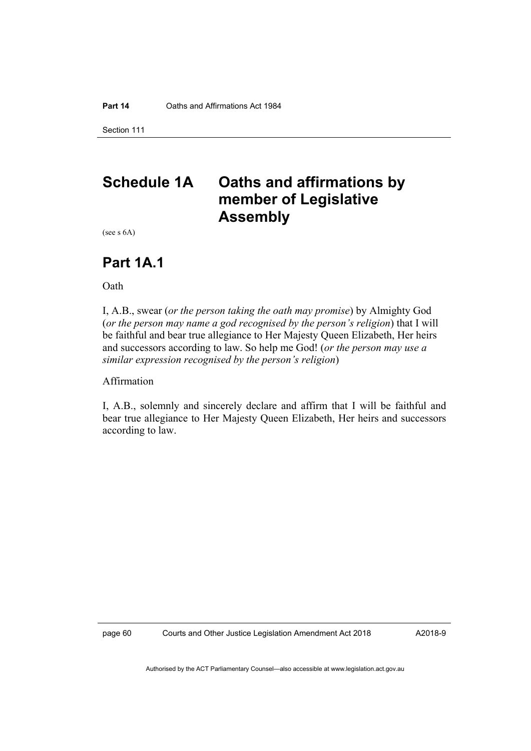# Schedule 1A Oaths and affirmations by member of Legislative Assembly

(see s 6A)

## Part 1A.1

Oath

I, A.B., swear (*or the person taking the oath may promise*) by Almighty God (*or the person may name a god recognised by the person's religion*) that I will be faithful and bear true allegiance to Her Majesty Queen Elizabeth, Her heirs and successors according to law. So help me God! (*or the person may use a similar expression recognised by the person's religion*)

Affirmation

I, A.B., solemnly and sincerely declare and affirm that I will be faithful and bear true allegiance to Her Majesty Queen Elizabeth, Her heirs and successors according to law.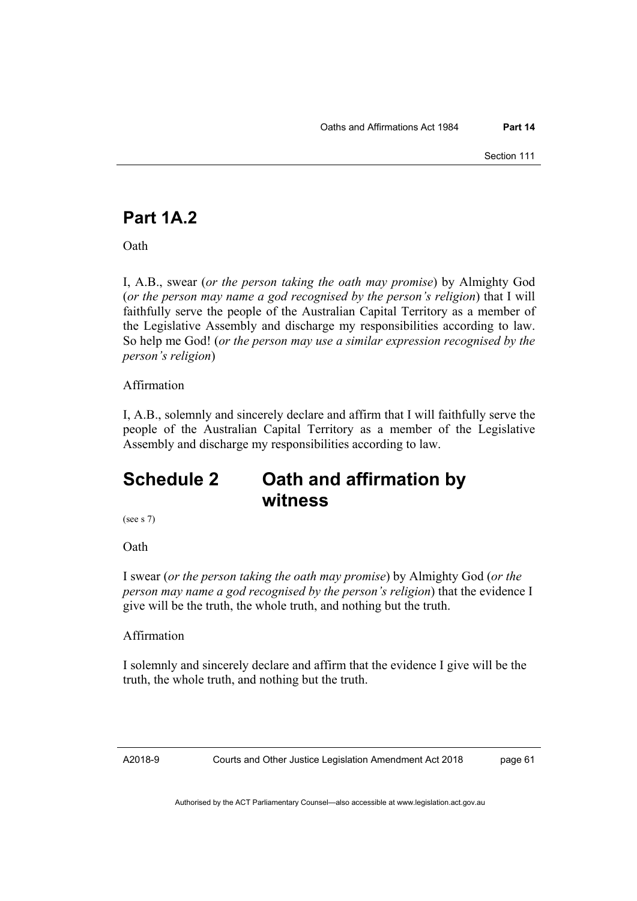## Part 1A.2

Oath

I, A.B., swear (*or the person taking the oath may promise*) by Almighty God (*or the person may name a god recognised by the person's religion*) that I will faithfully serve the people of the Australian Capital Territory as a member of the Legislative Assembly and discharge my responsibilities according to law. So help me God! (*or the person may use a similar expression recognised by the person's religion*)

Affirmation

I, A.B., solemnly and sincerely declare and affirm that I will faithfully serve the people of the Australian Capital Territory as a member of the Legislative Assembly and discharge my responsibilities according to law.

# Schedule 2 Oath and affirmation by witness

(see s 7)

Oath

I swear (*or the person taking the oath may promise*) by Almighty God (*or the person may name a god recognised by the person's religion*) that the evidence I give will be the truth, the whole truth, and nothing but the truth.

Affirmation

I solemnly and sincerely declare and affirm that the evidence I give will be the truth, the whole truth, and nothing but the truth.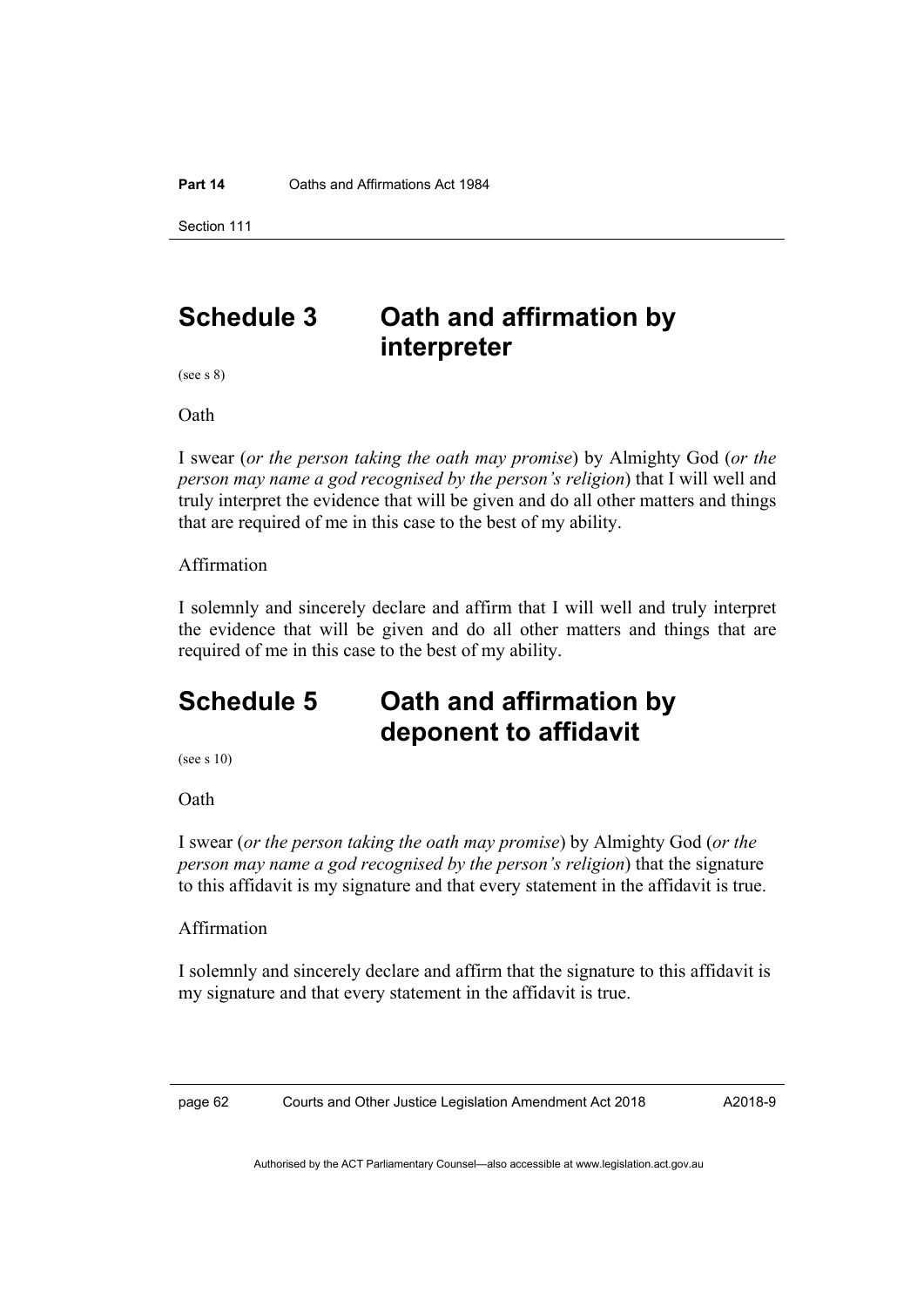# Schedule 3 Oath and affirmation by interpreter

(see s 8)

Oath

I swear (*or the person taking the oath may promise*) by Almighty God (*or the person may name a god recognised by the person's religion*) that I will well and truly interpret the evidence that will be given and do all other matters and things that are required of me in this case to the best of my ability.

Affirmation

I solemnly and sincerely declare and affirm that I will well and truly interpret the evidence that will be given and do all other matters and things that are required of me in this case to the best of my ability.

# Schedule 5 Oath and affirmation by deponent to affidavit

(see s 10)

Oath

I swear (*or the person taking the oath may promise*) by Almighty God (*or the person may name a god recognised by the person's religion*) that the signature to this affidavit is my signature and that every statement in the affidavit is true.

Affirmation

I solemnly and sincerely declare and affirm that the signature to this affidavit is my signature and that every statement in the affidavit is true.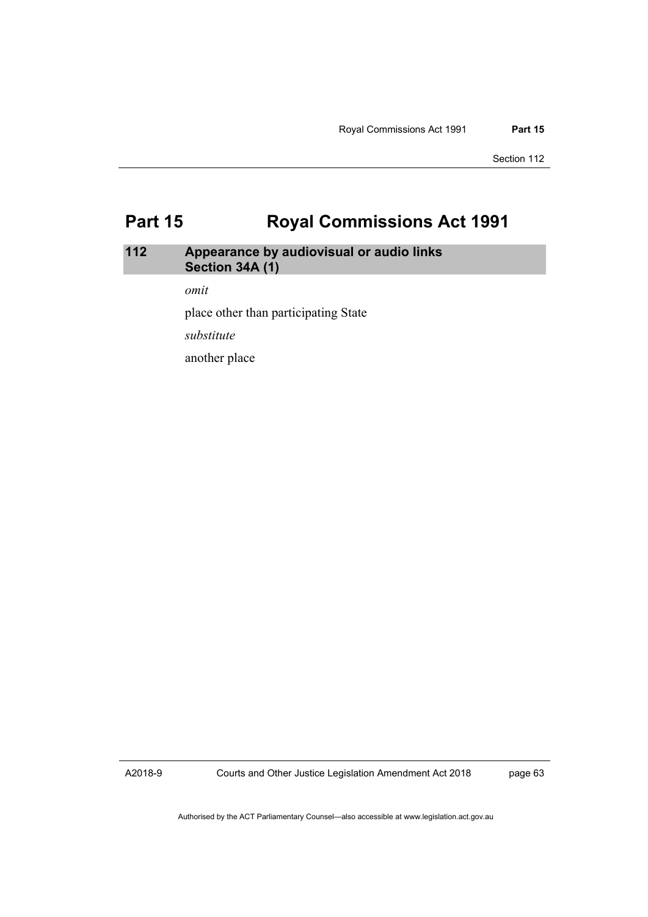# Part 15 Royal Commissions Act 1991

### 112 Appearance by audiovisual or audio links Section 34A (1)

*omit*

place other than participating State

*substitute*

another place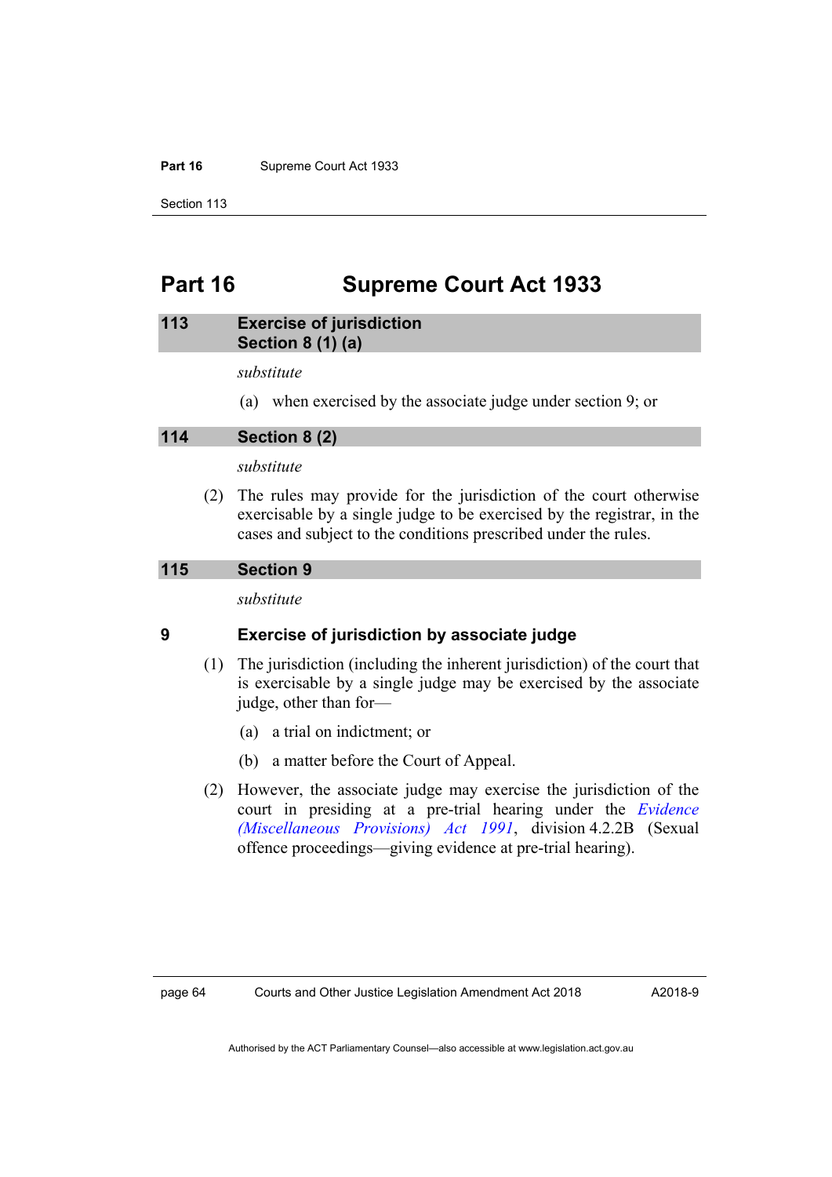# Part 16 Supreme Court Act 1933

## 113 Exercise of jurisdiction
## Section 8 (1) (a)

*substitute*

(a) when exercised by the associate judge under section 9; or

## 114 Section 8 (2)

*substitute*

(2) The rules may provide for the jurisdiction of the court otherwise exercisable by a single judge to be exercised by the registrar, in the cases and subject to the conditions prescribed under the rules.

## 115 Section 9

*substitute*

### 9 Exercise of jurisdiction by associate judge

(1) The jurisdiction (including the inherent jurisdiction) of the court that is exercisable by a single judge may be exercised by the associate judge, other than for—

(a) a trial on indictment; or

(b) a matter before the Court of Appeal.

(2) However, the associate judge may exercise the jurisdiction of the court in presiding at a pre-trial hearing under the *Evidence (Miscellaneous Provisions) Act 1991*, division 4.2.2B (Sexual offence proceedings—giving evidence at pre-trial hearing).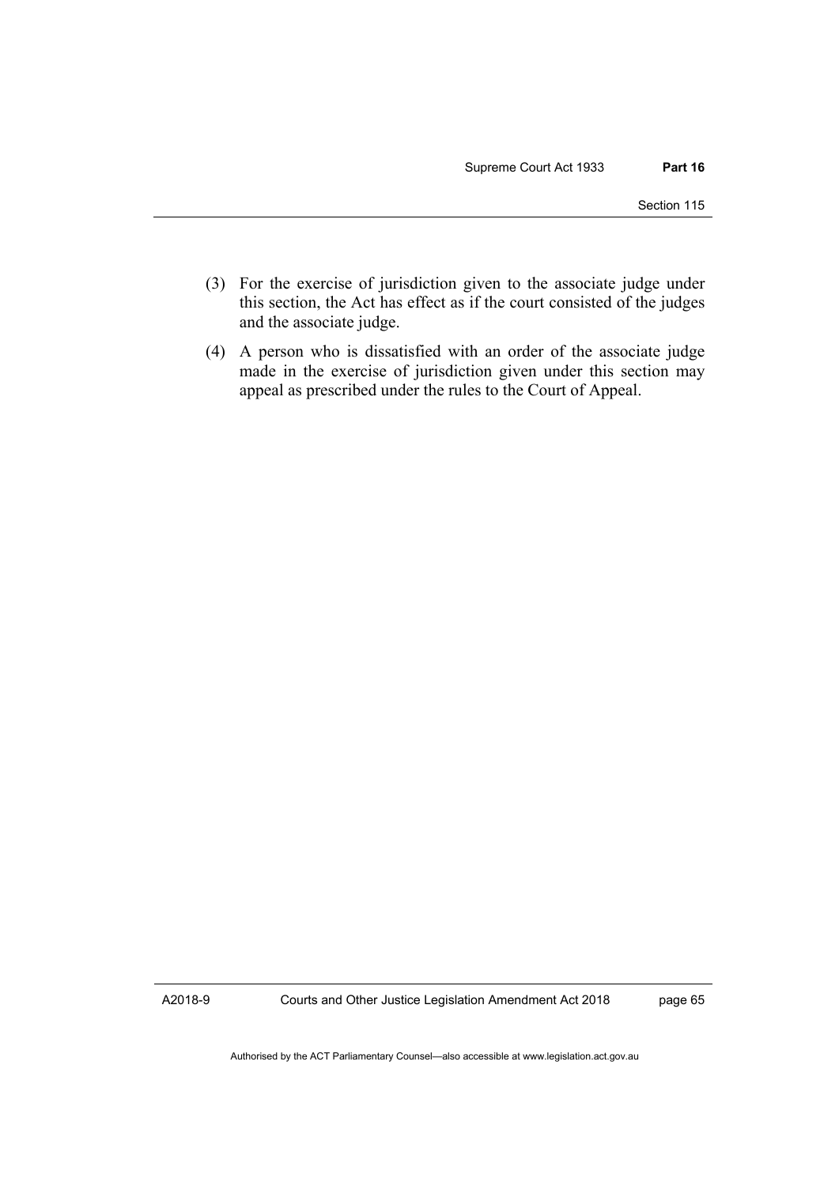(3) For the exercise of jurisdiction given to the associate judge under this section, the Act has effect as if the court consisted of the judges and the associate judge.

(4) A person who is dissatisfied with an order of the associate judge made in the exercise of jurisdiction given under this section may appeal as prescribed under the rules to the Court of Appeal.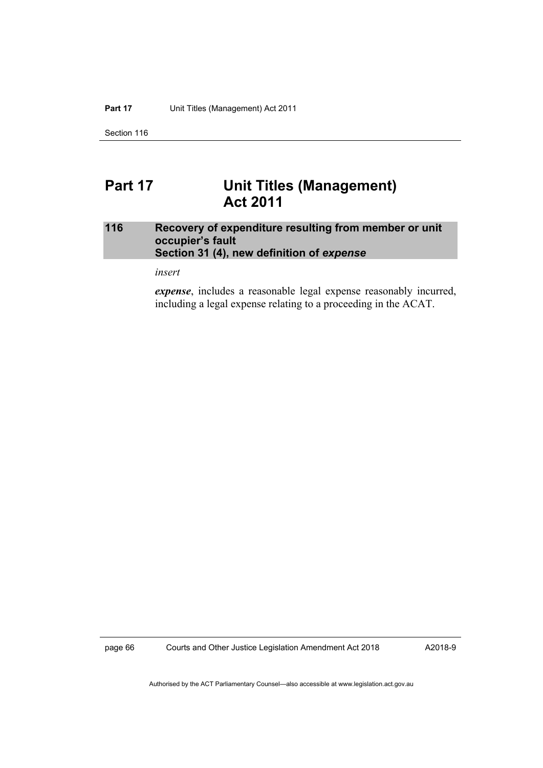# Part 17 Unit Titles (Management) Act 2011

### 116 Recovery of expenditure resulting from member or unit occupier's fault Section 31 (4), new definition of *expense*

*insert*

***expense***, includes a reasonable legal expense reasonably incurred, including a legal expense relating to a proceeding in the ACAT.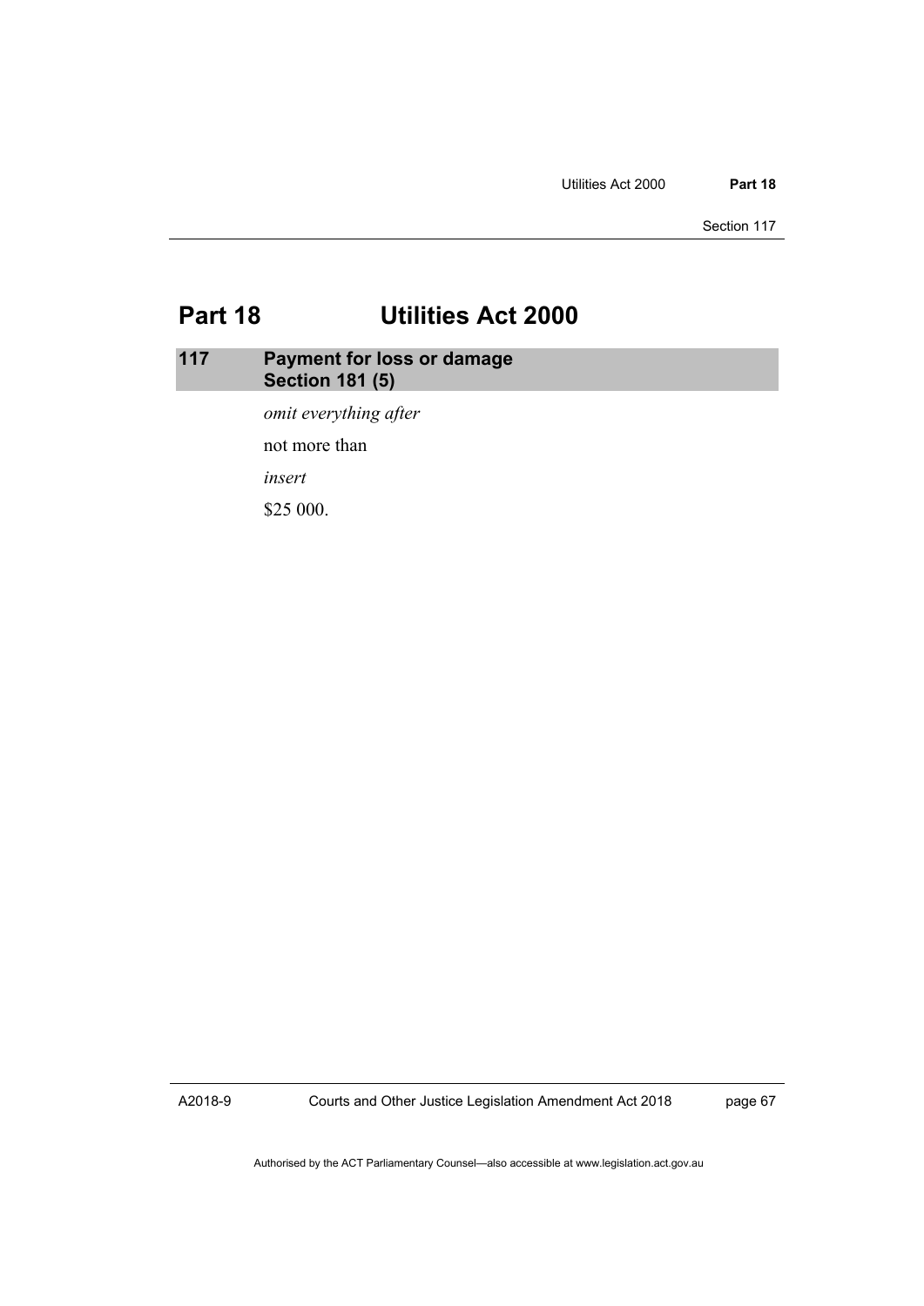# Part 18 Utilities Act 2000

## 117 Payment for loss or damage Section 181 (5)

*omit everything after*

not more than

*insert*

$25 000.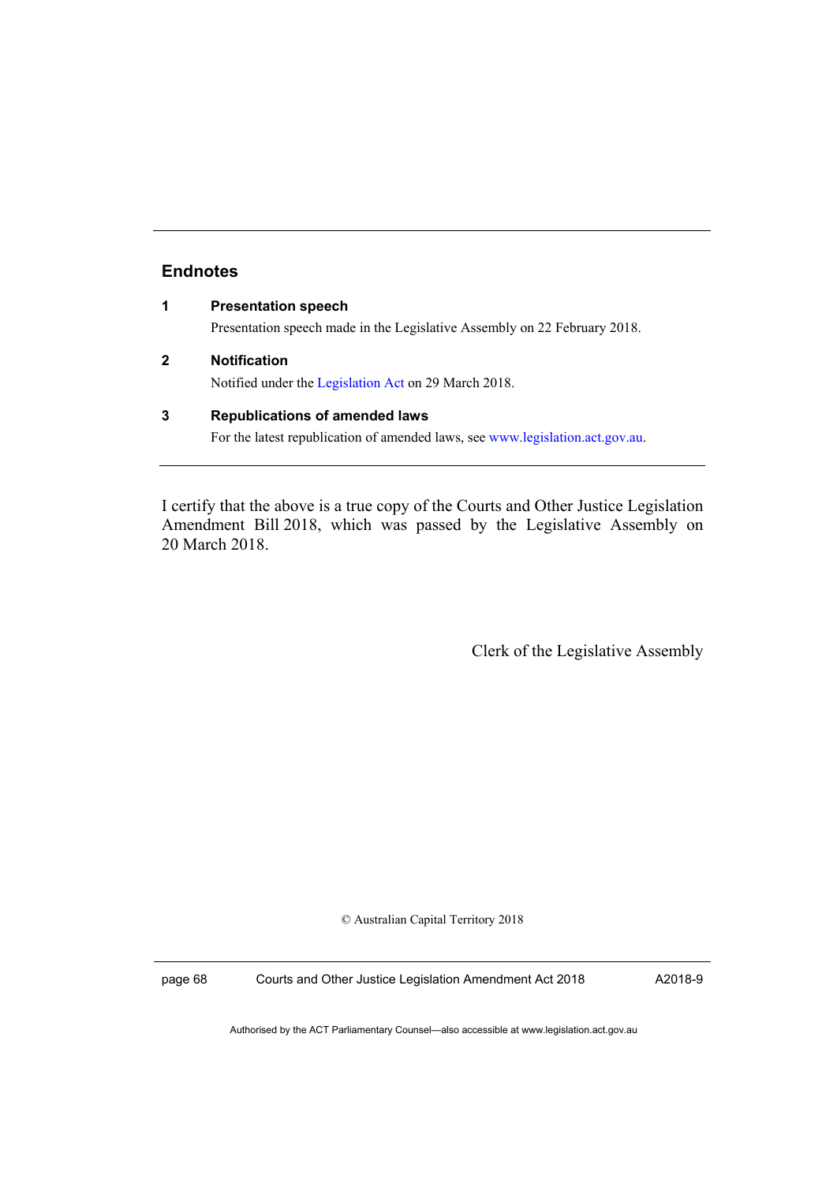## Endnotes

### 1 Presentation speech

Presentation speech made in the Legislative Assembly on 22 February 2018.

### 2 Notification

Notified under the Legislation Act on 29 March 2018.

### 3 Republications of amended laws

For the latest republication of amended laws, see www.legislation.act.gov.au.

---

I certify that the above is a true copy of the Courts and Other Justice Legislation Amendment Bill 2018, which was passed by the Legislative Assembly on 20 March 2018.

Clerk of the Legislative Assembly

© Australian Capital Territory 2018